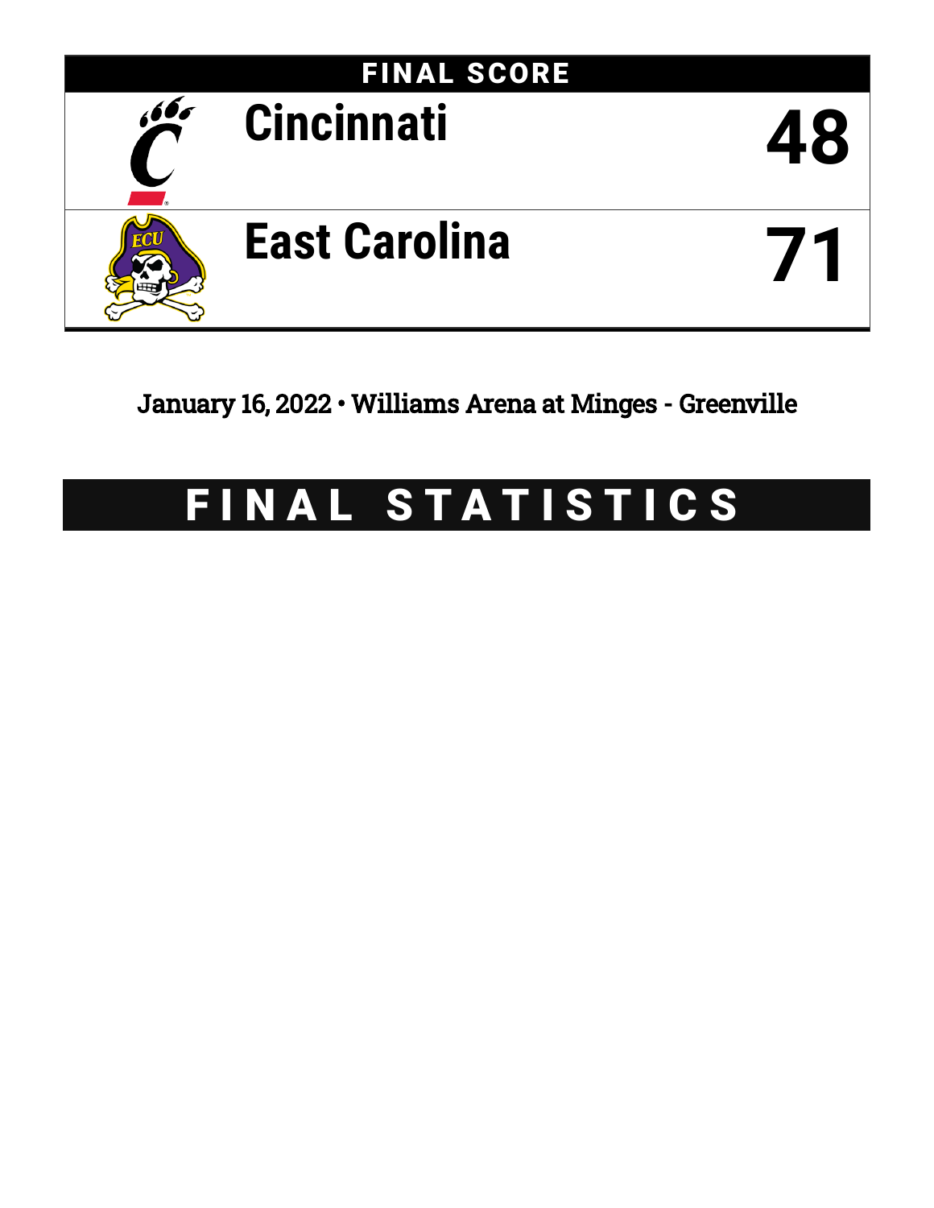# FINAL SCORE

| Team | Score |
|---|---|
| Cincinnati | 48 |
| East Carolina | 71 |

January 16, 2022 • Williams Arena at Minges - Greenville

# FINAL STATISTICS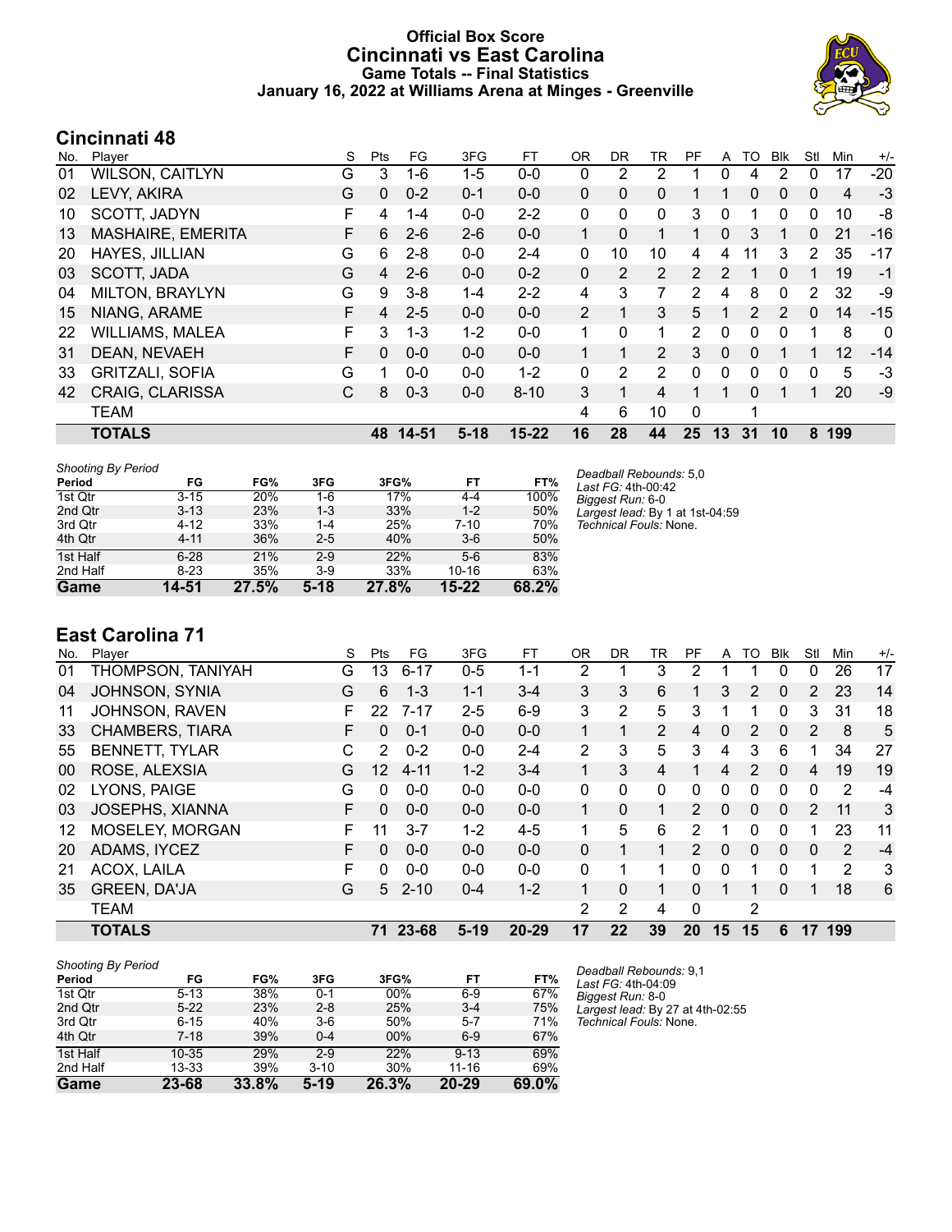# Official Box Score
# Cincinnati vs East Carolina
## Game Totals -- Final Statistics
### January 16, 2022 at Williams Arena at Minges - Greenville

## Cincinnati 48

| No. | Player | S | Pts | FG | 3FG | FT | OR | DR | TR | PF | A | TO | Blk | Stl | Min | +/- |
|---|---|---|---|---|---|---|---|---|---|---|---|---|---|---|---|---|
| 01 | WILSON, CAITLYN | G | 3 | 1-6 | 1-5 | 0-0 | 0 | 2 | 2 | 1 | 0 | 4 | 2 | 0 | 17 | -20 |
| 02 | LEVY, AKIRA | G | 0 | 0-2 | 0-1 | 0-0 | 0 | 0 | 0 | 1 | 1 | 0 | 0 | 0 | 4 | -3 |
| 10 | SCOTT, JADYN | F | 4 | 1-4 | 0-0 | 2-2 | 0 | 0 | 0 | 3 | 0 | 1 | 0 | 0 | 10 | -8 |
| 13 | MASHAIRE, EMERITA | F | 6 | 2-6 | 2-6 | 0-0 | 1 | 0 | 1 | 1 | 0 | 3 | 1 | 0 | 21 | -16 |
| 20 | HAYES, JILLIAN | G | 6 | 2-8 | 0-0 | 2-4 | 0 | 10 | 10 | 4 | 4 | 11 | 3 | 2 | 35 | -17 |
| 03 | SCOTT, JADA | G | 4 | 2-6 | 0-0 | 0-2 | 0 | 2 | 2 | 2 | 2 | 1 | 0 | 1 | 19 | -1 |
| 04 | MILTON, BRAYLYN | G | 9 | 3-8 | 1-4 | 2-2 | 4 | 3 | 7 | 2 | 4 | 8 | 0 | 2 | 32 | -9 |
| 15 | NIANG, ARAME | F | 4 | 2-5 | 0-0 | 0-0 | 2 | 1 | 3 | 5 | 1 | 2 | 2 | 0 | 14 | -15 |
| 22 | WILLIAMS, MALEA | F | 3 | 1-3 | 1-2 | 0-0 | 1 | 0 | 1 | 2 | 0 | 0 | 0 | 1 | 8 | 0 |
| 31 | DEAN, NEVAEH | F | 0 | 0-0 | 0-0 | 0-0 | 1 | 1 | 2 | 3 | 0 | 0 | 1 | 1 | 12 | -14 |
| 33 | GRITZALI, SOFIA | G | 1 | 0-0 | 0-0 | 1-2 | 0 | 2 | 2 | 0 | 0 | 0 | 0 | 0 | 5 | -3 |
| 42 | CRAIG, CLARISSA | C | 8 | 0-3 | 0-0 | 8-10 | 3 | 1 | 4 | 1 | 1 | 0 | 1 | 1 | 20 | -9 |
| | TEAM | | | | | | 4 | 6 | 10 | 0 | | 1 | | | | |
| | **TOTALS** | | **48** | **14-51** | **5-18** | **15-22** | **16** | **28** | **44** | **25** | **13** | **31** | **10** | **8** | **199** | |

*Shooting By Period*

| Period | FG | FG% | 3FG | 3FG% | FT | FT% |
|---|---|---|---|---|---|---|
| 1st Qtr | 3-15 | 20% | 1-6 | 17% | 4-4 | 100% |
| 2nd Qtr | 3-13 | 23% | 1-3 | 33% | 1-2 | 50% |
| 3rd Qtr | 4-12 | 33% | 1-4 | 25% | 7-10 | 70% |
| 4th Qtr | 4-11 | 36% | 2-5 | 40% | 3-6 | 50% |
| 1st Half | 6-28 | 21% | 2-9 | 22% | 5-6 | 83% |
| 2nd Half | 8-23 | 35% | 3-9 | 33% | 10-16 | 63% |
| **Game** | **14-51** | **27.5%** | **5-18** | **27.8%** | **15-22** | **68.2%** |

*Deadball Rebounds:* 5,0
*Last FG:* 4th-00:42
*Biggest Run:* 6-0
*Largest lead:* By 1 at 1st-04:59
*Technical Fouls:* None.

## East Carolina 71

| No. | Player | S | Pts | FG | 3FG | FT | OR | DR | TR | PF | A | TO | Blk | Stl | Min | +/- |
|---|---|---|---|---|---|---|---|---|---|---|---|---|---|---|---|---|
| 01 | THOMPSON, TANIYAH | G | 13 | 6-17 | 0-5 | 1-1 | 2 | 1 | 3 | 2 | 1 | 1 | 0 | 0 | 26 | 17 |
| 04 | JOHNSON, SYNIA | G | 6 | 1-3 | 1-1 | 3-4 | 3 | 3 | 6 | 1 | 3 | 2 | 0 | 2 | 23 | 14 |
| 11 | JOHNSON, RAVEN | F | 22 | 7-17 | 2-5 | 6-9 | 3 | 2 | 5 | 3 | 1 | 1 | 0 | 3 | 31 | 18 |
| 33 | CHAMBERS, TIARA | F | 0 | 0-1 | 0-0 | 0-0 | 1 | 1 | 2 | 4 | 0 | 2 | 0 | 2 | 8 | 5 |
| 55 | BENNETT, TYLAR | C | 2 | 0-2 | 0-0 | 2-4 | 2 | 3 | 5 | 3 | 4 | 3 | 6 | 1 | 34 | 27 |
| 00 | ROSE, ALEXSIA | G | 12 | 4-11 | 1-2 | 3-4 | 1 | 3 | 4 | 1 | 4 | 2 | 0 | 4 | 19 | 19 |
| 02 | LYONS, PAIGE | G | 0 | 0-0 | 0-0 | 0-0 | 0 | 0 | 0 | 0 | 0 | 0 | 0 | 0 | 2 | -4 |
| 03 | JOSEPHS, XIANNA | F | 0 | 0-0 | 0-0 | 0-0 | 1 | 0 | 1 | 2 | 0 | 0 | 0 | 2 | 11 | 3 |
| 12 | MOSELEY, MORGAN | F | 11 | 3-7 | 1-2 | 4-5 | 1 | 5 | 6 | 2 | 1 | 0 | 0 | 1 | 23 | 11 |
| 20 | ADAMS, IYCEZ | F | 0 | 0-0 | 0-0 | 0-0 | 0 | 1 | 1 | 2 | 0 | 0 | 0 | 0 | 2 | -4 |
| 21 | ACOX, LAILA | F | 0 | 0-0 | 0-0 | 0-0 | 0 | 1 | 1 | 0 | 0 | 1 | 0 | 1 | 2 | 3 |
| 35 | GREEN, DA'JA | G | 5 | 2-10 | 0-4 | 1-2 | 1 | 0 | 1 | 0 | 1 | 1 | 0 | 1 | 18 | 6 |
| | TEAM | | | | | | 2 | 2 | 4 | 0 | | 2 | | | | |
| | **TOTALS** | | **71** | **23-68** | **5-19** | **20-29** | **17** | **22** | **39** | **20** | **15** | **15** | **6** | **17** | **199** | |

*Shooting By Period*

| Period | FG | FG% | 3FG | 3FG% | FT | FT% |
|---|---|---|---|---|---|---|
| 1st Qtr | 5-13 | 38% | 0-1 | 00% | 6-9 | 67% |
| 2nd Qtr | 5-22 | 23% | 2-8 | 25% | 3-4 | 75% |
| 3rd Qtr | 6-15 | 40% | 3-6 | 50% | 5-7 | 71% |
| 4th Qtr | 7-18 | 39% | 0-4 | 00% | 6-9 | 67% |
| 1st Half | 10-35 | 29% | 2-9 | 22% | 9-13 | 69% |
| 2nd Half | 13-33 | 39% | 3-10 | 30% | 11-16 | 69% |
| **Game** | **23-68** | **33.8%** | **5-19** | **26.3%** | **20-29** | **69.0%** |

*Deadball Rebounds:* 9,1
*Last FG:* 4th-04:09
*Biggest Run:* 8-0
*Largest lead:* By 27 at 4th-02:55
*Technical Fouls:* None.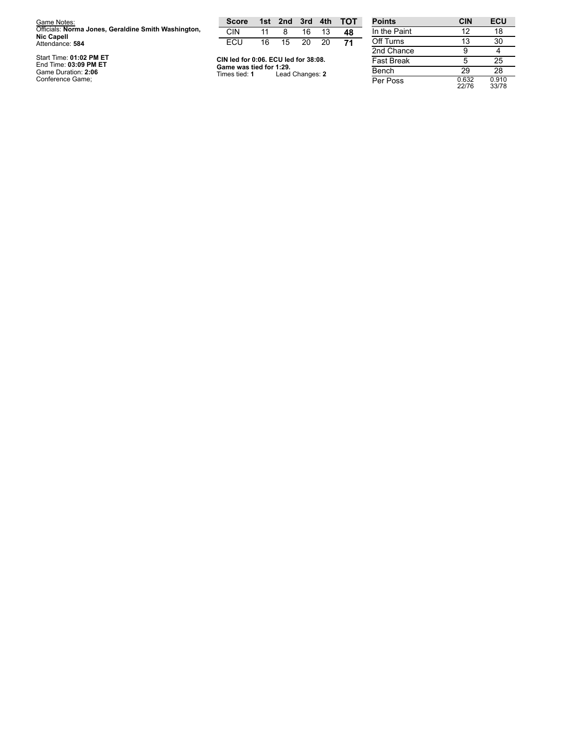Game Notes:
Officials: **Norma Jones, Geraldine Smith Washington, Nic Capell**
Attendance: **584**

Start Time: **01:02 PM ET**
End Time: **03:09 PM ET**
Game Duration: **2:06**
Conference Game;

| Score | 1st | 2nd | 3rd | 4th | TOT |
|---|---|---|---|---|---|
| CIN | 11 | 8 | 16 | 13 | **48** |
| ECU | 16 | 15 | 20 | 20 | **71** |

**CIN led for 0:06. ECU led for 38:08.**
**Game was tied for 1:29.**
Times tied: **1** Lead Changes: **2**

| Points | CIN | ECU |
|---|---|---|
| In the Paint | 12 | 18 |
| Off Turns | 13 | 30 |
| 2nd Chance | 9 | 4 |
| Fast Break | 5 | 25 |
| Bench | 29 | 28 |
| Per Poss | 0.632 22/76 | 0.910 33/78 |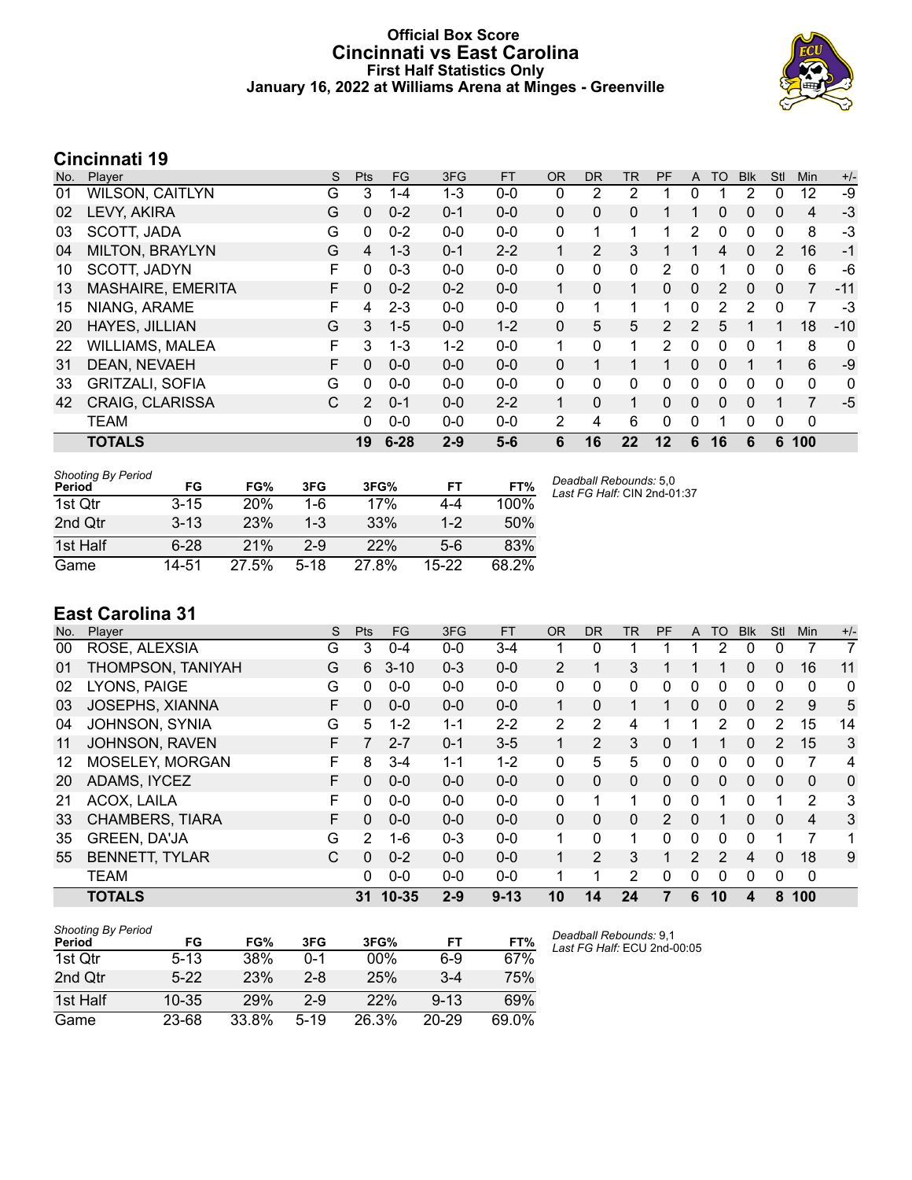# Official Box Score
# Cincinnati vs East Carolina
## First Half Statistics Only
### January 16, 2022 at Williams Arena at Minges - Greenville

## Cincinnati 19

| No. | Player | S | Pts | FG | 3FG | FT | OR | DR | TR | PF | A | TO | Blk | Stl | Min | +/- |
|---|---|---|---|---|---|---|---|---|---|---|---|---|---|---|---|---|
| 01 | WILSON, CAITLYN | G | 3 | 1-4 | 1-3 | 0-0 | 0 | 2 | 2 | 1 | 0 | 1 | 2 | 0 | 12 | -9 |
| 02 | LEVY, AKIRA | G | 0 | 0-2 | 0-1 | 0-0 | 0 | 0 | 0 | 1 | 1 | 0 | 0 | 0 | 4 | -3 |
| 03 | SCOTT, JADA | G | 0 | 0-2 | 0-0 | 0-0 | 0 | 1 | 1 | 1 | 2 | 0 | 0 | 0 | 8 | -3 |
| 04 | MILTON, BRAYLYN | G | 4 | 1-3 | 0-1 | 2-2 | 1 | 2 | 3 | 1 | 1 | 4 | 0 | 2 | 16 | -1 |
| 10 | SCOTT, JADYN | F | 0 | 0-3 | 0-0 | 0-0 | 0 | 0 | 0 | 2 | 0 | 1 | 0 | 0 | 6 | -6 |
| 13 | MASHAIRE, EMERITA | F | 0 | 0-2 | 0-2 | 0-0 | 1 | 0 | 1 | 0 | 0 | 2 | 0 | 0 | 7 | -11 |
| 15 | NIANG, ARAME | F | 4 | 2-3 | 0-0 | 0-0 | 0 | 1 | 1 | 1 | 0 | 2 | 2 | 0 | 7 | -3 |
| 20 | HAYES, JILLIAN | G | 3 | 1-5 | 0-0 | 1-2 | 0 | 5 | 5 | 2 | 2 | 5 | 1 | 1 | 18 | -10 |
| 22 | WILLIAMS, MALEA | F | 3 | 1-3 | 1-2 | 0-0 | 1 | 0 | 1 | 2 | 0 | 0 | 0 | 1 | 8 | 0 |
| 31 | DEAN, NEVAEH | F | 0 | 0-0 | 0-0 | 0-0 | 0 | 1 | 1 | 1 | 0 | 0 | 1 | 1 | 6 | -9 |
| 33 | GRITZALI, SOFIA | G | 0 | 0-0 | 0-0 | 0-0 | 0 | 0 | 0 | 0 | 0 | 0 | 0 | 0 | 0 | 0 |
| 42 | CRAIG, CLARISSA | C | 2 | 0-1 | 0-0 | 2-2 | 1 | 0 | 1 | 0 | 0 | 0 | 0 | 1 | 7 | -5 |
| | TEAM | | 0 | 0-0 | 0-0 | 0-0 | 2 | 4 | 6 | 0 | 0 | 1 | 0 | 0 | 0 | |
| | **TOTALS** | | **19** | **6-28** | **2-9** | **5-6** | **6** | **16** | **22** | **12** | **6** | **16** | **6** | **6** | **100** | |

| Shooting By Period Period | FG | FG% | 3FG | 3FG% | FT | FT% |
|---|---|---|---|---|---|---|
| 1st Qtr | 3-15 | 20% | 1-6 | 17% | 4-4 | 100% |
| 2nd Qtr | 3-13 | 23% | 1-3 | 33% | 1-2 | 50% |
| 1st Half | 6-28 | 21% | 2-9 | 22% | 5-6 | 83% |
| Game | 14-51 | 27.5% | 5-18 | 27.8% | 15-22 | 68.2% |

*Deadball Rebounds:* 5,0
*Last FG Half:* CIN 2nd-01:37

## East Carolina 31

| No. | Player | S | Pts | FG | 3FG | FT | OR | DR | TR | PF | A | TO | Blk | Stl | Min | +/- |
|---|---|---|---|---|---|---|---|---|---|---|---|---|---|---|---|---|
| 00 | ROSE, ALEXSIA | G | 3 | 0-4 | 0-0 | 3-4 | 1 | 0 | 1 | 1 | 1 | 2 | 0 | 0 | 7 | 7 |
| 01 | THOMPSON, TANIYAH | G | 6 | 3-10 | 0-3 | 0-0 | 2 | 1 | 3 | 1 | 1 | 1 | 0 | 0 | 16 | 11 |
| 02 | LYONS, PAIGE | G | 0 | 0-0 | 0-0 | 0-0 | 0 | 0 | 0 | 0 | 0 | 0 | 0 | 0 | 0 | 0 |
| 03 | JOSEPHS, XIANNA | F | 0 | 0-0 | 0-0 | 0-0 | 1 | 0 | 1 | 1 | 0 | 0 | 0 | 2 | 9 | 5 |
| 04 | JOHNSON, SYNIA | G | 5 | 1-2 | 1-1 | 2-2 | 2 | 2 | 4 | 1 | 1 | 2 | 0 | 2 | 15 | 14 |
| 11 | JOHNSON, RAVEN | F | 7 | 2-7 | 0-1 | 3-5 | 1 | 2 | 3 | 0 | 1 | 1 | 0 | 2 | 15 | 3 |
| 12 | MOSELEY, MORGAN | F | 8 | 3-4 | 1-1 | 1-2 | 0 | 5 | 5 | 0 | 0 | 0 | 0 | 0 | 7 | 4 |
| 20 | ADAMS, IYCEZ | F | 0 | 0-0 | 0-0 | 0-0 | 0 | 0 | 0 | 0 | 0 | 0 | 0 | 0 | 0 | 0 |
| 21 | ACOX, LAILA | F | 0 | 0-0 | 0-0 | 0-0 | 0 | 1 | 1 | 0 | 0 | 1 | 0 | 1 | 2 | 3 |
| 33 | CHAMBERS, TIARA | F | 0 | 0-0 | 0-0 | 0-0 | 0 | 0 | 0 | 2 | 0 | 1 | 0 | 0 | 4 | 3 |
| 35 | GREEN, DA'JA | G | 2 | 1-6 | 0-3 | 0-0 | 1 | 0 | 1 | 0 | 0 | 0 | 0 | 1 | 7 | 1 |
| 55 | BENNETT, TYLAR | C | 0 | 0-2 | 0-0 | 0-0 | 1 | 2 | 3 | 1 | 2 | 2 | 4 | 0 | 18 | 9 |
| | TEAM | | 0 | 0-0 | 0-0 | 0-0 | 1 | 1 | 2 | 0 | 0 | 0 | 0 | 0 | 0 | |
| | **TOTALS** | | **31** | **10-35** | **2-9** | **9-13** | **10** | **14** | **24** | **7** | **6** | **10** | **4** | **8** | **100** | |

| Shooting By Period Period | FG | FG% | 3FG | 3FG% | FT | FT% |
|---|---|---|---|---|---|---|
| 1st Qtr | 5-13 | 38% | 0-1 | 00% | 6-9 | 67% |
| 2nd Qtr | 5-22 | 23% | 2-8 | 25% | 3-4 | 75% |
| 1st Half | 10-35 | 29% | 2-9 | 22% | 9-13 | 69% |
| Game | 23-68 | 33.8% | 5-19 | 26.3% | 20-29 | 69.0% |

*Deadball Rebounds:* 9,1
*Last FG Half:* ECU 2nd-00:05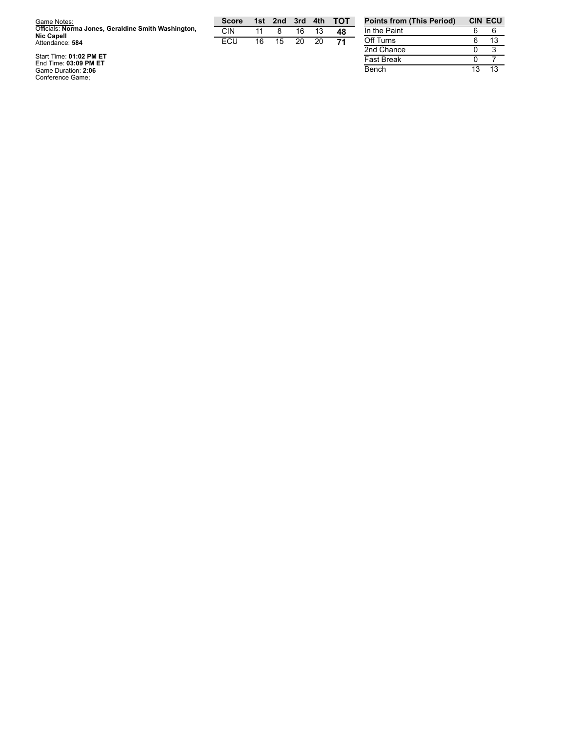Game Notes:
Officials: **Norma Jones, Geraldine Smith Washington, Nic Capell**
Attendance: **584**

Start Time: **01:02 PM ET**
End Time: **03:09 PM ET**
Game Duration: **2:06**
Conference Game;

| Score | 1st | 2nd | 3rd | 4th | TOT |
|---|---|---|---|---|---|
| CIN | 11 | 8 | 16 | 13 | **48** |
| ECU | 16 | 15 | 20 | 20 | **71** |

| Points from (This Period) | CIN | ECU |
|---|---|---|
| In the Paint | 6 | 6 |
| Off Turns | 6 | 13 |
| 2nd Chance | 0 | 3 |
| Fast Break | 0 | 7 |
| Bench | 13 | 13 |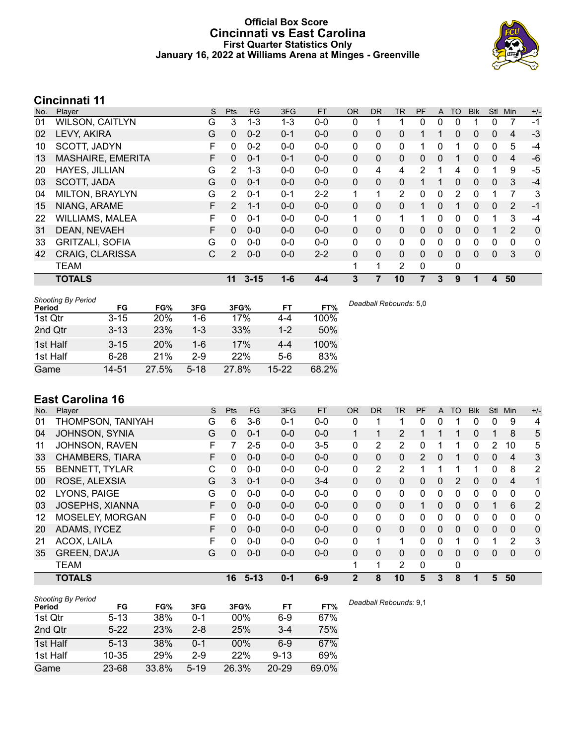# Official Box Score
# Cincinnati vs East Carolina
### First Quarter Statistics Only
### January 16, 2022 at Williams Arena at Minges - Greenville

## Cincinnati 11

| No. | Player | S | Pts | FG | 3FG | FT | OR | DR | TR | PF | A | TO | Blk | Stl | Min | +/- |
|---|---|---|---|---|---|---|---|---|---|---|---|---|---|---|---|---|
| 01 | WILSON, CAITLYN | G | 3 | 1-3 | 1-3 | 0-0 | 0 | 1 | 1 | 0 | 0 | 0 | 1 | 0 | 7 | -1 |
| 02 | LEVY, AKIRA | G | 0 | 0-2 | 0-1 | 0-0 | 0 | 0 | 0 | 1 | 1 | 0 | 0 | 0 | 4 | -3 |
| 10 | SCOTT, JADYN | F | 0 | 0-2 | 0-0 | 0-0 | 0 | 0 | 0 | 1 | 0 | 1 | 0 | 0 | 5 | -4 |
| 13 | MASHAIRE, EMERITA | F | 0 | 0-1 | 0-1 | 0-0 | 0 | 0 | 0 | 0 | 0 | 1 | 0 | 0 | 4 | -6 |
| 20 | HAYES, JILLIAN | G | 2 | 1-3 | 0-0 | 0-0 | 0 | 4 | 4 | 2 | 1 | 4 | 0 | 1 | 9 | -5 |
| 03 | SCOTT, JADA | G | 0 | 0-1 | 0-0 | 0-0 | 0 | 0 | 0 | 1 | 1 | 0 | 0 | 0 | 3 | -4 |
| 04 | MILTON, BRAYLYN | G | 2 | 0-1 | 0-1 | 2-2 | 1 | 1 | 2 | 0 | 0 | 2 | 0 | 1 | 7 | 3 |
| 15 | NIANG, ARAME | F | 2 | 1-1 | 0-0 | 0-0 | 0 | 0 | 0 | 1 | 0 | 1 | 0 | 0 | 2 | -1 |
| 22 | WILLIAMS, MALEA | F | 0 | 0-1 | 0-0 | 0-0 | 1 | 0 | 1 | 1 | 0 | 0 | 0 | 1 | 3 | -4 |
| 31 | DEAN, NEVAEH | F | 0 | 0-0 | 0-0 | 0-0 | 0 | 0 | 0 | 0 | 0 | 0 | 0 | 1 | 2 | 0 |
| 33 | GRITZALI, SOFIA | G | 0 | 0-0 | 0-0 | 0-0 | 0 | 0 | 0 | 0 | 0 | 0 | 0 | 0 | 0 | 0 |
| 42 | CRAIG, CLARISSA | C | 2 | 0-0 | 0-0 | 2-2 | 0 | 0 | 0 | 0 | 0 | 0 | 0 | 0 | 3 | 0 |
| | TEAM | | | | | | 1 | 1 | 2 | 0 | | 0 | | | | |
| | **TOTALS** | | **11** | **3-15** | **1-6** | **4-4** | **3** | **7** | **10** | **7** | **3** | **9** | **1** | **4** | **50** | |

*Shooting By Period*

| Period | FG | FG% | 3FG | 3FG% | FT | FT% |
|---|---|---|---|---|---|---|
| 1st Qtr | 3-15 | 20% | 1-6 | 17% | 4-4 | 100% |
| 2nd Qtr | 3-13 | 23% | 1-3 | 33% | 1-2 | 50% |
| 1st Half | 3-15 | 20% | 1-6 | 17% | 4-4 | 100% |
| 1st Half | 6-28 | 21% | 2-9 | 22% | 5-6 | 83% |
| Game | 14-51 | 27.5% | 5-18 | 27.8% | 15-22 | 68.2% |

*Deadball Rebounds:* 5,0

## East Carolina 16

| No. | Player | S | Pts | FG | 3FG | FT | OR | DR | TR | PF | A | TO | Blk | Stl | Min | +/- |
|---|---|---|---|---|---|---|---|---|---|---|---|---|---|---|---|---|
| 01 | THOMPSON, TANIYAH | G | 6 | 3-6 | 0-1 | 0-0 | 0 | 1 | 1 | 0 | 0 | 1 | 0 | 0 | 9 | 4 |
| 04 | JOHNSON, SYNIA | G | 0 | 0-1 | 0-0 | 0-0 | 1 | 1 | 2 | 1 | 1 | 1 | 0 | 1 | 8 | 5 |
| 11 | JOHNSON, RAVEN | F | 7 | 2-5 | 0-0 | 3-5 | 0 | 2 | 2 | 0 | 1 | 1 | 0 | 2 | 10 | 5 |
| 33 | CHAMBERS, TIARA | F | 0 | 0-0 | 0-0 | 0-0 | 0 | 0 | 0 | 2 | 0 | 1 | 0 | 0 | 4 | 3 |
| 55 | BENNETT, TYLAR | C | 0 | 0-0 | 0-0 | 0-0 | 0 | 2 | 2 | 1 | 1 | 1 | 1 | 0 | 8 | 2 |
| 00 | ROSE, ALEXSIA | G | 3 | 0-1 | 0-0 | 3-4 | 0 | 0 | 0 | 0 | 0 | 2 | 0 | 0 | 4 | 1 |
| 02 | LYONS, PAIGE | G | 0 | 0-0 | 0-0 | 0-0 | 0 | 0 | 0 | 0 | 0 | 0 | 0 | 0 | 0 | 0 |
| 03 | JOSEPHS, XIANNA | F | 0 | 0-0 | 0-0 | 0-0 | 0 | 0 | 0 | 1 | 0 | 0 | 0 | 1 | 6 | 2 |
| 12 | MOSELEY, MORGAN | F | 0 | 0-0 | 0-0 | 0-0 | 0 | 0 | 0 | 0 | 0 | 0 | 0 | 0 | 0 | 0 |
| 20 | ADAMS, IYCEZ | F | 0 | 0-0 | 0-0 | 0-0 | 0 | 0 | 0 | 0 | 0 | 0 | 0 | 0 | 0 | 0 |
| 21 | ACOX, LAILA | F | 0 | 0-0 | 0-0 | 0-0 | 0 | 1 | 1 | 0 | 0 | 1 | 0 | 1 | 2 | 3 |
| 35 | GREEN, DA'JA | G | 0 | 0-0 | 0-0 | 0-0 | 0 | 0 | 0 | 0 | 0 | 0 | 0 | 0 | 0 | 0 |
| | TEAM | | | | | | 1 | 1 | 2 | 0 | | 0 | | | | |
| | **TOTALS** | | **16** | **5-13** | **0-1** | **6-9** | **2** | **8** | **10** | **5** | **3** | **8** | **1** | **5** | **50** | |

*Shooting By Period*

| Period | FG | FG% | 3FG | 3FG% | FT | FT% |
|---|---|---|---|---|---|---|
| 1st Qtr | 5-13 | 38% | 0-1 | 00% | 6-9 | 67% |
| 2nd Qtr | 5-22 | 23% | 2-8 | 25% | 3-4 | 75% |
| 1st Half | 5-13 | 38% | 0-1 | 00% | 6-9 | 67% |
| 1st Half | 10-35 | 29% | 2-9 | 22% | 9-13 | 69% |
| Game | 23-68 | 33.8% | 5-19 | 26.3% | 20-29 | 69.0% |

*Deadball Rebounds:* 9,1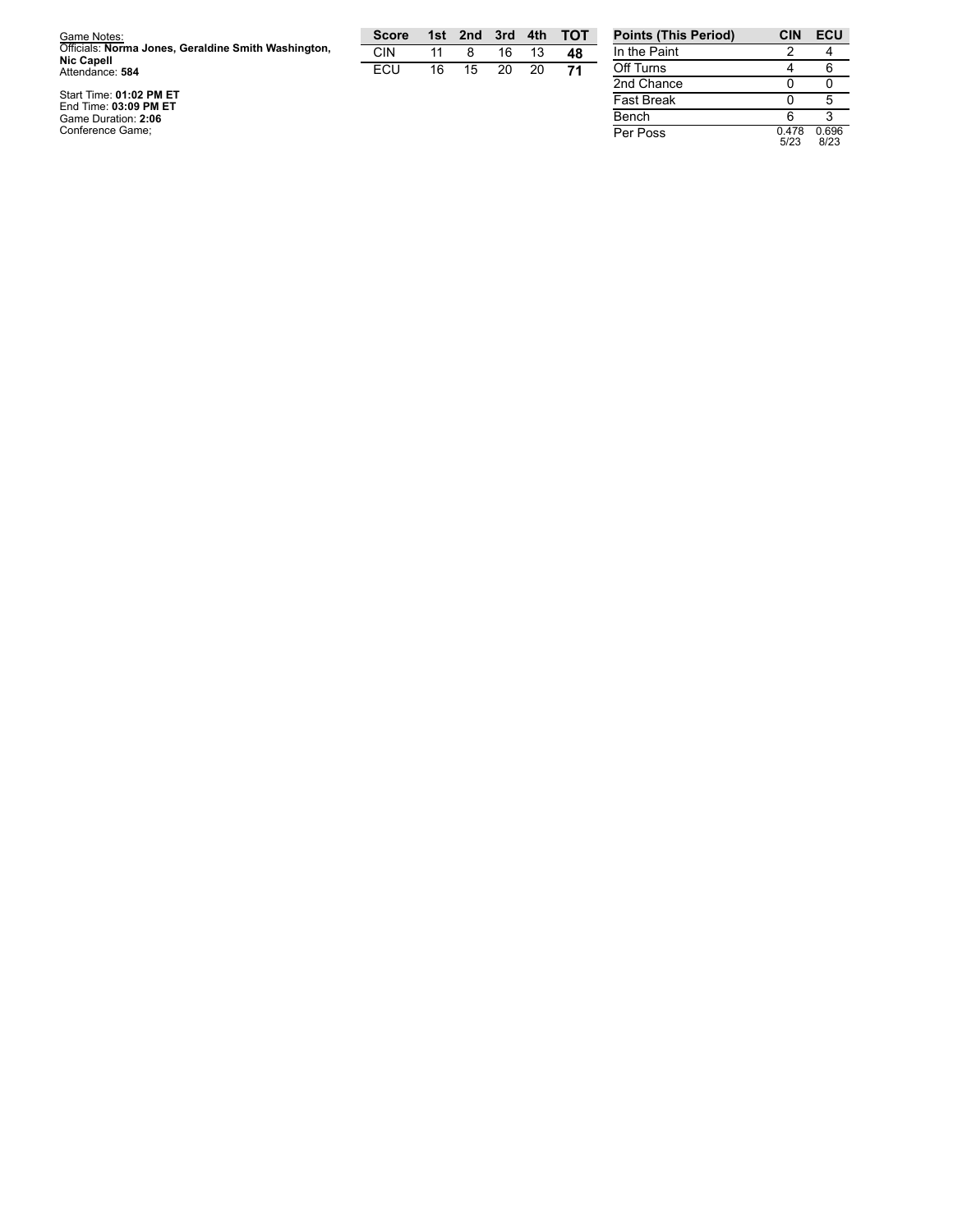Game Notes:
Officials: **Norma Jones, Geraldine Smith Washington, Nic Capell**
Attendance: **584**

Start Time: **01:02 PM ET**
End Time: **03:09 PM ET**
Game Duration: **2:06**
Conference Game;

| Score | 1st | 2nd | 3rd | 4th | TOT |
|---|---|---|---|---|---|
| CIN | 11 | 8 | 16 | 13 | **48** |
| ECU | 16 | 15 | 20 | 20 | **71** |

| Points (This Period) | CIN | ECU |
|---|---|---|
| In the Paint | 2 | 4 |
| Off Turns | 4 | 6 |
| 2nd Chance | 0 | 0 |
| Fast Break | 0 | 5 |
| Bench | 6 | 3 |
| Per Poss | 0.478 5/23 | 0.696 8/23 |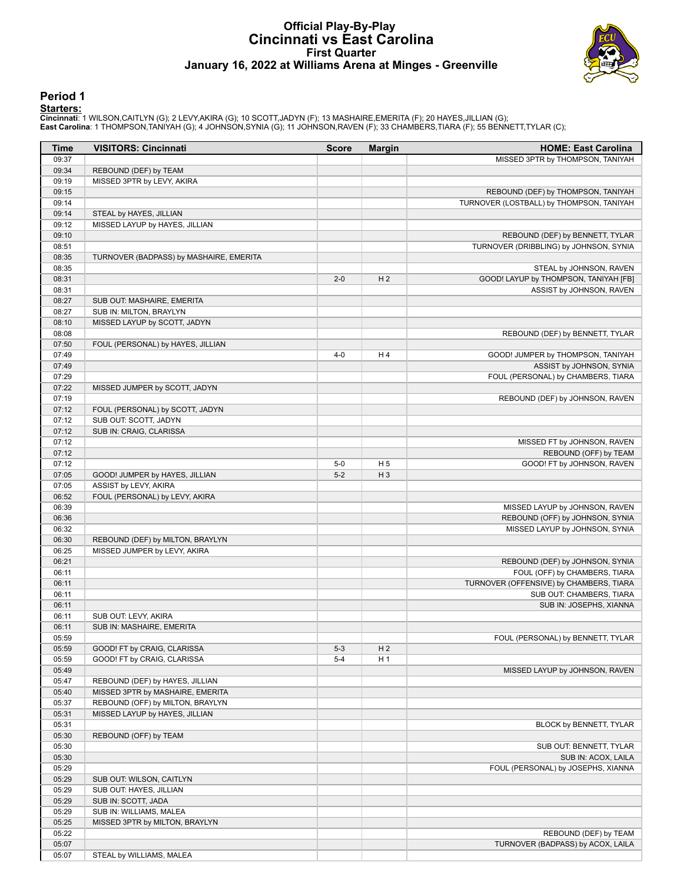# Official Play-By-Play
# Cincinnati vs East Carolina
## First Quarter
### January 16, 2022 at Williams Arena at Minges - Greenville

## Period 1

**Starters:**

**Cincinnati**: 1 WILSON,CAITLYN (G); 2 LEVY,AKIRA (G); 10 SCOTT,JADYN (F); 13 MASHAIRE,EMERITA (F); 20 HAYES,JILLIAN (G);
**East Carolina**: 1 THOMPSON,TANIYAH (G); 4 JOHNSON,SYNIA (G); 11 JOHNSON,RAVEN (F); 33 CHAMBERS,TIARA (F); 55 BENNETT,TYLAR (C);

| Time | VISITORS: Cincinnati | Score | Margin | HOME: East Carolina |
|---|---|---|---|---|
| 09:37 | | | | MISSED 3PTR by THOMPSON, TANIYAH |
| 09:34 | REBOUND (DEF) by TEAM | | | |
| 09:19 | MISSED 3PTR by LEVY, AKIRA | | | |
| 09:15 | | | | REBOUND (DEF) by THOMPSON, TANIYAH |
| 09:14 | | | | TURNOVER (LOSTBALL) by THOMPSON, TANIYAH |
| 09:14 | STEAL by HAYES, JILLIAN | | | |
| 09:12 | MISSED LAYUP by HAYES, JILLIAN | | | |
| 09:10 | | | | REBOUND (DEF) by BENNETT, TYLAR |
| 08:51 | | | | TURNOVER (DRIBBLING) by JOHNSON, SYNIA |
| 08:35 | TURNOVER (BADPASS) by MASHAIRE, EMERITA | | | |
| 08:35 | | | | STEAL by JOHNSON, RAVEN |
| 08:31 | | 2-0 | H 2 | GOOD! LAYUP by THOMPSON, TANIYAH [FB] |
| 08:31 | | | | ASSIST by JOHNSON, RAVEN |
| 08:27 | SUB OUT: MASHAIRE, EMERITA | | | |
| 08:27 | SUB IN: MILTON, BRAYLYN | | | |
| 08:10 | MISSED LAYUP by SCOTT, JADYN | | | |
| 08:08 | | | | REBOUND (DEF) by BENNETT, TYLAR |
| 07:50 | FOUL (PERSONAL) by HAYES, JILLIAN | | | |
| 07:49 | | 4-0 | H 4 | GOOD! JUMPER by THOMPSON, TANIYAH |
| 07:49 | | | | ASSIST by JOHNSON, SYNIA |
| 07:29 | | | | FOUL (PERSONAL) by CHAMBERS, TIARA |
| 07:22 | MISSED JUMPER by SCOTT, JADYN | | | |
| 07:19 | | | | REBOUND (DEF) by JOHNSON, RAVEN |
| 07:12 | FOUL (PERSONAL) by SCOTT, JADYN | | | |
| 07:12 | SUB OUT: SCOTT, JADYN | | | |
| 07:12 | SUB IN: CRAIG, CLARISSA | | | |
| 07:12 | | | | MISSED FT by JOHNSON, RAVEN |
| 07:12 | | | | REBOUND (OFF) by TEAM |
| 07:12 | | 5-0 | H 5 | GOOD! FT by JOHNSON, RAVEN |
| 07:05 | GOOD! JUMPER by HAYES, JILLIAN | 5-2 | H 3 | |
| 07:05 | ASSIST by LEVY, AKIRA | | | |
| 06:52 | FOUL (PERSONAL) by LEVY, AKIRA | | | |
| 06:39 | | | | MISSED LAYUP by JOHNSON, RAVEN |
| 06:36 | | | | REBOUND (OFF) by JOHNSON, SYNIA |
| 06:32 | | | | MISSED LAYUP by JOHNSON, SYNIA |
| 06:30 | REBOUND (DEF) by MILTON, BRAYLYN | | | |
| 06:25 | MISSED JUMPER by LEVY, AKIRA | | | |
| 06:21 | | | | REBOUND (DEF) by JOHNSON, SYNIA |
| 06:11 | | | | FOUL (OFF) by CHAMBERS, TIARA |
| 06:11 | | | | TURNOVER (OFFENSIVE) by CHAMBERS, TIARA |
| 06:11 | | | | SUB OUT: CHAMBERS, TIARA |
| 06:11 | | | | SUB IN: JOSEPHS, XIANNA |
| 06:11 | SUB OUT: LEVY, AKIRA | | | |
| 06:11 | SUB IN: MASHAIRE, EMERITA | | | |
| 05:59 | | | | FOUL (PERSONAL) by BENNETT, TYLAR |
| 05:59 | GOOD! FT by CRAIG, CLARISSA | 5-3 | H 2 | |
| 05:59 | GOOD! FT by CRAIG, CLARISSA | 5-4 | H 1 | |
| 05:49 | | | | MISSED LAYUP by JOHNSON, RAVEN |
| 05:47 | REBOUND (DEF) by HAYES, JILLIAN | | | |
| 05:40 | MISSED 3PTR by MASHAIRE, EMERITA | | | |
| 05:37 | REBOUND (OFF) by MILTON, BRAYLYN | | | |
| 05:31 | MISSED LAYUP by HAYES, JILLIAN | | | |
| 05:31 | | | | BLOCK by BENNETT, TYLAR |
| 05:30 | REBOUND (OFF) by TEAM | | | |
| 05:30 | | | | SUB OUT: BENNETT, TYLAR |
| 05:30 | | | | SUB IN: ACOX, LAILA |
| 05:29 | | | | FOUL (PERSONAL) by JOSEPHS, XIANNA |
| 05:29 | SUB OUT: WILSON, CAITLYN | | | |
| 05:29 | SUB OUT: HAYES, JILLIAN | | | |
| 05:29 | SUB IN: SCOTT, JADA | | | |
| 05:29 | SUB IN: WILLIAMS, MALEA | | | |
| 05:25 | MISSED 3PTR by MILTON, BRAYLYN | | | |
| 05:22 | | | | REBOUND (DEF) by TEAM |
| 05:07 | | | | TURNOVER (BADPASS) by ACOX, LAILA |
| 05:07 | STEAL by WILLIAMS, MALEA | | | |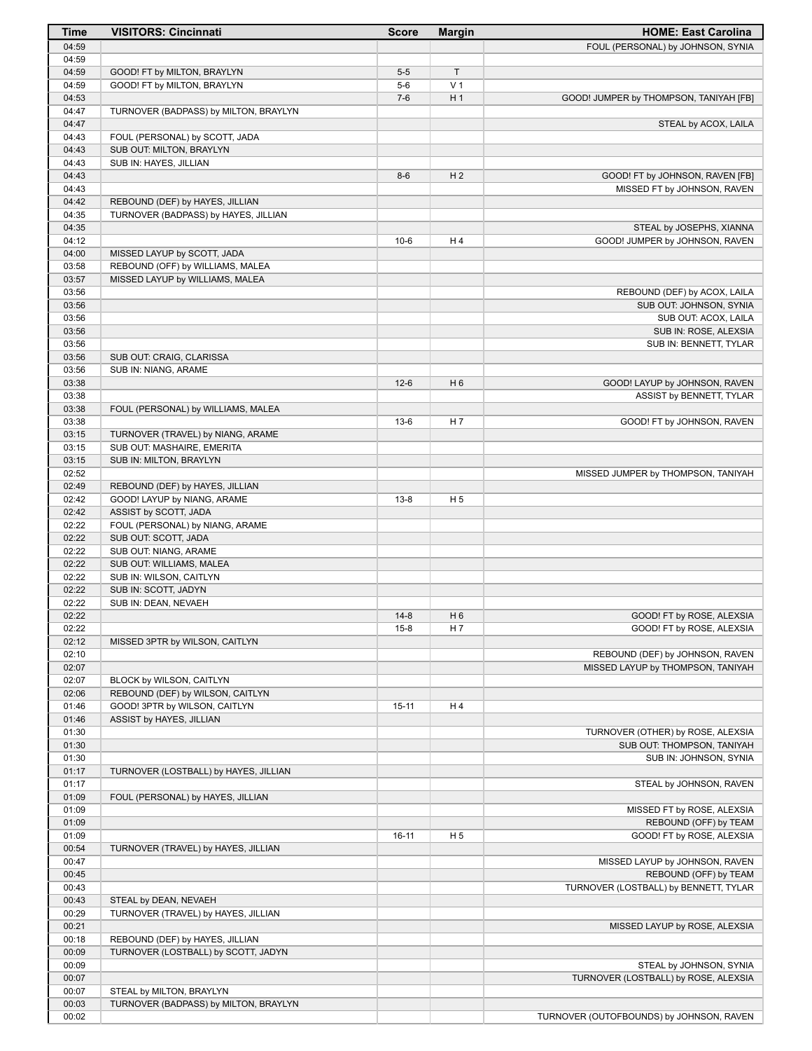| Time | VISITORS: Cincinnati | Score | Margin | HOME: East Carolina |
|---|---|---|---|---|
| 04:59 | | | | FOUL (PERSONAL) by JOHNSON, SYNIA |
| 04:59 | | | | |
| 04:59 | GOOD! FT by MILTON, BRAYLYN | 5-5 | T | |
| 04:59 | GOOD! FT by MILTON, BRAYLYN | 5-6 | V 1 | |
| 04:53 | | 7-6 | H 1 | GOOD! JUMPER by THOMPSON, TANIYAH [FB] |
| 04:47 | TURNOVER (BADPASS) by MILTON, BRAYLYN | | | |
| 04:47 | | | | STEAL by ACOX, LAILA |
| 04:43 | FOUL (PERSONAL) by SCOTT, JADA | | | |
| 04:43 | SUB OUT: MILTON, BRAYLYN | | | |
| 04:43 | SUB IN: HAYES, JILLIAN | | | |
| 04:43 | | 8-6 | H 2 | GOOD! FT by JOHNSON, RAVEN [FB] |
| 04:43 | | | | MISSED FT by JOHNSON, RAVEN |
| 04:42 | REBOUND (DEF) by HAYES, JILLIAN | | | |
| 04:35 | TURNOVER (BADPASS) by HAYES, JILLIAN | | | |
| 04:35 | | | | STEAL by JOSEPHS, XIANNA |
| 04:12 | | 10-6 | H 4 | GOOD! JUMPER by JOHNSON, RAVEN |
| 04:00 | MISSED LAYUP by SCOTT, JADA | | | |
| 03:58 | REBOUND (OFF) by WILLIAMS, MALEA | | | |
| 03:57 | MISSED LAYUP by WILLIAMS, MALEA | | | |
| 03:56 | | | | REBOUND (DEF) by ACOX, LAILA |
| 03:56 | | | | SUB OUT: JOHNSON, SYNIA |
| 03:56 | | | | SUB OUT: ACOX, LAILA |
| 03:56 | | | | SUB IN: ROSE, ALEXSIA |
| 03:56 | | | | SUB IN: BENNETT, TYLAR |
| 03:56 | SUB OUT: CRAIG, CLARISSA | | | |
| 03:56 | SUB IN: NIANG, ARAME | | | |
| 03:38 | | 12-6 | H 6 | GOOD! LAYUP by JOHNSON, RAVEN |
| 03:38 | | | | ASSIST by BENNETT, TYLAR |
| 03:38 | FOUL (PERSONAL) by WILLIAMS, MALEA | | | |
| 03:38 | | 13-6 | H 7 | GOOD! FT by JOHNSON, RAVEN |
| 03:15 | TURNOVER (TRAVEL) by NIANG, ARAME | | | |
| 03:15 | SUB OUT: MASHAIRE, EMERITA | | | |
| 03:15 | SUB IN: MILTON, BRAYLYN | | | |
| 02:52 | | | | MISSED JUMPER by THOMPSON, TANIYAH |
| 02:49 | REBOUND (DEF) by HAYES, JILLIAN | | | |
| 02:42 | GOOD! LAYUP by NIANG, ARAME | 13-8 | H 5 | |
| 02:42 | ASSIST by SCOTT, JADA | | | |
| 02:22 | FOUL (PERSONAL) by NIANG, ARAME | | | |
| 02:22 | SUB OUT: SCOTT, JADA | | | |
| 02:22 | SUB OUT: NIANG, ARAME | | | |
| 02:22 | SUB OUT: WILLIAMS, MALEA | | | |
| 02:22 | SUB IN: WILSON, CAITLYN | | | |
| 02:22 | SUB IN: SCOTT, JADYN | | | |
| 02:22 | SUB IN: DEAN, NEVAEH | | | |
| 02:22 | | 14-8 | H 6 | GOOD! FT by ROSE, ALEXSIA |
| 02:22 | | 15-8 | H 7 | GOOD! FT by ROSE, ALEXSIA |
| 02:12 | MISSED 3PTR by WILSON, CAITLYN | | | |
| 02:10 | | | | REBOUND (DEF) by JOHNSON, RAVEN |
| 02:07 | | | | MISSED LAYUP by THOMPSON, TANIYAH |
| 02:07 | BLOCK by WILSON, CAITLYN | | | |
| 02:06 | REBOUND (DEF) by WILSON, CAITLYN | | | |
| 01:46 | GOOD! 3PTR by WILSON, CAITLYN | 15-11 | H 4 | |
| 01:46 | ASSIST by HAYES, JILLIAN | | | |
| 01:30 | | | | TURNOVER (OTHER) by ROSE, ALEXSIA |
| 01:30 | | | | SUB OUT: THOMPSON, TANIYAH |
| 01:30 | | | | SUB IN: JOHNSON, SYNIA |
| 01:17 | TURNOVER (LOSTBALL) by HAYES, JILLIAN | | | |
| 01:17 | | | | STEAL by JOHNSON, RAVEN |
| 01:09 | FOUL (PERSONAL) by HAYES, JILLIAN | | | |
| 01:09 | | | | MISSED FT by ROSE, ALEXSIA |
| 01:09 | | | | REBOUND (OFF) by TEAM |
| 01:09 | | 16-11 | H 5 | GOOD! FT by ROSE, ALEXSIA |
| 00:54 | TURNOVER (TRAVEL) by HAYES, JILLIAN | | | |
| 00:47 | | | | MISSED LAYUP by JOHNSON, RAVEN |
| 00:45 | | | | REBOUND (OFF) by TEAM |
| 00:43 | | | | TURNOVER (LOSTBALL) by BENNETT, TYLAR |
| 00:43 | STEAL by DEAN, NEVAEH | | | |
| 00:29 | TURNOVER (TRAVEL) by HAYES, JILLIAN | | | |
| 00:21 | | | | MISSED LAYUP by ROSE, ALEXSIA |
| 00:18 | REBOUND (DEF) by HAYES, JILLIAN | | | |
| 00:09 | TURNOVER (LOSTBALL) by SCOTT, JADYN | | | |
| 00:09 | | | | STEAL by JOHNSON, SYNIA |
| 00:07 | | | | TURNOVER (LOSTBALL) by ROSE, ALEXSIA |
| 00:07 | STEAL by MILTON, BRAYLYN | | | |
| 00:03 | TURNOVER (BADPASS) by MILTON, BRAYLYN | | | |
| 00:02 | | | | TURNOVER (OUTOFBOUNDS) by JOHNSON, RAVEN |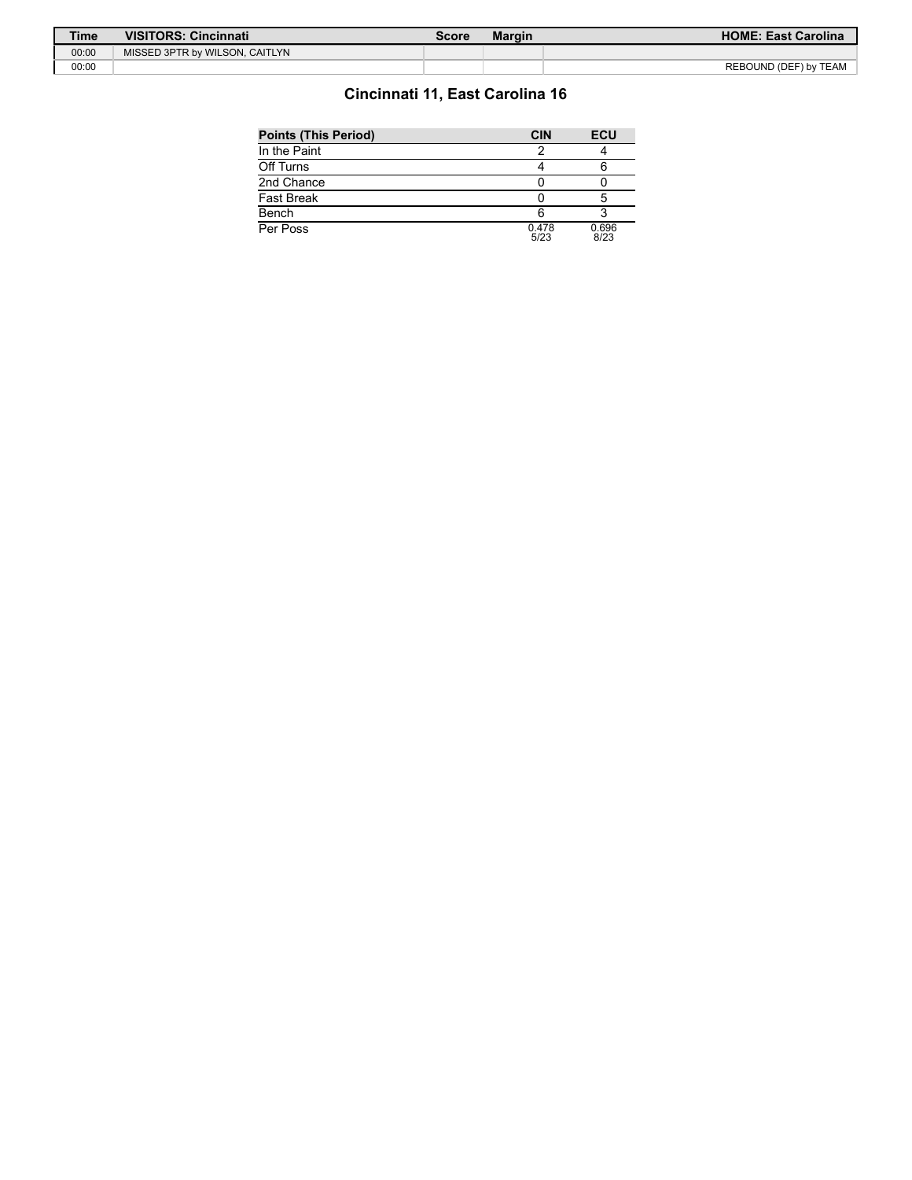| Time | VISITORS: Cincinnati | Score | Margin | HOME: East Carolina |
| --- | --- | --- | --- | --- |
| 00:00 | MISSED 3PTR by WILSON, CAITLYN | | | |
| 00:00 | | | | REBOUND (DEF) by TEAM |

## Cincinnati 11, East Carolina 16

| Points (This Period) | CIN | ECU |
| --- | --- | --- |
| In the Paint | 2 | 4 |
| Off Turns | 4 | 6 |
| 2nd Chance | 0 | 0 |
| Fast Break | 0 | 5 |
| Bench | 6 | 3 |
| Per Poss | 0.478 5/23 | 0.696 8/23 |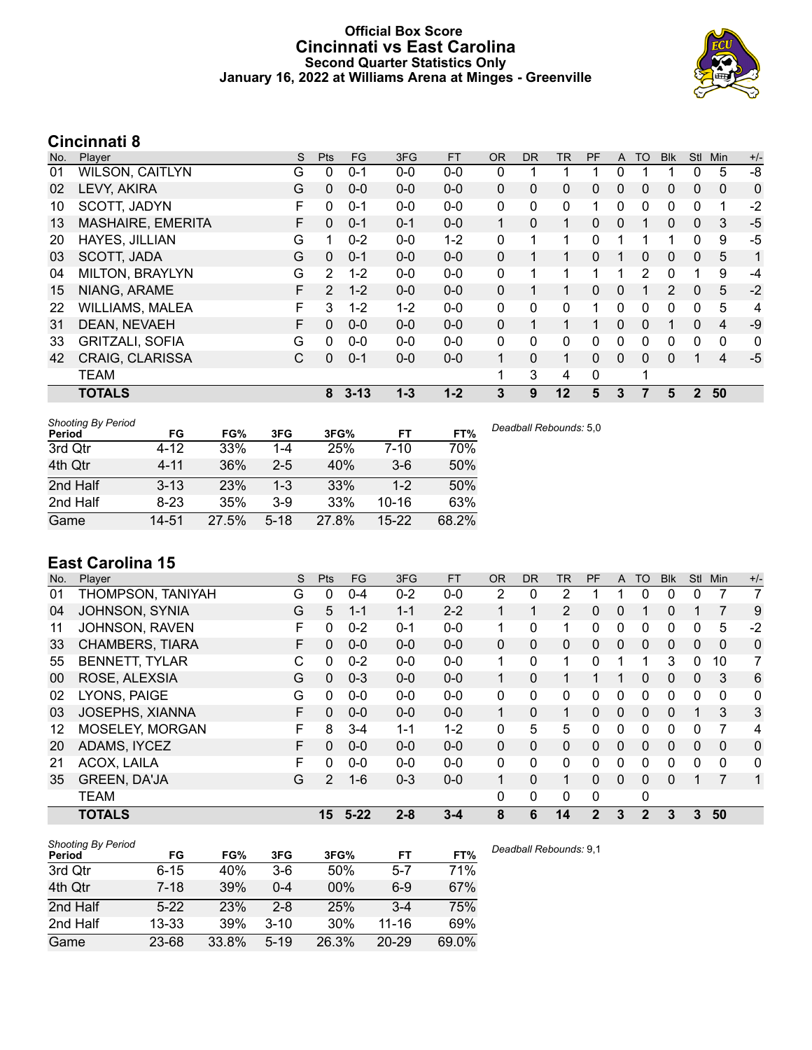# Official Box Score
## Cincinnati vs East Carolina
### Second Quarter Statistics Only
### January 16, 2022 at Williams Arena at Minges - Greenville

## Cincinnati 8

| No. | Player | S | Pts | FG | 3FG | FT | OR | DR | TR | PF | A | TO | Blk | Stl | Min | +/- |
|---|---|---|---|---|---|---|---|---|---|---|---|---|---|---|---|---|
| 01 | WILSON, CAITLYN | G | 0 | 0-1 | 0-0 | 0-0 | 0 | 1 | 1 | 1 | 0 | 1 | 1 | 0 | 5 | -8 |
| 02 | LEVY, AKIRA | G | 0 | 0-0 | 0-0 | 0-0 | 0 | 0 | 0 | 0 | 0 | 0 | 0 | 0 | 0 | 0 |
| 10 | SCOTT, JADYN | F | 0 | 0-1 | 0-0 | 0-0 | 0 | 0 | 0 | 1 | 0 | 0 | 0 | 0 | 1 | -2 |
| 13 | MASHAIRE, EMERITA | F | 0 | 0-1 | 0-1 | 0-0 | 1 | 0 | 1 | 0 | 0 | 1 | 0 | 0 | 3 | -5 |
| 20 | HAYES, JILLIAN | G | 1 | 0-2 | 0-0 | 1-2 | 0 | 1 | 1 | 0 | 1 | 1 | 1 | 0 | 9 | -5 |
| 03 | SCOTT, JADA | G | 0 | 0-1 | 0-0 | 0-0 | 0 | 1 | 1 | 0 | 1 | 0 | 0 | 0 | 5 | 1 |
| 04 | MILTON, BRAYLYN | G | 2 | 1-2 | 0-0 | 0-0 | 0 | 1 | 1 | 1 | 1 | 2 | 0 | 1 | 9 | -4 |
| 15 | NIANG, ARAME | F | 2 | 1-2 | 0-0 | 0-0 | 0 | 1 | 1 | 0 | 0 | 1 | 2 | 0 | 5 | -2 |
| 22 | WILLIAMS, MALEA | F | 3 | 1-2 | 1-2 | 0-0 | 0 | 0 | 0 | 1 | 0 | 0 | 0 | 0 | 5 | 4 |
| 31 | DEAN, NEVAEH | F | 0 | 0-0 | 0-0 | 0-0 | 0 | 1 | 1 | 1 | 0 | 0 | 1 | 0 | 4 | -9 |
| 33 | GRITZALI, SOFIA | G | 0 | 0-0 | 0-0 | 0-0 | 0 | 0 | 0 | 0 | 0 | 0 | 0 | 0 | 0 | 0 |
| 42 | CRAIG, CLARISSA | C | 0 | 0-1 | 0-0 | 0-0 | 1 | 0 | 1 | 0 | 0 | 0 | 0 | 1 | 4 | -5 |
| | TEAM | | | | | | 1 | 3 | 4 | 0 | | 1 | | | | |
| | **TOTALS** | | **8** | **3-13** | **1-3** | **1-2** | **3** | **9** | **12** | **5** | **3** | **7** | **5** | **2** | **50** | |

*Shooting By Period*

| Period | FG | FG% | 3FG | 3FG% | FT | FT% |
|---|---|---|---|---|---|---|
| 3rd Qtr | 4-12 | 33% | 1-4 | 25% | 7-10 | 70% |
| 4th Qtr | 4-11 | 36% | 2-5 | 40% | 3-6 | 50% |
| 2nd Half | 3-13 | 23% | 1-3 | 33% | 1-2 | 50% |
| 2nd Half | 8-23 | 35% | 3-9 | 33% | 10-16 | 63% |
| Game | 14-51 | 27.5% | 5-18 | 27.8% | 15-22 | 68.2% |

*Deadball Rebounds:* 5,0

## East Carolina 15

| No. | Player | S | Pts | FG | 3FG | FT | OR | DR | TR | PF | A | TO | Blk | Stl | Min | +/- |
|---|---|---|---|---|---|---|---|---|---|---|---|---|---|---|---|---|
| 01 | THOMPSON, TANIYAH | G | 0 | 0-4 | 0-2 | 0-0 | 2 | 0 | 2 | 1 | 1 | 0 | 0 | 0 | 7 | 7 |
| 04 | JOHNSON, SYNIA | G | 5 | 1-1 | 1-1 | 2-2 | 1 | 1 | 2 | 0 | 0 | 1 | 0 | 1 | 7 | 9 |
| 11 | JOHNSON, RAVEN | F | 0 | 0-2 | 0-1 | 0-0 | 1 | 0 | 1 | 0 | 0 | 0 | 0 | 0 | 5 | -2 |
| 33 | CHAMBERS, TIARA | F | 0 | 0-0 | 0-0 | 0-0 | 0 | 0 | 0 | 0 | 0 | 0 | 0 | 0 | 0 | 0 |
| 55 | BENNETT, TYLAR | C | 0 | 0-2 | 0-0 | 0-0 | 1 | 0 | 1 | 0 | 1 | 1 | 3 | 0 | 10 | 7 |
| 00 | ROSE, ALEXSIA | G | 0 | 0-3 | 0-0 | 0-0 | 1 | 0 | 1 | 1 | 1 | 0 | 0 | 0 | 3 | 6 |
| 02 | LYONS, PAIGE | G | 0 | 0-0 | 0-0 | 0-0 | 0 | 0 | 0 | 0 | 0 | 0 | 0 | 0 | 0 | 0 |
| 03 | JOSEPHS, XIANNA | F | 0 | 0-0 | 0-0 | 0-0 | 1 | 0 | 1 | 0 | 0 | 0 | 0 | 1 | 3 | 3 |
| 12 | MOSELEY, MORGAN | F | 8 | 3-4 | 1-1 | 1-2 | 0 | 5 | 5 | 0 | 0 | 0 | 0 | 0 | 7 | 4 |
| 20 | ADAMS, IYCEZ | F | 0 | 0-0 | 0-0 | 0-0 | 0 | 0 | 0 | 0 | 0 | 0 | 0 | 0 | 0 | 0 |
| 21 | ACOX, LAILA | F | 0 | 0-0 | 0-0 | 0-0 | 0 | 0 | 0 | 0 | 0 | 0 | 0 | 0 | 0 | 0 |
| 35 | GREEN, DA'JA | G | 2 | 1-6 | 0-3 | 0-0 | 1 | 0 | 1 | 0 | 0 | 0 | 0 | 1 | 7 | 1 |
| | TEAM | | | | | | 0 | 0 | 0 | 0 | | 0 | | | | |
| | **TOTALS** | | **15** | **5-22** | **2-8** | **3-4** | **8** | **6** | **14** | **2** | **3** | **2** | **3** | **3** | **50** | |

*Shooting By Period*

| Period | FG | FG% | 3FG | 3FG% | FT | FT% |
|---|---|---|---|---|---|---|
| 3rd Qtr | 6-15 | 40% | 3-6 | 50% | 5-7 | 71% |
| 4th Qtr | 7-18 | 39% | 0-4 | 00% | 6-9 | 67% |
| 2nd Half | 5-22 | 23% | 2-8 | 25% | 3-4 | 75% |
| 2nd Half | 13-33 | 39% | 3-10 | 30% | 11-16 | 69% |
| Game | 23-68 | 33.8% | 5-19 | 26.3% | 20-29 | 69.0% |

*Deadball Rebounds:* 9,1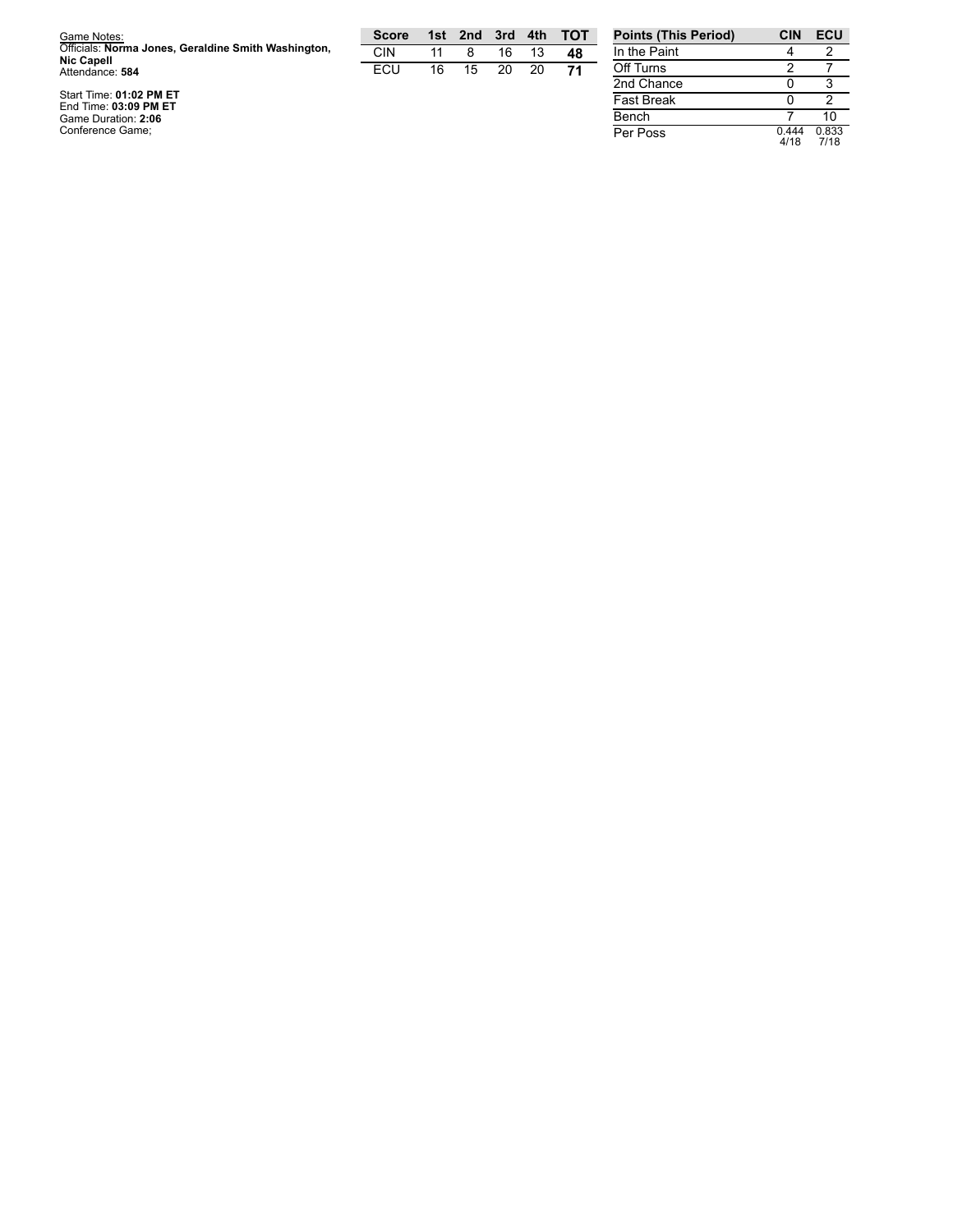Game Notes:
Officials: **Norma Jones, Geraldine Smith Washington, Nic Capell**
Attendance: **584**

Start Time: **01:02 PM ET**
End Time: **03:09 PM ET**
Game Duration: **2:06**
Conference Game;

| Score | 1st | 2nd | 3rd | 4th | TOT |
|---|---|---|---|---|---|
| CIN | 11 | 8 | 16 | 13 | **48** |
| ECU | 16 | 15 | 20 | 20 | **71** |

| Points (This Period) | CIN | ECU |
|---|---|---|
| In the Paint | 4 | 2 |
| Off Turns | 2 | 7 |
| 2nd Chance | 0 | 3 |
| Fast Break | 0 | 2 |
| Bench | 7 | 10 |
| Per Poss | 0.444 4/18 | 0.833 7/18 |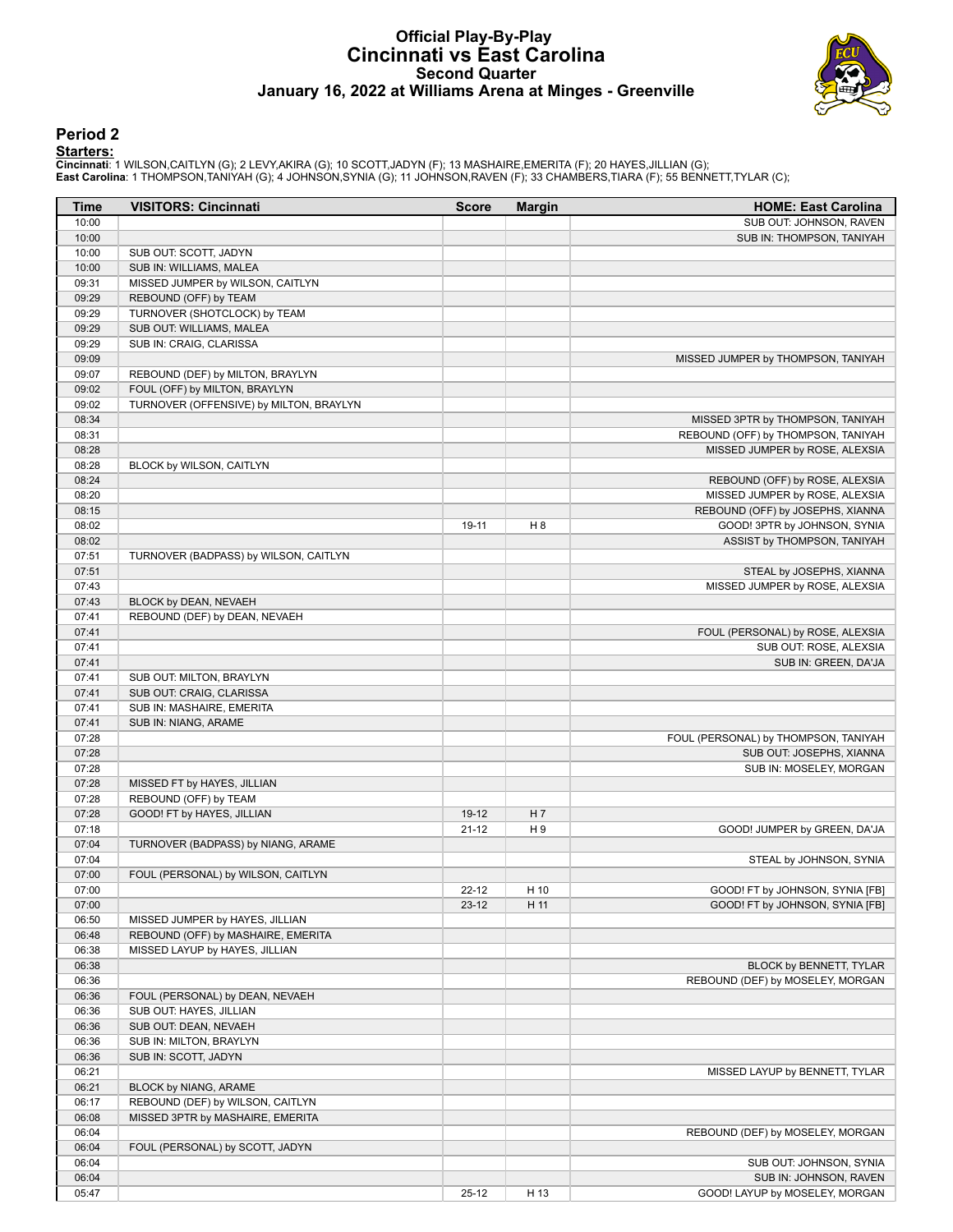# Official Play-By-Play
# Cincinnati vs East Carolina
## Second Quarter
### January 16, 2022 at Williams Arena at Minges - Greenville

## Period 2

**Starters:**

**Cincinnati**: 1 WILSON,CAITLYN (G); 2 LEVY,AKIRA (G); 10 SCOTT,JADYN (F); 13 MASHAIRE,EMERITA (F); 20 HAYES,JILLIAN (G);
**East Carolina**: 1 THOMPSON,TANIYAH (G); 4 JOHNSON,SYNIA (G); 11 JOHNSON,RAVEN (F); 33 CHAMBERS,TIARA (F); 55 BENNETT,TYLAR (C);

| Time | VISITORS: Cincinnati | Score | Margin | HOME: East Carolina |
|---|---|---|---|---|
| 10:00 | | | | SUB OUT: JOHNSON, RAVEN |
| 10:00 | | | | SUB IN: THOMPSON, TANIYAH |
| 10:00 | SUB OUT: SCOTT, JADYN | | | |
| 10:00 | SUB IN: WILLIAMS, MALEA | | | |
| 09:31 | MISSED JUMPER by WILSON, CAITLYN | | | |
| 09:29 | REBOUND (OFF) by TEAM | | | |
| 09:29 | TURNOVER (SHOTCLOCK) by TEAM | | | |
| 09:29 | SUB OUT: WILLIAMS, MALEA | | | |
| 09:29 | SUB IN: CRAIG, CLARISSA | | | |
| 09:09 | | | | MISSED JUMPER by THOMPSON, TANIYAH |
| 09:07 | REBOUND (DEF) by MILTON, BRAYLYN | | | |
| 09:02 | FOUL (OFF) by MILTON, BRAYLYN | | | |
| 09:02 | TURNOVER (OFFENSIVE) by MILTON, BRAYLYN | | | |
| 08:34 | | | | MISSED 3PTR by THOMPSON, TANIYAH |
| 08:31 | | | | REBOUND (OFF) by THOMPSON, TANIYAH |
| 08:28 | | | | MISSED JUMPER by ROSE, ALEXSIA |
| 08:28 | BLOCK by WILSON, CAITLYN | | | |
| 08:24 | | | | REBOUND (OFF) by ROSE, ALEXSIA |
| 08:20 | | | | MISSED JUMPER by ROSE, ALEXSIA |
| 08:15 | | | | REBOUND (OFF) by JOSEPHS, XIANNA |
| 08:02 | | 19-11 | H 8 | GOOD! 3PTR by JOHNSON, SYNIA |
| 08:02 | | | | ASSIST by THOMPSON, TANIYAH |
| 07:51 | TURNOVER (BADPASS) by WILSON, CAITLYN | | | |
| 07:51 | | | | STEAL by JOSEPHS, XIANNA |
| 07:43 | | | | MISSED JUMPER by ROSE, ALEXSIA |
| 07:43 | BLOCK by DEAN, NEVAEH | | | |
| 07:41 | REBOUND (DEF) by DEAN, NEVAEH | | | |
| 07:41 | | | | FOUL (PERSONAL) by ROSE, ALEXSIA |
| 07:41 | | | | SUB OUT: ROSE, ALEXSIA |
| 07:41 | | | | SUB IN: GREEN, DA'JA |
| 07:41 | SUB OUT: MILTON, BRAYLYN | | | |
| 07:41 | SUB OUT: CRAIG, CLARISSA | | | |
| 07:41 | SUB IN: MASHAIRE, EMERITA | | | |
| 07:41 | SUB IN: NIANG, ARAME | | | |
| 07:28 | | | | FOUL (PERSONAL) by THOMPSON, TANIYAH |
| 07:28 | | | | SUB OUT: JOSEPHS, XIANNA |
| 07:28 | | | | SUB IN: MOSELEY, MORGAN |
| 07:28 | MISSED FT by HAYES, JILLIAN | | | |
| 07:28 | REBOUND (OFF) by TEAM | | | |
| 07:28 | GOOD! FT by HAYES, JILLIAN | 19-12 | H 7 | |
| 07:18 | | 21-12 | H 9 | GOOD! JUMPER by GREEN, DA'JA |
| 07:04 | TURNOVER (BADPASS) by NIANG, ARAME | | | |
| 07:04 | | | | STEAL by JOHNSON, SYNIA |
| 07:00 | FOUL (PERSONAL) by WILSON, CAITLYN | | | |
| 07:00 | | 22-12 | H 10 | GOOD! FT by JOHNSON, SYNIA [FB] |
| 07:00 | | 23-12 | H 11 | GOOD! FT by JOHNSON, SYNIA [FB] |
| 06:50 | MISSED JUMPER by HAYES, JILLIAN | | | |
| 06:48 | REBOUND (OFF) by MASHAIRE, EMERITA | | | |
| 06:38 | MISSED LAYUP by HAYES, JILLIAN | | | |
| 06:38 | | | | BLOCK by BENNETT, TYLAR |
| 06:36 | | | | REBOUND (DEF) by MOSELEY, MORGAN |
| 06:36 | FOUL (PERSONAL) by DEAN, NEVAEH | | | |
| 06:36 | SUB OUT: HAYES, JILLIAN | | | |
| 06:36 | SUB OUT: DEAN, NEVAEH | | | |
| 06:36 | SUB IN: MILTON, BRAYLYN | | | |
| 06:36 | SUB IN: SCOTT, JADYN | | | |
| 06:21 | | | | MISSED LAYUP by BENNETT, TYLAR |
| 06:21 | BLOCK by NIANG, ARAME | | | |
| 06:17 | REBOUND (DEF) by WILSON, CAITLYN | | | |
| 06:08 | MISSED 3PTR by MASHAIRE, EMERITA | | | |
| 06:04 | | | | REBOUND (DEF) by MOSELEY, MORGAN |
| 06:04 | FOUL (PERSONAL) by SCOTT, JADYN | | | |
| 06:04 | | | | SUB OUT: JOHNSON, SYNIA |
| 06:04 | | | | SUB IN: JOHNSON, RAVEN |
| 05:47 | | 25-12 | H 13 | GOOD! LAYUP by MOSELEY, MORGAN |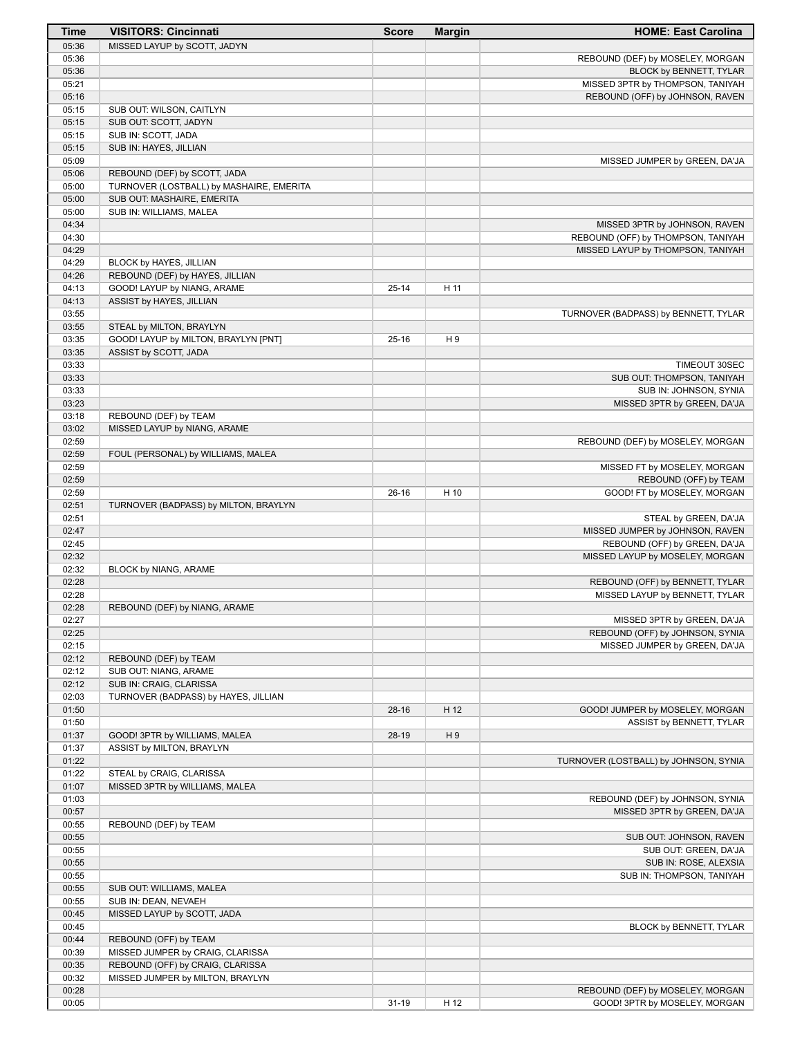| Time | VISITORS: Cincinnati | Score | Margin | HOME: East Carolina |
| --- | --- | --- | --- | --- |
| 05:36 | MISSED LAYUP by SCOTT, JADYN | | | |
| 05:36 | | | | REBOUND (DEF) by MOSELEY, MORGAN |
| 05:36 | | | | BLOCK by BENNETT, TYLAR |
| 05:21 | | | | MISSED 3PTR by THOMPSON, TANIYAH |
| 05:16 | | | | REBOUND (OFF) by JOHNSON, RAVEN |
| 05:15 | SUB OUT: WILSON, CAITLYN | | | |
| 05:15 | SUB OUT: SCOTT, JADYN | | | |
| 05:15 | SUB IN: SCOTT, JADA | | | |
| 05:15 | SUB IN: HAYES, JILLIAN | | | |
| 05:09 | | | | MISSED JUMPER by GREEN, DA'JA |
| 05:06 | REBOUND (DEF) by SCOTT, JADA | | | |
| 05:00 | TURNOVER (LOSTBALL) by MASHAIRE, EMERITA | | | |
| 05:00 | SUB OUT: MASHAIRE, EMERITA | | | |
| 05:00 | SUB IN: WILLIAMS, MALEA | | | |
| 04:34 | | | | MISSED 3PTR by JOHNSON, RAVEN |
| 04:30 | | | | REBOUND (OFF) by THOMPSON, TANIYAH |
| 04:29 | | | | MISSED LAYUP by THOMPSON, TANIYAH |
| 04:29 | BLOCK by HAYES, JILLIAN | | | |
| 04:26 | REBOUND (DEF) by HAYES, JILLIAN | | | |
| 04:13 | GOOD! LAYUP by NIANG, ARAME | 25-14 | H 11 | |
| 04:13 | ASSIST by HAYES, JILLIAN | | | |
| 03:55 | | | | TURNOVER (BADPASS) by BENNETT, TYLAR |
| 03:55 | STEAL by MILTON, BRAYLYN | | | |
| 03:35 | GOOD! LAYUP by MILTON, BRAYLYN [PNT] | 25-16 | H 9 | |
| 03:35 | ASSIST by SCOTT, JADA | | | |
| 03:33 | | | | TIMEOUT 30SEC |
| 03:33 | | | | SUB OUT: THOMPSON, TANIYAH |
| 03:33 | | | | SUB IN: JOHNSON, SYNIA |
| 03:23 | | | | MISSED 3PTR by GREEN, DA'JA |
| 03:18 | REBOUND (DEF) by TEAM | | | |
| 03:02 | MISSED LAYUP by NIANG, ARAME | | | |
| 02:59 | | | | REBOUND (DEF) by MOSELEY, MORGAN |
| 02:59 | FOUL (PERSONAL) by WILLIAMS, MALEA | | | |
| 02:59 | | | | MISSED FT by MOSELEY, MORGAN |
| 02:59 | | | | REBOUND (OFF) by TEAM |
| 02:59 | | 26-16 | H 10 | GOOD! FT by MOSELEY, MORGAN |
| 02:51 | TURNOVER (BADPASS) by MILTON, BRAYLYN | | | |
| 02:51 | | | | STEAL by GREEN, DA'JA |
| 02:47 | | | | MISSED JUMPER by JOHNSON, RAVEN |
| 02:45 | | | | REBOUND (OFF) by GREEN, DA'JA |
| 02:32 | | | | MISSED LAYUP by MOSELEY, MORGAN |
| 02:32 | BLOCK by NIANG, ARAME | | | |
| 02:28 | | | | REBOUND (OFF) by BENNETT, TYLAR |
| 02:28 | | | | MISSED LAYUP by BENNETT, TYLAR |
| 02:28 | REBOUND (DEF) by NIANG, ARAME | | | |
| 02:27 | | | | MISSED 3PTR by GREEN, DA'JA |
| 02:25 | | | | REBOUND (OFF) by JOHNSON, SYNIA |
| 02:15 | | | | MISSED JUMPER by GREEN, DA'JA |
| 02:12 | REBOUND (DEF) by TEAM | | | |
| 02:12 | SUB OUT: NIANG, ARAME | | | |
| 02:12 | SUB IN: CRAIG, CLARISSA | | | |
| 02:03 | TURNOVER (BADPASS) by HAYES, JILLIAN | | | |
| 01:50 | | 28-16 | H 12 | GOOD! JUMPER by MOSELEY, MORGAN |
| 01:50 | | | | ASSIST by BENNETT, TYLAR |
| 01:37 | GOOD! 3PTR by WILLIAMS, MALEA | 28-19 | H 9 | |
| 01:37 | ASSIST by MILTON, BRAYLYN | | | |
| 01:22 | | | | TURNOVER (LOSTBALL) by JOHNSON, SYNIA |
| 01:22 | STEAL by CRAIG, CLARISSA | | | |
| 01:07 | MISSED 3PTR by WILLIAMS, MALEA | | | |
| 01:03 | | | | REBOUND (DEF) by JOHNSON, SYNIA |
| 00:57 | | | | MISSED 3PTR by GREEN, DA'JA |
| 00:55 | REBOUND (DEF) by TEAM | | | |
| 00:55 | | | | SUB OUT: JOHNSON, RAVEN |
| 00:55 | | | | SUB OUT: GREEN, DA'JA |
| 00:55 | | | | SUB IN: ROSE, ALEXSIA |
| 00:55 | | | | SUB IN: THOMPSON, TANIYAH |
| 00:55 | SUB OUT: WILLIAMS, MALEA | | | |
| 00:55 | SUB IN: DEAN, NEVAEH | | | |
| 00:45 | MISSED LAYUP by SCOTT, JADA | | | |
| 00:45 | | | | BLOCK by BENNETT, TYLAR |
| 00:44 | REBOUND (OFF) by TEAM | | | |
| 00:39 | MISSED JUMPER by CRAIG, CLARISSA | | | |
| 00:35 | REBOUND (OFF) by CRAIG, CLARISSA | | | |
| 00:32 | MISSED JUMPER by MILTON, BRAYLYN | | | |
| 00:28 | | | | REBOUND (DEF) by MOSELEY, MORGAN |
| 00:05 | | 31-19 | H 12 | GOOD! 3PTR by MOSELEY, MORGAN |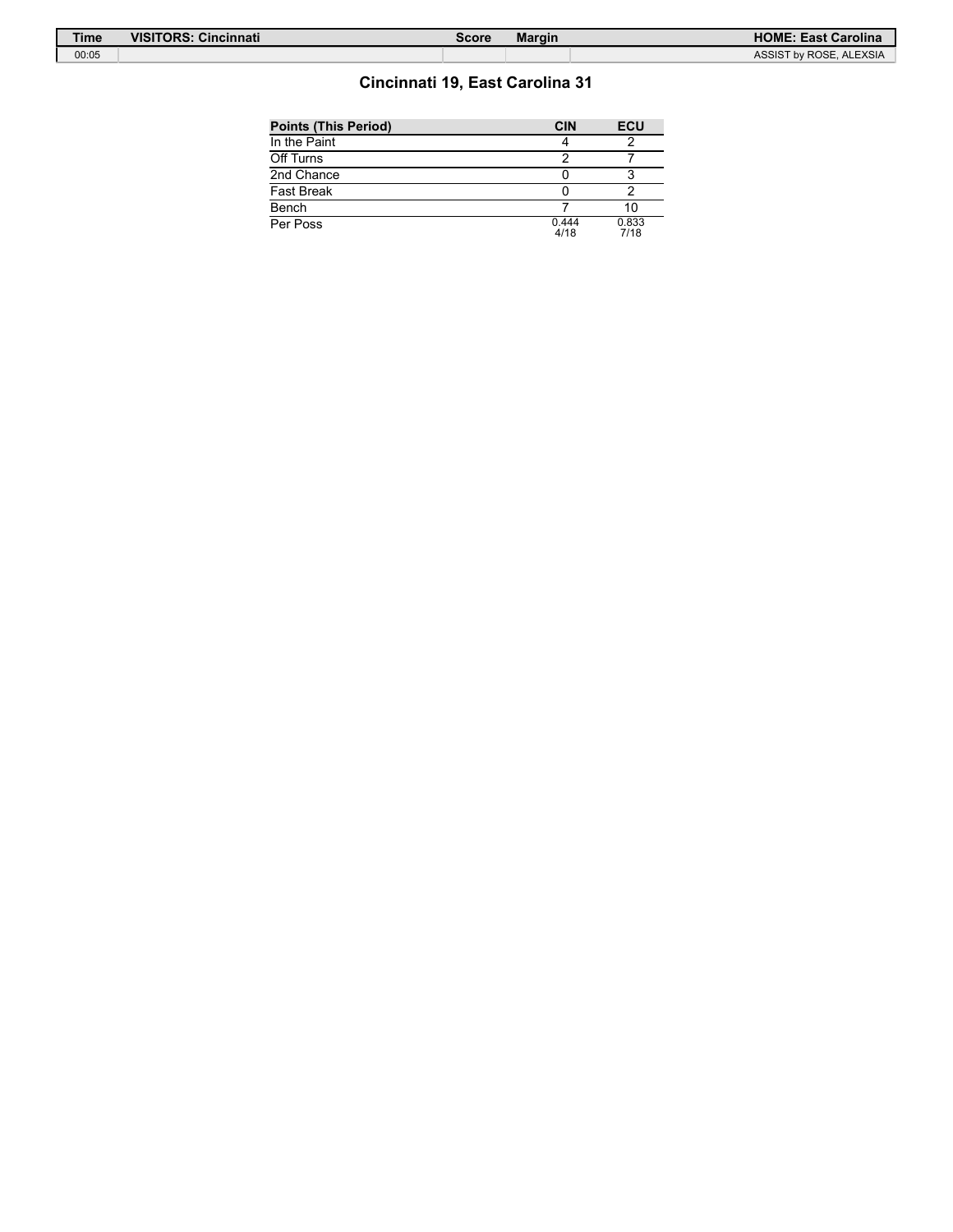| Time | VISITORS: Cincinnati | Score | Margin | HOME: East Carolina |
| --- | --- | --- | --- | --- |
| 00:05 | | | | ASSIST by ROSE, ALEXSIA |

## Cincinnati 19, East Carolina 31

| Points (This Period) | CIN | ECU |
| --- | --- | --- |
| In the Paint | 4 | 2 |
| Off Turns | 2 | 7 |
| 2nd Chance | 0 | 3 |
| Fast Break | 0 | 2 |
| Bench | 7 | 10 |
| Per Poss | 0.444 4/18 | 0.833 7/18 |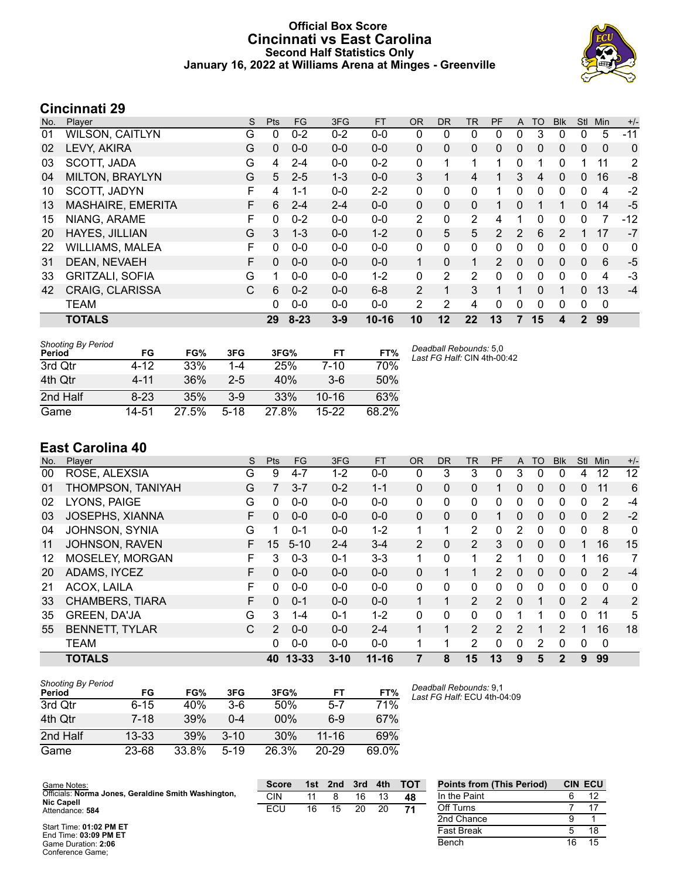# Official Box Score
# Cincinnati vs East Carolina
### Second Half Statistics Only
### January 16, 2022 at Williams Arena at Minges - Greenville

## Cincinnati 29

| No. | Player | S | Pts | FG | 3FG | FT | OR | DR | TR | PF | A | TO | Blk | Stl | Min | +/- |
|---|---|---|---|---|---|---|---|---|---|---|---|---|---|---|---|---|
| 01 | WILSON, CAITLYN | G | 0 | 0-2 | 0-2 | 0-0 | 0 | 0 | 0 | 0 | 0 | 3 | 0 | 0 | 5 | -11 |
| 02 | LEVY, AKIRA | G | 0 | 0-0 | 0-0 | 0-0 | 0 | 0 | 0 | 0 | 0 | 0 | 0 | 0 | 0 | 0 |
| 03 | SCOTT, JADA | G | 4 | 2-4 | 0-0 | 0-2 | 0 | 1 | 1 | 1 | 0 | 1 | 0 | 1 | 11 | 2 |
| 04 | MILTON, BRAYLYN | G | 5 | 2-5 | 1-3 | 0-0 | 3 | 1 | 4 | 1 | 3 | 4 | 0 | 0 | 16 | -8 |
| 10 | SCOTT, JADYN | F | 4 | 1-1 | 0-0 | 2-2 | 0 | 0 | 0 | 1 | 0 | 0 | 0 | 0 | 4 | -2 |
| 13 | MASHAIRE, EMERITA | F | 6 | 2-4 | 2-4 | 0-0 | 0 | 0 | 0 | 1 | 0 | 1 | 1 | 0 | 14 | -5 |
| 15 | NIANG, ARAME | F | 0 | 0-2 | 0-0 | 0-0 | 2 | 0 | 2 | 4 | 1 | 0 | 0 | 0 | 7 | -12 |
| 20 | HAYES, JILLIAN | G | 3 | 1-3 | 0-0 | 1-2 | 0 | 5 | 5 | 2 | 2 | 6 | 2 | 1 | 17 | -7 |
| 22 | WILLIAMS, MALEA | F | 0 | 0-0 | 0-0 | 0-0 | 0 | 0 | 0 | 0 | 0 | 0 | 0 | 0 | 0 | 0 |
| 31 | DEAN, NEVAEH | F | 0 | 0-0 | 0-0 | 0-0 | 1 | 0 | 1 | 2 | 0 | 0 | 0 | 0 | 6 | -5 |
| 33 | GRITZALI, SOFIA | G | 1 | 0-0 | 0-0 | 1-2 | 0 | 2 | 2 | 0 | 0 | 0 | 0 | 0 | 4 | -3 |
| 42 | CRAIG, CLARISSA | C | 6 | 0-2 | 0-0 | 6-8 | 2 | 1 | 3 | 1 | 1 | 0 | 1 | 0 | 13 | -4 |
| | TEAM | | 0 | 0-0 | 0-0 | 0-0 | 2 | 2 | 4 | 0 | 0 | 0 | 0 | 0 | 0 | |
| | **TOTALS** | | **29** | **8-23** | **3-9** | **10-16** | **10** | **12** | **22** | **13** | **7** | **15** | **4** | **2** | **99** | |

| Shooting By Period | FG | FG% | 3FG | 3FG% | FT | FT% |
|---|---|---|---|---|---|---|
| 3rd Qtr | 4-12 | 33% | 1-4 | 25% | 7-10 | 70% |
| 4th Qtr | 4-11 | 36% | 2-5 | 40% | 3-6 | 50% |
| 2nd Half | 8-23 | 35% | 3-9 | 33% | 10-16 | 63% |
| Game | 14-51 | 27.5% | 5-18 | 27.8% | 15-22 | 68.2% |

*Deadball Rebounds:* 5,0
*Last FG Half:* CIN 4th-00:42

## East Carolina 40

| No. | Player | S | Pts | FG | 3FG | FT | OR | DR | TR | PF | A | TO | Blk | Stl | Min | +/- |
|---|---|---|---|---|---|---|---|---|---|---|---|---|---|---|---|---|
| 00 | ROSE, ALEXSIA | G | 9 | 4-7 | 1-2 | 0-0 | 0 | 3 | 3 | 0 | 3 | 0 | 0 | 4 | 12 | 12 |
| 01 | THOMPSON, TANIYAH | G | 7 | 3-7 | 0-2 | 1-1 | 0 | 0 | 0 | 1 | 0 | 0 | 0 | 0 | 11 | 6 |
| 02 | LYONS, PAIGE | G | 0 | 0-0 | 0-0 | 0-0 | 0 | 0 | 0 | 0 | 0 | 0 | 0 | 0 | 2 | -4 |
| 03 | JOSEPHS, XIANNA | F | 0 | 0-0 | 0-0 | 0-0 | 0 | 0 | 0 | 1 | 0 | 0 | 0 | 0 | 2 | -2 |
| 04 | JOHNSON, SYNIA | G | 1 | 0-1 | 0-0 | 1-2 | 1 | 1 | 2 | 0 | 2 | 0 | 0 | 0 | 8 | 0 |
| 11 | JOHNSON, RAVEN | F | 15 | 5-10 | 2-4 | 3-4 | 2 | 0 | 2 | 3 | 0 | 0 | 0 | 1 | 16 | 15 |
| 12 | MOSELEY, MORGAN | F | 3 | 0-3 | 0-1 | 3-3 | 1 | 0 | 1 | 2 | 1 | 0 | 0 | 1 | 16 | 7 |
| 20 | ADAMS, IYCEZ | F | 0 | 0-0 | 0-0 | 0-0 | 0 | 1 | 1 | 2 | 0 | 0 | 0 | 0 | 2 | -4 |
| 21 | ACOX, LAILA | F | 0 | 0-0 | 0-0 | 0-0 | 0 | 0 | 0 | 0 | 0 | 0 | 0 | 0 | 0 | 0 |
| 33 | CHAMBERS, TIARA | F | 0 | 0-1 | 0-0 | 0-0 | 1 | 1 | 2 | 2 | 0 | 1 | 0 | 2 | 4 | 2 |
| 35 | GREEN, DA'JA | G | 3 | 1-4 | 0-1 | 1-2 | 0 | 0 | 0 | 0 | 1 | 1 | 0 | 0 | 11 | 5 |
| 55 | BENNETT, TYLAR | C | 2 | 0-0 | 0-0 | 2-4 | 1 | 1 | 2 | 2 | 2 | 1 | 2 | 1 | 16 | 18 |
| | TEAM | | 0 | 0-0 | 0-0 | 0-0 | 1 | 1 | 2 | 0 | 0 | 2 | 0 | 0 | 0 | |
| | **TOTALS** | | **40** | **13-33** | **3-10** | **11-16** | **7** | **8** | **15** | **13** | **9** | **5** | **2** | **9** | **99** | |

| Shooting By Period | FG | FG% | 3FG | 3FG% | FT | FT% |
|---|---|---|---|---|---|---|
| 3rd Qtr | 6-15 | 40% | 3-6 | 50% | 5-7 | 71% |
| 4th Qtr | 7-18 | 39% | 0-4 | 00% | 6-9 | 67% |
| 2nd Half | 13-33 | 39% | 3-10 | 30% | 11-16 | 69% |
| Game | 23-68 | 33.8% | 5-19 | 26.3% | 20-29 | 69.0% |

*Deadball Rebounds:* 9,1
*Last FG Half:* ECU 4th-04:09

Game Notes:
Officials: **Norma Jones, Geraldine Smith Washington, Nic Capell**
Attendance: **584**

Start Time: **01:02 PM ET**
End Time: **03:09 PM ET**
Game Duration: **2:06**
Conference Game;

| Score | 1st | 2nd | 3rd | 4th | TOT |
|---|---|---|---|---|---|
| CIN | 11 | 8 | 16 | 13 | 48 |
| ECU | 16 | 15 | 20 | 20 | 71 |

| Points from (This Period) | CIN | ECU |
|---|---|---|
| In the Paint | 6 | 12 |
| Off Turns | 7 | 17 |
| 2nd Chance | 9 | 1 |
| Fast Break | 5 | 18 |
| Bench | 16 | 15 |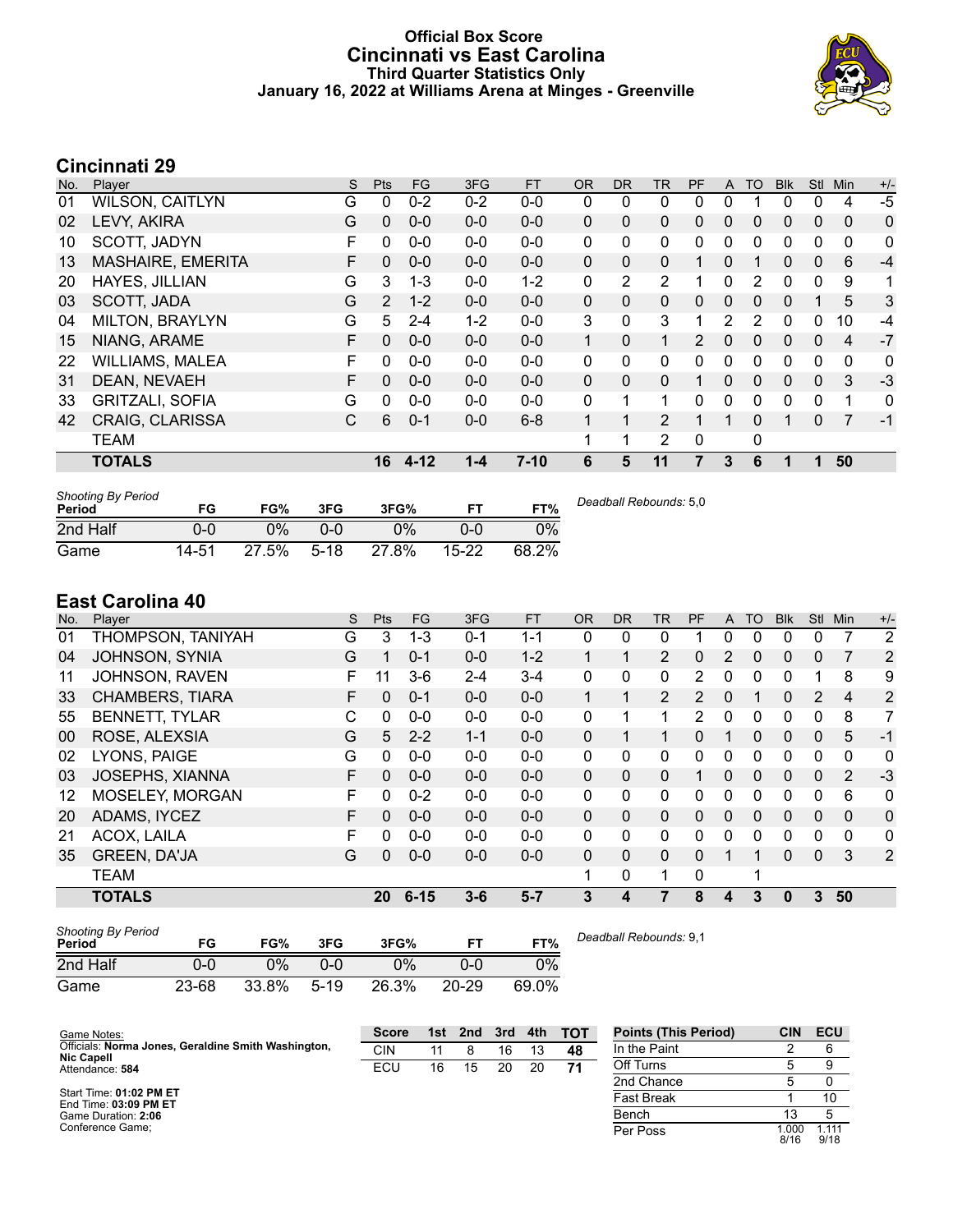# Official Box Score
# Cincinnati vs East Carolina
### Third Quarter Statistics Only
### January 16, 2022 at Williams Arena at Minges - Greenville

## Cincinnati 29

| No. | Player | S | Pts | FG | 3FG | FT | OR | DR | TR | PF | A | TO | Blk | Stl | Min | +/- |
|---|---|---|---|---|---|---|---|---|---|---|---|---|---|---|---|---|
| 01 | WILSON, CAITLYN | G | 0 | 0-2 | 0-2 | 0-0 | 0 | 0 | 0 | 0 | 0 | 1 | 0 | 0 | 4 | -5 |
| 02 | LEVY, AKIRA | G | 0 | 0-0 | 0-0 | 0-0 | 0 | 0 | 0 | 0 | 0 | 0 | 0 | 0 | 0 | 0 |
| 10 | SCOTT, JADYN | F | 0 | 0-0 | 0-0 | 0-0 | 0 | 0 | 0 | 0 | 0 | 0 | 0 | 0 | 0 | 0 |
| 13 | MASHAIRE, EMERITA | F | 0 | 0-0 | 0-0 | 0-0 | 0 | 0 | 0 | 1 | 0 | 1 | 0 | 0 | 6 | -4 |
| 20 | HAYES, JILLIAN | G | 3 | 1-3 | 0-0 | 1-2 | 0 | 2 | 2 | 1 | 0 | 2 | 0 | 0 | 9 | 1 |
| 03 | SCOTT, JADA | G | 2 | 1-2 | 0-0 | 0-0 | 0 | 0 | 0 | 0 | 0 | 0 | 0 | 1 | 5 | 3 |
| 04 | MILTON, BRAYLYN | G | 5 | 2-4 | 1-2 | 0-0 | 3 | 0 | 3 | 1 | 2 | 2 | 0 | 0 | 10 | -4 |
| 15 | NIANG, ARAME | F | 0 | 0-0 | 0-0 | 0-0 | 1 | 0 | 1 | 2 | 0 | 0 | 0 | 0 | 4 | -7 |
| 22 | WILLIAMS, MALEA | F | 0 | 0-0 | 0-0 | 0-0 | 0 | 0 | 0 | 0 | 0 | 0 | 0 | 0 | 0 | 0 |
| 31 | DEAN, NEVAEH | F | 0 | 0-0 | 0-0 | 0-0 | 0 | 0 | 0 | 1 | 0 | 0 | 0 | 0 | 3 | -3 |
| 33 | GRITZALI, SOFIA | G | 0 | 0-0 | 0-0 | 0-0 | 0 | 1 | 1 | 0 | 0 | 0 | 0 | 0 | 1 | 0 |
| 42 | CRAIG, CLARISSA | C | 6 | 0-1 | 0-0 | 6-8 | 1 | 1 | 2 | 1 | 1 | 0 | 1 | 0 | 7 | -1 |
| | TEAM | | | | | | 1 | 1 | 2 | 0 | | 0 | | | | |
| | **TOTALS** | | **16** | **4-12** | **1-4** | **7-10** | **6** | **5** | **11** | **7** | **3** | **6** | **1** | **1** | **50** | |

| Shooting By Period Period | FG | FG% | 3FG | 3FG% | FT | FT% |
|---|---|---|---|---|---|---|
| 2nd Half | 0-0 | 0% | 0-0 | 0% | 0-0 | 0% |
| Game | 14-51 | 27.5% | 5-18 | 27.8% | 15-22 | 68.2% |

*Deadball Rebounds:* 5,0

## East Carolina 40

| No. | Player | S | Pts | FG | 3FG | FT | OR | DR | TR | PF | A | TO | Blk | Stl | Min | +/- |
|---|---|---|---|---|---|---|---|---|---|---|---|---|---|---|---|---|
| 01 | THOMPSON, TANIYAH | G | 3 | 1-3 | 0-1 | 1-1 | 0 | 0 | 0 | 1 | 0 | 0 | 0 | 0 | 7 | 2 |
| 04 | JOHNSON, SYNIA | G | 1 | 0-1 | 0-0 | 1-2 | 1 | 1 | 2 | 0 | 2 | 0 | 0 | 0 | 7 | 2 |
| 11 | JOHNSON, RAVEN | F | 11 | 3-6 | 2-4 | 3-4 | 0 | 0 | 0 | 2 | 0 | 0 | 0 | 1 | 8 | 9 |
| 33 | CHAMBERS, TIARA | F | 0 | 0-1 | 0-0 | 0-0 | 1 | 1 | 2 | 2 | 0 | 1 | 0 | 2 | 4 | 2 |
| 55 | BENNETT, TYLAR | C | 0 | 0-0 | 0-0 | 0-0 | 0 | 1 | 1 | 2 | 0 | 0 | 0 | 0 | 8 | 7 |
| 00 | ROSE, ALEXSIA | G | 5 | 2-2 | 1-1 | 0-0 | 0 | 1 | 1 | 0 | 1 | 0 | 0 | 0 | 5 | -1 |
| 02 | LYONS, PAIGE | G | 0 | 0-0 | 0-0 | 0-0 | 0 | 0 | 0 | 0 | 0 | 0 | 0 | 0 | 0 | 0 |
| 03 | JOSEPHS, XIANNA | F | 0 | 0-0 | 0-0 | 0-0 | 0 | 0 | 0 | 1 | 0 | 0 | 0 | 0 | 2 | -3 |
| 12 | MOSELEY, MORGAN | F | 0 | 0-2 | 0-0 | 0-0 | 0 | 0 | 0 | 0 | 0 | 0 | 0 | 0 | 6 | 0 |
| 20 | ADAMS, IYCEZ | F | 0 | 0-0 | 0-0 | 0-0 | 0 | 0 | 0 | 0 | 0 | 0 | 0 | 0 | 0 | 0 |
| 21 | ACOX, LAILA | F | 0 | 0-0 | 0-0 | 0-0 | 0 | 0 | 0 | 0 | 0 | 0 | 0 | 0 | 0 | 0 |
| 35 | GREEN, DA'JA | G | 0 | 0-0 | 0-0 | 0-0 | 0 | 0 | 0 | 0 | 1 | 1 | 0 | 0 | 3 | 2 |
| | TEAM | | | | | | 1 | 0 | 1 | 0 | | 1 | | | | |
| | **TOTALS** | | **20** | **6-15** | **3-6** | **5-7** | **3** | **4** | **7** | **8** | **4** | **3** | **0** | **3** | **50** | |

| Shooting By Period Period | FG | FG% | 3FG | 3FG% | FT | FT% |
|---|---|---|---|---|---|---|
| 2nd Half | 0-0 | 0% | 0-0 | 0% | 0-0 | 0% |
| Game | 23-68 | 33.8% | 5-19 | 26.3% | 20-29 | 69.0% |

*Deadball Rebounds:* 9,1

Game Notes:
Officials: **Norma Jones, Geraldine Smith Washington, Nic Capell**
Attendance: **584**

Start Time: **01:02 PM ET**
End Time: **03:09 PM ET**
Game Duration: **2:06**
Conference Game;

| Score | 1st | 2nd | 3rd | 4th | TOT |
|---|---|---|---|---|---|
| CIN | 11 | 8 | 16 | 13 | **48** |
| ECU | 16 | 15 | 20 | 20 | **71** |

| Points (This Period) | CIN | ECU |
|---|---|---|
| In the Paint | 2 | 6 |
| Off Turns | 5 | 9 |
| 2nd Chance | 5 | 0 |
| Fast Break | 1 | 10 |
| Bench | 13 | 5 |
| Per Poss | 1.000 8/16 | 1.111 9/18 |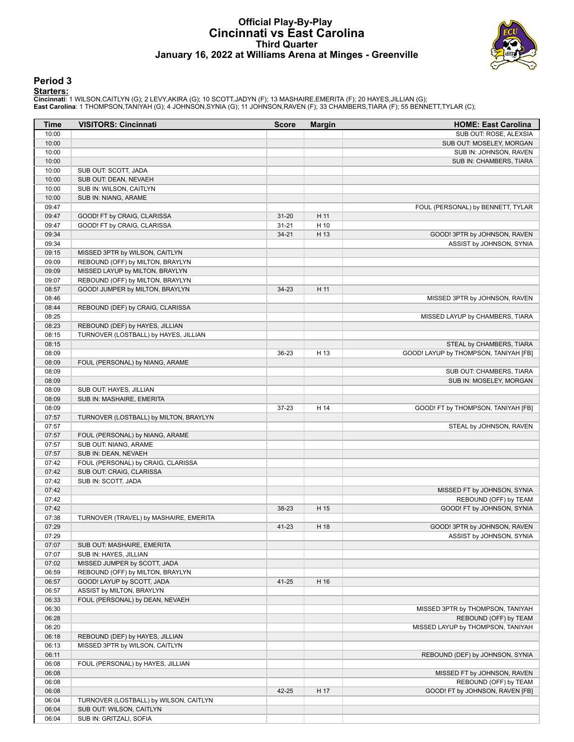# Official Play-By-Play
# Cincinnati vs East Carolina
## Third Quarter
## January 16, 2022 at Williams Arena at Minges - Greenville

## Period 3

**Starters:**

**Cincinnati**: 1 WILSON,CAITLYN (G); 2 LEVY,AKIRA (G); 10 SCOTT,JADYN (F); 13 MASHAIRE,EMERITA (F); 20 HAYES,JILLIAN (G);
**East Carolina**: 1 THOMPSON,TANIYAH (G); 4 JOHNSON,SYNIA (G); 11 JOHNSON,RAVEN (F); 33 CHAMBERS,TIARA (F); 55 BENNETT,TYLAR (C);

| Time | VISITORS: Cincinnati | Score | Margin | HOME: East Carolina |
|---|---|---|---|---|
| 10:00 | | | | SUB OUT: ROSE, ALEXSIA |
| 10:00 | | | | SUB OUT: MOSELEY, MORGAN |
| 10:00 | | | | SUB IN: JOHNSON, RAVEN |
| 10:00 | | | | SUB IN: CHAMBERS, TIARA |
| 10:00 | SUB OUT: SCOTT, JADA | | | |
| 10:00 | SUB OUT: DEAN, NEVAEH | | | |
| 10:00 | SUB IN: WILSON, CAITLYN | | | |
| 10:00 | SUB IN: NIANG, ARAME | | | |
| 09:47 | | | | FOUL (PERSONAL) by BENNETT, TYLAR |
| 09:47 | GOOD! FT by CRAIG, CLARISSA | 31-20 | H 11 | |
| 09:47 | GOOD! FT by CRAIG, CLARISSA | 31-21 | H 10 | |
| 09:34 | | 34-21 | H 13 | GOOD! 3PTR by JOHNSON, RAVEN |
| 09:34 | | | | ASSIST by JOHNSON, SYNIA |
| 09:15 | MISSED 3PTR by WILSON, CAITLYN | | | |
| 09:09 | REBOUND (OFF) by MILTON, BRAYLYN | | | |
| 09:09 | MISSED LAYUP by MILTON, BRAYLYN | | | |
| 09:07 | REBOUND (OFF) by MILTON, BRAYLYN | | | |
| 08:57 | GOOD! JUMPER by MILTON, BRAYLYN | 34-23 | H 11 | |
| 08:46 | | | | MISSED 3PTR by JOHNSON, RAVEN |
| 08:44 | REBOUND (DEF) by CRAIG, CLARISSA | | | |
| 08:25 | | | | MISSED LAYUP by CHAMBERS, TIARA |
| 08:23 | REBOUND (DEF) by HAYES, JILLIAN | | | |
| 08:15 | TURNOVER (LOSTBALL) by HAYES, JILLIAN | | | |
| 08:15 | | | | STEAL by CHAMBERS, TIARA |
| 08:09 | | 36-23 | H 13 | GOOD! LAYUP by THOMPSON, TANIYAH [FB] |
| 08:09 | FOUL (PERSONAL) by NIANG, ARAME | | | |
| 08:09 | | | | SUB OUT: CHAMBERS, TIARA |
| 08:09 | | | | SUB IN: MOSELEY, MORGAN |
| 08:09 | SUB OUT: HAYES, JILLIAN | | | |
| 08:09 | SUB IN: MASHAIRE, EMERITA | | | |
| 08:09 | | 37-23 | H 14 | GOOD! FT by THOMPSON, TANIYAH [FB] |
| 07:57 | TURNOVER (LOSTBALL) by MILTON, BRAYLYN | | | |
| 07:57 | | | | STEAL by JOHNSON, RAVEN |
| 07:57 | FOUL (PERSONAL) by NIANG, ARAME | | | |
| 07:57 | SUB OUT: NIANG, ARAME | | | |
| 07:57 | SUB IN: DEAN, NEVAEH | | | |
| 07:42 | FOUL (PERSONAL) by CRAIG, CLARISSA | | | |
| 07:42 | SUB OUT: CRAIG, CLARISSA | | | |
| 07:42 | SUB IN: SCOTT, JADA | | | |
| 07:42 | | | | MISSED FT by JOHNSON, SYNIA |
| 07:42 | | | | REBOUND (OFF) by TEAM |
| 07:42 | | 38-23 | H 15 | GOOD! FT by JOHNSON, SYNIA |
| 07:38 | TURNOVER (TRAVEL) by MASHAIRE, EMERITA | | | |
| 07:29 | | 41-23 | H 18 | GOOD! 3PTR by JOHNSON, RAVEN |
| 07:29 | | | | ASSIST by JOHNSON, SYNIA |
| 07:07 | SUB OUT: MASHAIRE, EMERITA | | | |
| 07:07 | SUB IN: HAYES, JILLIAN | | | |
| 07:02 | MISSED JUMPER by SCOTT, JADA | | | |
| 06:59 | REBOUND (OFF) by MILTON, BRAYLYN | | | |
| 06:57 | GOOD! LAYUP by SCOTT, JADA | 41-25 | H 16 | |
| 06:57 | ASSIST by MILTON, BRAYLYN | | | |
| 06:33 | FOUL (PERSONAL) by DEAN, NEVAEH | | | |
| 06:30 | | | | MISSED 3PTR by THOMPSON, TANIYAH |
| 06:28 | | | | REBOUND (OFF) by TEAM |
| 06:20 | | | | MISSED LAYUP by THOMPSON, TANIYAH |
| 06:18 | REBOUND (DEF) by HAYES, JILLIAN | | | |
| 06:13 | MISSED 3PTR by WILSON, CAITLYN | | | |
| 06:11 | | | | REBOUND (DEF) by JOHNSON, SYNIA |
| 06:08 | FOUL (PERSONAL) by HAYES, JILLIAN | | | |
| 06:08 | | | | MISSED FT by JOHNSON, RAVEN |
| 06:08 | | | | REBOUND (OFF) by TEAM |
| 06:08 | | 42-25 | H 17 | GOOD! FT by JOHNSON, RAVEN [FB] |
| 06:04 | TURNOVER (LOSTBALL) by WILSON, CAITLYN | | | |
| 06:04 | SUB OUT: WILSON, CAITLYN | | | |
| 06:04 | SUB IN: GRITZALI, SOFIA | | | |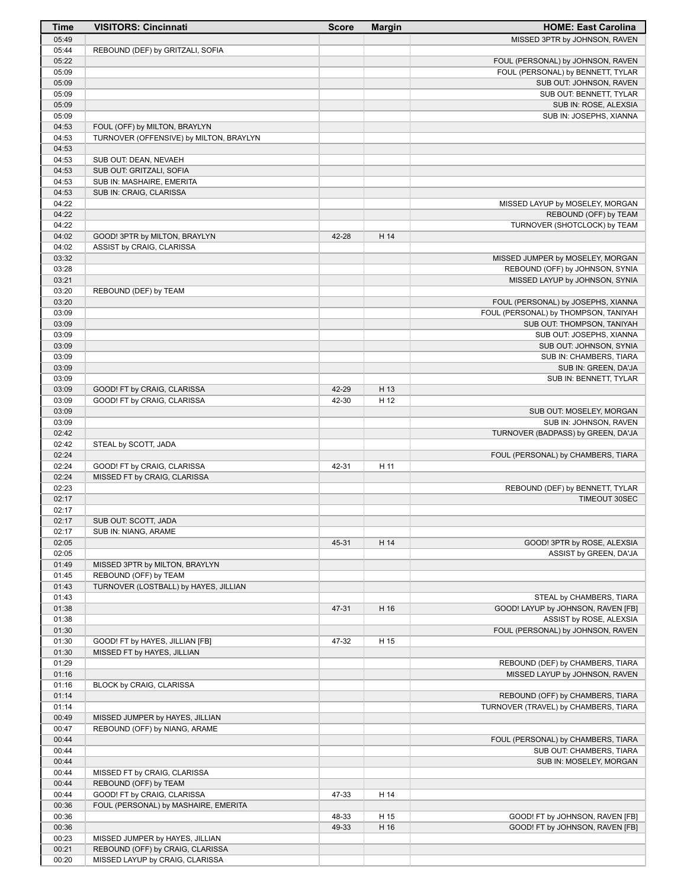| Time | VISITORS: Cincinnati | Score | Margin | HOME: East Carolina |
|---|---|---|---|---|
| 05:49 | | | | MISSED 3PTR by JOHNSON, RAVEN |
| 05:44 | REBOUND (DEF) by GRITZALI, SOFIA | | | |
| 05:22 | | | | FOUL (PERSONAL) by JOHNSON, RAVEN |
| 05:09 | | | | FOUL (PERSONAL) by BENNETT, TYLAR |
| 05:09 | | | | SUB OUT: JOHNSON, RAVEN |
| 05:09 | | | | SUB OUT: BENNETT, TYLAR |
| 05:09 | | | | SUB IN: ROSE, ALEXSIA |
| 05:09 | | | | SUB IN: JOSEPHS, XIANNA |
| 04:53 | FOUL (OFF) by MILTON, BRAYLYN | | | |
| 04:53 | TURNOVER (OFFENSIVE) by MILTON, BRAYLYN | | | |
| 04:53 | | | | |
| 04:53 | SUB OUT: DEAN, NEVAEH | | | |
| 04:53 | SUB OUT: GRITZALI, SOFIA | | | |
| 04:53 | SUB IN: MASHAIRE, EMERITA | | | |
| 04:53 | SUB IN: CRAIG, CLARISSA | | | |
| 04:22 | | | | MISSED LAYUP by MOSELEY, MORGAN |
| 04:22 | | | | REBOUND (OFF) by TEAM |
| 04:22 | | | | TURNOVER (SHOTCLOCK) by TEAM |
| 04:02 | GOOD! 3PTR by MILTON, BRAYLYN | 42-28 | H 14 | |
| 04:02 | ASSIST by CRAIG, CLARISSA | | | |
| 03:32 | | | | MISSED JUMPER by MOSELEY, MORGAN |
| 03:28 | | | | REBOUND (OFF) by JOHNSON, SYNIA |
| 03:21 | | | | MISSED LAYUP by JOHNSON, SYNIA |
| 03:20 | REBOUND (DEF) by TEAM | | | |
| 03:20 | | | | FOUL (PERSONAL) by JOSEPHS, XIANNA |
| 03:09 | | | | FOUL (PERSONAL) by THOMPSON, TANIYAH |
| 03:09 | | | | SUB OUT: THOMPSON, TANIYAH |
| 03:09 | | | | SUB OUT: JOSEPHS, XIANNA |
| 03:09 | | | | SUB OUT: JOHNSON, SYNIA |
| 03:09 | | | | SUB IN: CHAMBERS, TIARA |
| 03:09 | | | | SUB IN: GREEN, DA'JA |
| 03:09 | | | | SUB IN: BENNETT, TYLAR |
| 03:09 | GOOD! FT by CRAIG, CLARISSA | 42-29 | H 13 | |
| 03:09 | GOOD! FT by CRAIG, CLARISSA | 42-30 | H 12 | |
| 03:09 | | | | SUB OUT: MOSELEY, MORGAN |
| 03:09 | | | | SUB IN: JOHNSON, RAVEN |
| 02:42 | | | | TURNOVER (BADPASS) by GREEN, DA'JA |
| 02:42 | STEAL by SCOTT, JADA | | | |
| 02:24 | | | | FOUL (PERSONAL) by CHAMBERS, TIARA |
| 02:24 | GOOD! FT by CRAIG, CLARISSA | 42-31 | H 11 | |
| 02:24 | MISSED FT by CRAIG, CLARISSA | | | |
| 02:23 | | | | REBOUND (DEF) by BENNETT, TYLAR |
| 02:17 | | | | TIMEOUT 30SEC |
| 02:17 | | | | |
| 02:17 | SUB OUT: SCOTT, JADA | | | |
| 02:17 | SUB IN: NIANG, ARAME | | | |
| 02:05 | | 45-31 | H 14 | GOOD! 3PTR by ROSE, ALEXSIA |
| 02:05 | | | | ASSIST by GREEN, DA'JA |
| 01:49 | MISSED 3PTR by MILTON, BRAYLYN | | | |
| 01:45 | REBOUND (OFF) by TEAM | | | |
| 01:43 | TURNOVER (LOSTBALL) by HAYES, JILLIAN | | | |
| 01:43 | | | | STEAL by CHAMBERS, TIARA |
| 01:38 | | 47-31 | H 16 | GOOD! LAYUP by JOHNSON, RAVEN [FB] |
| 01:38 | | | | ASSIST by ROSE, ALEXSIA |
| 01:30 | | | | FOUL (PERSONAL) by JOHNSON, RAVEN |
| 01:30 | GOOD! FT by HAYES, JILLIAN [FB] | 47-32 | H 15 | |
| 01:30 | MISSED FT by HAYES, JILLIAN | | | |
| 01:29 | | | | REBOUND (DEF) by CHAMBERS, TIARA |
| 01:16 | | | | MISSED LAYUP by JOHNSON, RAVEN |
| 01:16 | BLOCK by CRAIG, CLARISSA | | | |
| 01:14 | | | | REBOUND (OFF) by CHAMBERS, TIARA |
| 01:14 | | | | TURNOVER (TRAVEL) by CHAMBERS, TIARA |
| 00:49 | MISSED JUMPER by HAYES, JILLIAN | | | |
| 00:47 | REBOUND (OFF) by NIANG, ARAME | | | |
| 00:44 | | | | FOUL (PERSONAL) by CHAMBERS, TIARA |
| 00:44 | | | | SUB OUT: CHAMBERS, TIARA |
| 00:44 | | | | SUB IN: MOSELEY, MORGAN |
| 00:44 | MISSED FT by CRAIG, CLARISSA | | | |
| 00:44 | REBOUND (OFF) by TEAM | | | |
| 00:44 | GOOD! FT by CRAIG, CLARISSA | 47-33 | H 14 | |
| 00:36 | FOUL (PERSONAL) by MASHAIRE, EMERITA | | | |
| 00:36 | | 48-33 | H 15 | GOOD! FT by JOHNSON, RAVEN [FB] |
| 00:36 | | 49-33 | H 16 | GOOD! FT by JOHNSON, RAVEN [FB] |
| 00:23 | MISSED JUMPER by HAYES, JILLIAN | | | |
| 00:21 | REBOUND (OFF) by CRAIG, CLARISSA | | | |
| 00:20 | MISSED LAYUP by CRAIG, CLARISSA | | | |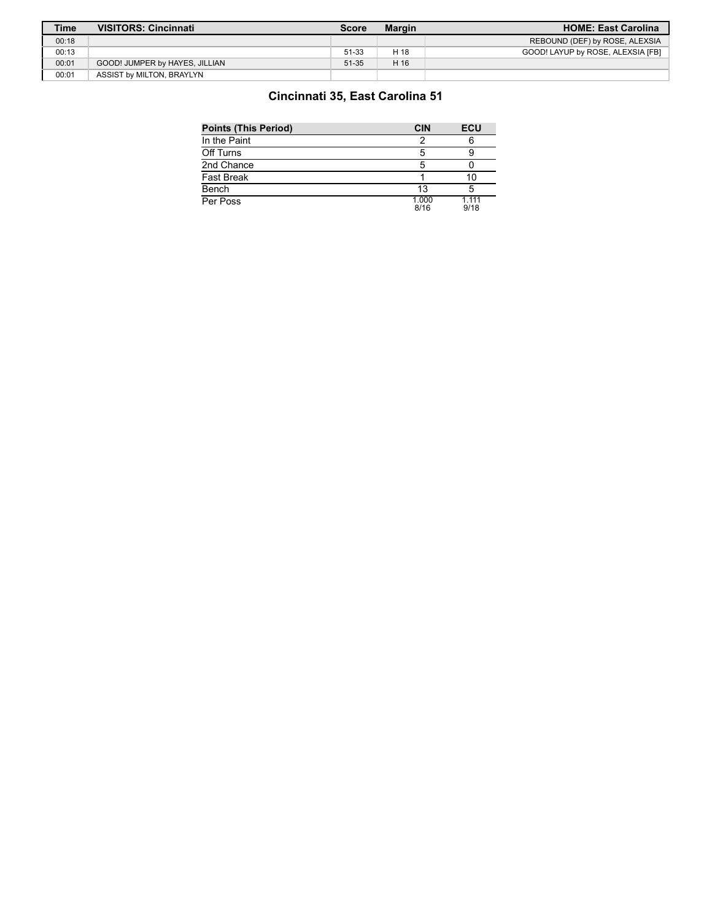| Time | VISITORS: Cincinnati | Score | Margin | HOME: East Carolina |
| --- | --- | --- | --- | --- |
| 00:18 | | | | REBOUND (DEF) by ROSE, ALEXSIA |
| 00:13 | | 51-33 | H 18 | GOOD! LAYUP by ROSE, ALEXSIA [FB] |
| 00:01 | GOOD! JUMPER by HAYES, JILLIAN | 51-35 | H 16 | |
| 00:01 | ASSIST by MILTON, BRAYLYN | | | |

## Cincinnati 35, East Carolina 51

| Points (This Period) | CIN | ECU |
| --- | --- | --- |
| In the Paint | 2 | 6 |
| Off Turns | 5 | 9 |
| 2nd Chance | 5 | 0 |
| Fast Break | 1 | 10 |
| Bench | 13 | 5 |
| Per Poss | 1.000 8/16 | 1.111 9/18 |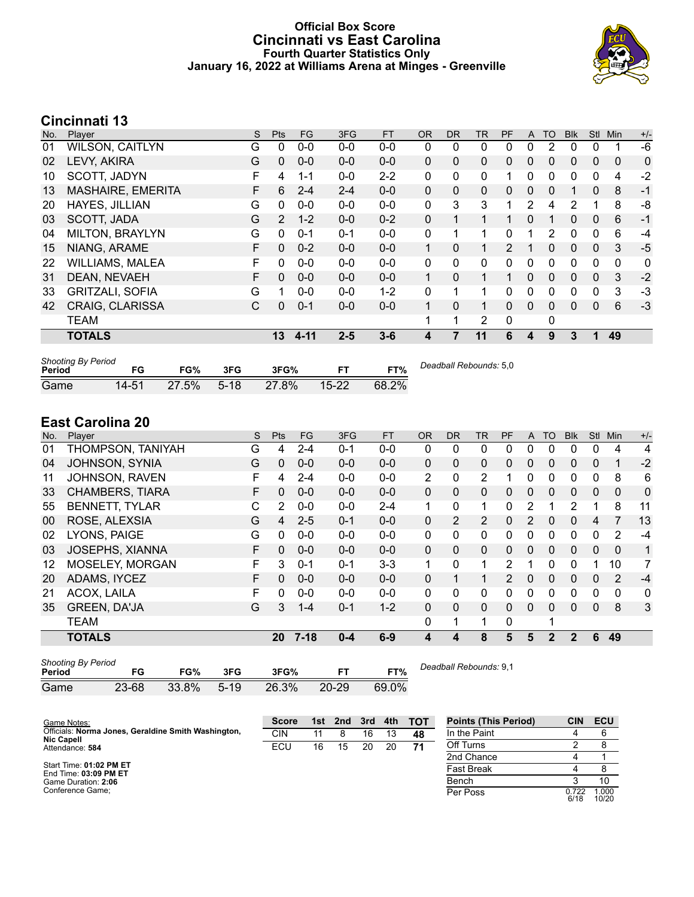# Official Box Score
## Cincinnati vs East Carolina
### Fourth Quarter Statistics Only
### January 16, 2022 at Williams Arena at Minges - Greenville

## Cincinnati 13

| No. | Player | S | Pts | FG | 3FG | FT | OR | DR | TR | PF | A | TO | Blk | Stl | Min | +/- |
|---|---|---|---|---|---|---|---|---|---|---|---|---|---|---|---|---|
| 01 | WILSON, CAITLYN | G | 0 | 0-0 | 0-0 | 0-0 | 0 | 0 | 0 | 0 | 0 | 2 | 0 | 0 | 1 | -6 |
| 02 | LEVY, AKIRA | G | 0 | 0-0 | 0-0 | 0-0 | 0 | 0 | 0 | 0 | 0 | 0 | 0 | 0 | 0 | 0 |
| 10 | SCOTT, JADYN | F | 4 | 1-1 | 0-0 | 2-2 | 0 | 0 | 0 | 1 | 0 | 0 | 0 | 0 | 4 | -2 |
| 13 | MASHAIRE, EMERITA | F | 6 | 2-4 | 2-4 | 0-0 | 0 | 0 | 0 | 0 | 0 | 0 | 1 | 0 | 8 | -1 |
| 20 | HAYES, JILLIAN | G | 0 | 0-0 | 0-0 | 0-0 | 0 | 3 | 3 | 1 | 2 | 4 | 2 | 1 | 8 | -8 |
| 03 | SCOTT, JADA | G | 2 | 1-2 | 0-0 | 0-2 | 0 | 1 | 1 | 1 | 0 | 1 | 0 | 0 | 6 | -1 |
| 04 | MILTON, BRAYLYN | G | 0 | 0-1 | 0-1 | 0-0 | 0 | 1 | 1 | 0 | 1 | 2 | 0 | 0 | 6 | -4 |
| 15 | NIANG, ARAME | F | 0 | 0-2 | 0-0 | 0-0 | 1 | 0 | 1 | 2 | 1 | 0 | 0 | 0 | 3 | -5 |
| 22 | WILLIAMS, MALEA | F | 0 | 0-0 | 0-0 | 0-0 | 0 | 0 | 0 | 0 | 0 | 0 | 0 | 0 | 0 | 0 |
| 31 | DEAN, NEVAEH | F | 0 | 0-0 | 0-0 | 0-0 | 1 | 0 | 1 | 1 | 0 | 0 | 0 | 0 | 3 | -2 |
| 33 | GRITZALI, SOFIA | G | 1 | 0-0 | 0-0 | 1-2 | 0 | 1 | 1 | 0 | 0 | 0 | 0 | 0 | 3 | -3 |
| 42 | CRAIG, CLARISSA | C | 0 | 0-1 | 0-0 | 0-0 | 1 | 0 | 1 | 0 | 0 | 0 | 0 | 0 | 6 | -3 |
| | TEAM | | | | | | 1 | 1 | 2 | 0 | | 0 | | | | |
| | **TOTALS** | | **13** | **4-11** | **2-5** | **3-6** | **4** | **7** | **11** | **6** | **4** | **9** | **3** | **1** | **49** | |

| Shooting By Period Period | FG | FG% | 3FG | 3FG% | FT | FT% |
|---|---|---|---|---|---|---|
| Game | 14-51 | 27.5% | 5-18 | 27.8% | 15-22 | 68.2% |

*Deadball Rebounds:* 5,0

## East Carolina 20

| No. | Player | S | Pts | FG | 3FG | FT | OR | DR | TR | PF | A | TO | Blk | Stl | Min | +/- |
|---|---|---|---|---|---|---|---|---|---|---|---|---|---|---|---|---|
| 01 | THOMPSON, TANIYAH | G | 4 | 2-4 | 0-1 | 0-0 | 0 | 0 | 0 | 0 | 0 | 0 | 0 | 0 | 4 | 4 |
| 04 | JOHNSON, SYNIA | G | 0 | 0-0 | 0-0 | 0-0 | 0 | 0 | 0 | 0 | 0 | 0 | 0 | 0 | 1 | -2 |
| 11 | JOHNSON, RAVEN | F | 4 | 2-4 | 0-0 | 0-0 | 2 | 0 | 2 | 1 | 0 | 0 | 0 | 0 | 8 | 6 |
| 33 | CHAMBERS, TIARA | F | 0 | 0-0 | 0-0 | 0-0 | 0 | 0 | 0 | 0 | 0 | 0 | 0 | 0 | 0 | 0 |
| 55 | BENNETT, TYLAR | C | 2 | 0-0 | 0-0 | 2-4 | 1 | 0 | 1 | 0 | 2 | 1 | 2 | 1 | 8 | 11 |
| 00 | ROSE, ALEXSIA | G | 4 | 2-5 | 0-1 | 0-0 | 0 | 2 | 2 | 0 | 2 | 0 | 0 | 4 | 7 | 13 |
| 02 | LYONS, PAIGE | G | 0 | 0-0 | 0-0 | 0-0 | 0 | 0 | 0 | 0 | 0 | 0 | 0 | 0 | 2 | -4 |
| 03 | JOSEPHS, XIANNA | F | 0 | 0-0 | 0-0 | 0-0 | 0 | 0 | 0 | 0 | 0 | 0 | 0 | 0 | 0 | 1 |
| 12 | MOSELEY, MORGAN | F | 3 | 0-1 | 0-1 | 3-3 | 1 | 0 | 1 | 2 | 1 | 0 | 0 | 1 | 10 | 7 |
| 20 | ADAMS, IYCEZ | F | 0 | 0-0 | 0-0 | 0-0 | 0 | 1 | 1 | 2 | 0 | 0 | 0 | 0 | 2 | -4 |
| 21 | ACOX, LAILA | F | 0 | 0-0 | 0-0 | 0-0 | 0 | 0 | 0 | 0 | 0 | 0 | 0 | 0 | 0 | 0 |
| 35 | GREEN, DA'JA | G | 3 | 1-4 | 0-1 | 1-2 | 0 | 0 | 0 | 0 | 0 | 0 | 0 | 0 | 8 | 3 |
| | TEAM | | | | | | 0 | 1 | 1 | 0 | | 1 | | | | |
| | **TOTALS** | | **20** | **7-18** | **0-4** | **6-9** | **4** | **4** | **8** | **5** | **5** | **2** | **2** | **6** | **49** | |

| Shooting By Period Period | FG | FG% | 3FG | 3FG% | FT | FT% |
|---|---|---|---|---|---|---|
| Game | 23-68 | 33.8% | 5-19 | 26.3% | 20-29 | 69.0% |

*Deadball Rebounds:* 9,1

Game Notes:
Officials: **Norma Jones, Geraldine Smith Washington, Nic Capell**
Attendance: **584**

Start Time: **01:02 PM ET**
End Time: **03:09 PM ET**
Game Duration: **2:06**
Conference Game;

| Score | 1st | 2nd | 3rd | 4th | TOT |
|---|---|---|---|---|---|
| CIN | 11 | 8 | 16 | 13 | **48** |
| ECU | 16 | 15 | 20 | 20 | **71** |

| Points (This Period) | CIN | ECU |
|---|---|---|
| In the Paint | 4 | 6 |
| Off Turns | 2 | 8 |
| 2nd Chance | 4 | 1 |
| Fast Break | 4 | 8 |
| Bench | 3 | 10 |
| Per Poss | 0.722 6/18 | 1.000 10/20 |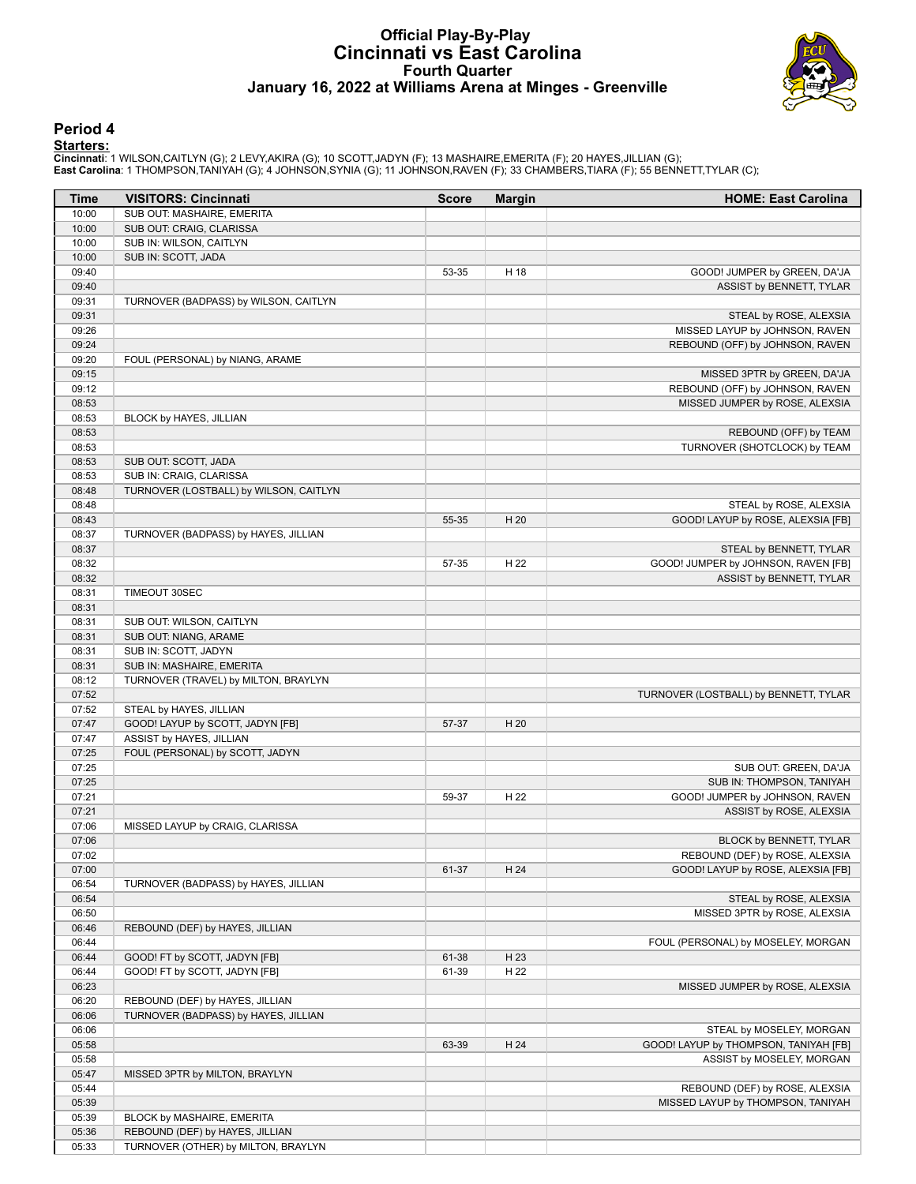# Official Play-By-Play
# Cincinnati vs East Carolina
## Fourth Quarter
### January 16, 2022 at Williams Arena at Minges - Greenville

## Period 4

**Starters:**

**Cincinnati**: 1 WILSON,CAITLYN (G); 2 LEVY,AKIRA (G); 10 SCOTT,JADYN (F); 13 MASHAIRE,EMERITA (F); 20 HAYES,JILLIAN (G);
**East Carolina**: 1 THOMPSON,TANIYAH (G); 4 JOHNSON,SYNIA (G); 11 JOHNSON,RAVEN (F); 33 CHAMBERS,TIARA (F); 55 BENNETT,TYLAR (C);

| Time | VISITORS: Cincinnati | Score | Margin | HOME: East Carolina |
|---|---|---|---|---|
| 10:00 | SUB OUT: MASHAIRE, EMERITA | | | |
| 10:00 | SUB OUT: CRAIG, CLARISSA | | | |
| 10:00 | SUB IN: WILSON, CAITLYN | | | |
| 10:00 | SUB IN: SCOTT, JADA | | | |
| 09:40 | | 53-35 | H 18 | GOOD! JUMPER by GREEN, DA'JA |
| 09:40 | | | | ASSIST by BENNETT, TYLAR |
| 09:31 | TURNOVER (BADPASS) by WILSON, CAITLYN | | | |
| 09:31 | | | | STEAL by ROSE, ALEXSIA |
| 09:26 | | | | MISSED LAYUP by JOHNSON, RAVEN |
| 09:24 | | | | REBOUND (OFF) by JOHNSON, RAVEN |
| 09:20 | FOUL (PERSONAL) by NIANG, ARAME | | | |
| 09:15 | | | | MISSED 3PTR by GREEN, DA'JA |
| 09:12 | | | | REBOUND (OFF) by JOHNSON, RAVEN |
| 08:53 | | | | MISSED JUMPER by ROSE, ALEXSIA |
| 08:53 | BLOCK by HAYES, JILLIAN | | | |
| 08:53 | | | | REBOUND (OFF) by TEAM |
| 08:53 | | | | TURNOVER (SHOTCLOCK) by TEAM |
| 08:53 | SUB OUT: SCOTT, JADA | | | |
| 08:53 | SUB IN: CRAIG, CLARISSA | | | |
| 08:48 | TURNOVER (LOSTBALL) by WILSON, CAITLYN | | | |
| 08:48 | | | | STEAL by ROSE, ALEXSIA |
| 08:43 | | 55-35 | H 20 | GOOD! LAYUP by ROSE, ALEXSIA [FB] |
| 08:37 | TURNOVER (BADPASS) by HAYES, JILLIAN | | | |
| 08:37 | | | | STEAL by BENNETT, TYLAR |
| 08:32 | | 57-35 | H 22 | GOOD! JUMPER by JOHNSON, RAVEN [FB] |
| 08:32 | | | | ASSIST by BENNETT, TYLAR |
| 08:31 | TIMEOUT 30SEC | | | |
| 08:31 | | | | |
| 08:31 | SUB OUT: WILSON, CAITLYN | | | |
| 08:31 | SUB OUT: NIANG, ARAME | | | |
| 08:31 | SUB IN: SCOTT, JADYN | | | |
| 08:31 | SUB IN: MASHAIRE, EMERITA | | | |
| 08:12 | TURNOVER (TRAVEL) by MILTON, BRAYLYN | | | |
| 07:52 | | | | TURNOVER (LOSTBALL) by BENNETT, TYLAR |
| 07:52 | STEAL by HAYES, JILLIAN | | | |
| 07:47 | GOOD! LAYUP by SCOTT, JADYN [FB] | 57-37 | H 20 | |
| 07:47 | ASSIST by HAYES, JILLIAN | | | |
| 07:25 | FOUL (PERSONAL) by SCOTT, JADYN | | | |
| 07:25 | | | | SUB OUT: GREEN, DA'JA |
| 07:25 | | | | SUB IN: THOMPSON, TANIYAH |
| 07:21 | | 59-37 | H 22 | GOOD! JUMPER by JOHNSON, RAVEN |
| 07:21 | | | | ASSIST by ROSE, ALEXSIA |
| 07:06 | MISSED LAYUP by CRAIG, CLARISSA | | | |
| 07:06 | | | | BLOCK by BENNETT, TYLAR |
| 07:02 | | | | REBOUND (DEF) by ROSE, ALEXSIA |
| 07:00 | | 61-37 | H 24 | GOOD! LAYUP by ROSE, ALEXSIA [FB] |
| 06:54 | TURNOVER (BADPASS) by HAYES, JILLIAN | | | |
| 06:54 | | | | STEAL by ROSE, ALEXSIA |
| 06:50 | | | | MISSED 3PTR by ROSE, ALEXSIA |
| 06:46 | REBOUND (DEF) by HAYES, JILLIAN | | | |
| 06:44 | | | | FOUL (PERSONAL) by MOSELEY, MORGAN |
| 06:44 | GOOD! FT by SCOTT, JADYN [FB] | 61-38 | H 23 | |
| 06:44 | GOOD! FT by SCOTT, JADYN [FB] | 61-39 | H 22 | |
| 06:23 | | | | MISSED JUMPER by ROSE, ALEXSIA |
| 06:20 | REBOUND (DEF) by HAYES, JILLIAN | | | |
| 06:06 | TURNOVER (BADPASS) by HAYES, JILLIAN | | | |
| 06:06 | | | | STEAL by MOSELEY, MORGAN |
| 05:58 | | 63-39 | H 24 | GOOD! LAYUP by THOMPSON, TANIYAH [FB] |
| 05:58 | | | | ASSIST by MOSELEY, MORGAN |
| 05:47 | MISSED 3PTR by MILTON, BRAYLYN | | | |
| 05:44 | | | | REBOUND (DEF) by ROSE, ALEXSIA |
| 05:39 | | | | MISSED LAYUP by THOMPSON, TANIYAH |
| 05:39 | BLOCK by MASHAIRE, EMERITA | | | |
| 05:36 | REBOUND (DEF) by HAYES, JILLIAN | | | |
| 05:33 | TURNOVER (OTHER) by MILTON, BRAYLYN | | | |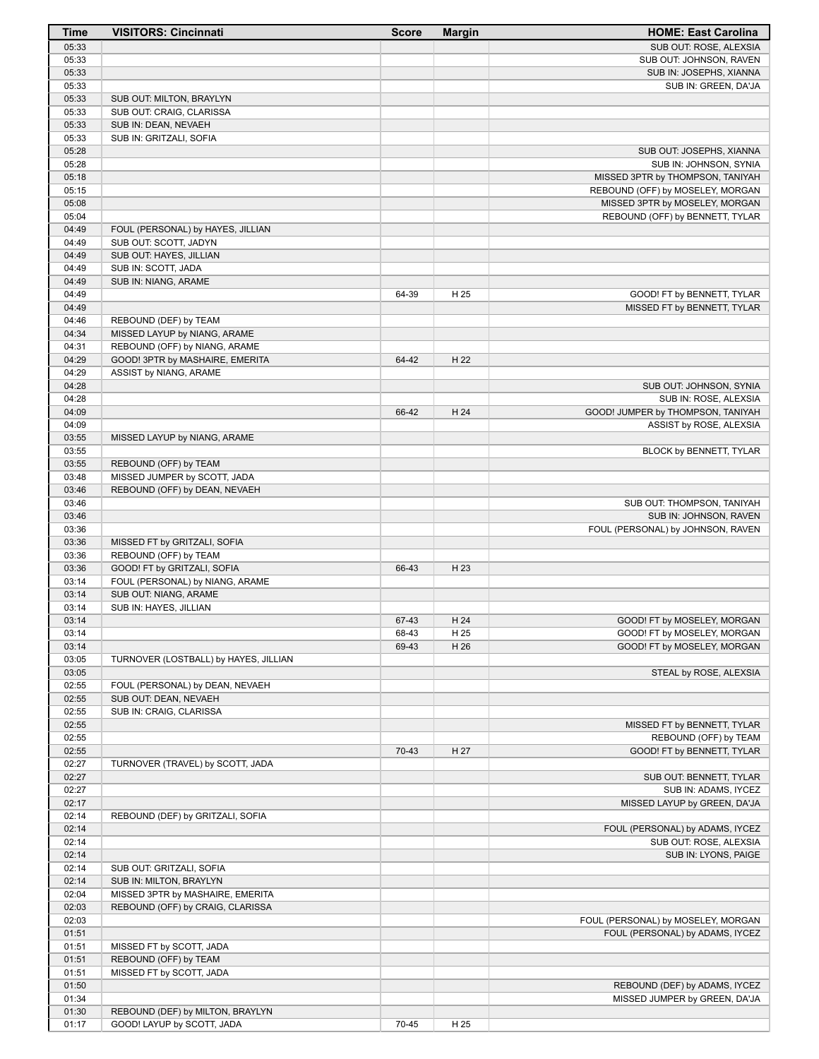| Time | VISITORS: Cincinnati | Score | Margin | HOME: East Carolina |
|---|---|---|---|---|
| 05:33 | | | | SUB OUT: ROSE, ALEXSIA |
| 05:33 | | | | SUB OUT: JOHNSON, RAVEN |
| 05:33 | | | | SUB IN: JOSEPHS, XIANNA |
| 05:33 | | | | SUB IN: GREEN, DA'JA |
| 05:33 | SUB OUT: MILTON, BRAYLYN | | | |
| 05:33 | SUB OUT: CRAIG, CLARISSA | | | |
| 05:33 | SUB IN: DEAN, NEVAEH | | | |
| 05:33 | SUB IN: GRITZALI, SOFIA | | | |
| 05:28 | | | | SUB OUT: JOSEPHS, XIANNA |
| 05:28 | | | | SUB IN: JOHNSON, SYNIA |
| 05:18 | | | | MISSED 3PTR by THOMPSON, TANIYAH |
| 05:15 | | | | REBOUND (OFF) by MOSELEY, MORGAN |
| 05:08 | | | | MISSED 3PTR by MOSELEY, MORGAN |
| 05:04 | | | | REBOUND (OFF) by BENNETT, TYLAR |
| 04:49 | FOUL (PERSONAL) by HAYES, JILLIAN | | | |
| 04:49 | SUB OUT: SCOTT, JADYN | | | |
| 04:49 | SUB OUT: HAYES, JILLIAN | | | |
| 04:49 | SUB IN: SCOTT, JADA | | | |
| 04:49 | SUB IN: NIANG, ARAME | | | |
| 04:49 | | 64-39 | H 25 | GOOD! FT by BENNETT, TYLAR |
| 04:49 | | | | MISSED FT by BENNETT, TYLAR |
| 04:46 | REBOUND (DEF) by TEAM | | | |
| 04:34 | MISSED LAYUP by NIANG, ARAME | | | |
| 04:31 | REBOUND (OFF) by NIANG, ARAME | | | |
| 04:29 | GOOD! 3PTR by MASHAIRE, EMERITA | 64-42 | H 22 | |
| 04:29 | ASSIST by NIANG, ARAME | | | |
| 04:28 | | | | SUB OUT: JOHNSON, SYNIA |
| 04:28 | | | | SUB IN: ROSE, ALEXSIA |
| 04:09 | | 66-42 | H 24 | GOOD! JUMPER by THOMPSON, TANIYAH |
| 04:09 | | | | ASSIST by ROSE, ALEXSIA |
| 03:55 | MISSED LAYUP by NIANG, ARAME | | | |
| 03:55 | | | | BLOCK by BENNETT, TYLAR |
| 03:55 | REBOUND (OFF) by TEAM | | | |
| 03:48 | MISSED JUMPER by SCOTT, JADA | | | |
| 03:46 | REBOUND (OFF) by DEAN, NEVAEH | | | |
| 03:46 | | | | SUB OUT: THOMPSON, TANIYAH |
| 03:46 | | | | SUB IN: JOHNSON, RAVEN |
| 03:36 | | | | FOUL (PERSONAL) by JOHNSON, RAVEN |
| 03:36 | MISSED FT by GRITZALI, SOFIA | | | |
| 03:36 | REBOUND (OFF) by TEAM | | | |
| 03:36 | GOOD! FT by GRITZALI, SOFIA | 66-43 | H 23 | |
| 03:14 | FOUL (PERSONAL) by NIANG, ARAME | | | |
| 03:14 | SUB OUT: NIANG, ARAME | | | |
| 03:14 | SUB IN: HAYES, JILLIAN | | | |
| 03:14 | | 67-43 | H 24 | GOOD! FT by MOSELEY, MORGAN |
| 03:14 | | 68-43 | H 25 | GOOD! FT by MOSELEY, MORGAN |
| 03:14 | | 69-43 | H 26 | GOOD! FT by MOSELEY, MORGAN |
| 03:05 | TURNOVER (LOSTBALL) by HAYES, JILLIAN | | | |
| 03:05 | | | | STEAL by ROSE, ALEXSIA |
| 02:55 | FOUL (PERSONAL) by DEAN, NEVAEH | | | |
| 02:55 | SUB OUT: DEAN, NEVAEH | | | |
| 02:55 | SUB IN: CRAIG, CLARISSA | | | |
| 02:55 | | | | MISSED FT by BENNETT, TYLAR |
| 02:55 | | | | REBOUND (OFF) by TEAM |
| 02:55 | | 70-43 | H 27 | GOOD! FT by BENNETT, TYLAR |
| 02:27 | TURNOVER (TRAVEL) by SCOTT, JADA | | | |
| 02:27 | | | | SUB OUT: BENNETT, TYLAR |
| 02:27 | | | | SUB IN: ADAMS, IYCEZ |
| 02:17 | | | | MISSED LAYUP by GREEN, DA'JA |
| 02:14 | REBOUND (DEF) by GRITZALI, SOFIA | | | |
| 02:14 | | | | FOUL (PERSONAL) by ADAMS, IYCEZ |
| 02:14 | | | | SUB OUT: ROSE, ALEXSIA |
| 02:14 | | | | SUB IN: LYONS, PAIGE |
| 02:14 | SUB OUT: GRITZALI, SOFIA | | | |
| 02:14 | SUB IN: MILTON, BRAYLYN | | | |
| 02:04 | MISSED 3PTR by MASHAIRE, EMERITA | | | |
| 02:03 | REBOUND (OFF) by CRAIG, CLARISSA | | | |
| 02:03 | | | | FOUL (PERSONAL) by MOSELEY, MORGAN |
| 01:51 | | | | FOUL (PERSONAL) by ADAMS, IYCEZ |
| 01:51 | MISSED FT by SCOTT, JADA | | | |
| 01:51 | REBOUND (OFF) by TEAM | | | |
| 01:51 | MISSED FT by SCOTT, JADA | | | |
| 01:50 | | | | REBOUND (DEF) by ADAMS, IYCEZ |
| 01:34 | | | | MISSED JUMPER by GREEN, DA'JA |
| 01:30 | REBOUND (DEF) by MILTON, BRAYLYN | | | |
| 01:17 | GOOD! LAYUP by SCOTT, JADA | 70-45 | H 25 | |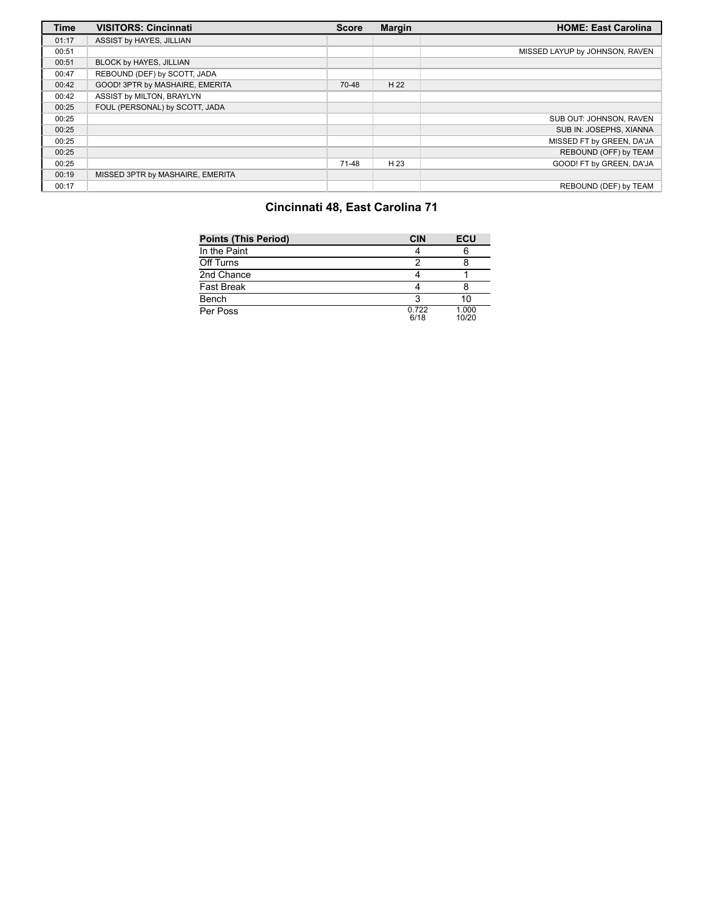| Time | VISITORS: Cincinnati | Score | Margin | HOME: East Carolina |
| --- | --- | --- | --- | --- |
| 01:17 | ASSIST by HAYES, JILLIAN | | | |
| 00:51 | | | | MISSED LAYUP by JOHNSON, RAVEN |
| 00:51 | BLOCK by HAYES, JILLIAN | | | |
| 00:47 | REBOUND (DEF) by SCOTT, JADA | | | |
| 00:42 | GOOD! 3PTR by MASHAIRE, EMERITA | 70-48 | H 22 | |
| 00:42 | ASSIST by MILTON, BRAYLYN | | | |
| 00:25 | FOUL (PERSONAL) by SCOTT, JADA | | | |
| 00:25 | | | | SUB OUT: JOHNSON, RAVEN |
| 00:25 | | | | SUB IN: JOSEPHS, XIANNA |
| 00:25 | | | | MISSED FT by GREEN, DA'JA |
| 00:25 | | | | REBOUND (OFF) by TEAM |
| 00:25 | | 71-48 | H 23 | GOOD! FT by GREEN, DA'JA |
| 00:19 | MISSED 3PTR by MASHAIRE, EMERITA | | | |
| 00:17 | | | | REBOUND (DEF) by TEAM |

## Cincinnati 48, East Carolina 71

| Points (This Period) | CIN | ECU |
| --- | --- | --- |
| In the Paint | 4 | 6 |
| Off Turns | 2 | 8 |
| 2nd Chance | 4 | 1 |
| Fast Break | 4 | 8 |
| Bench | 3 | 10 |
| Per Poss | 0.722 6/18 | 1.000 10/20 |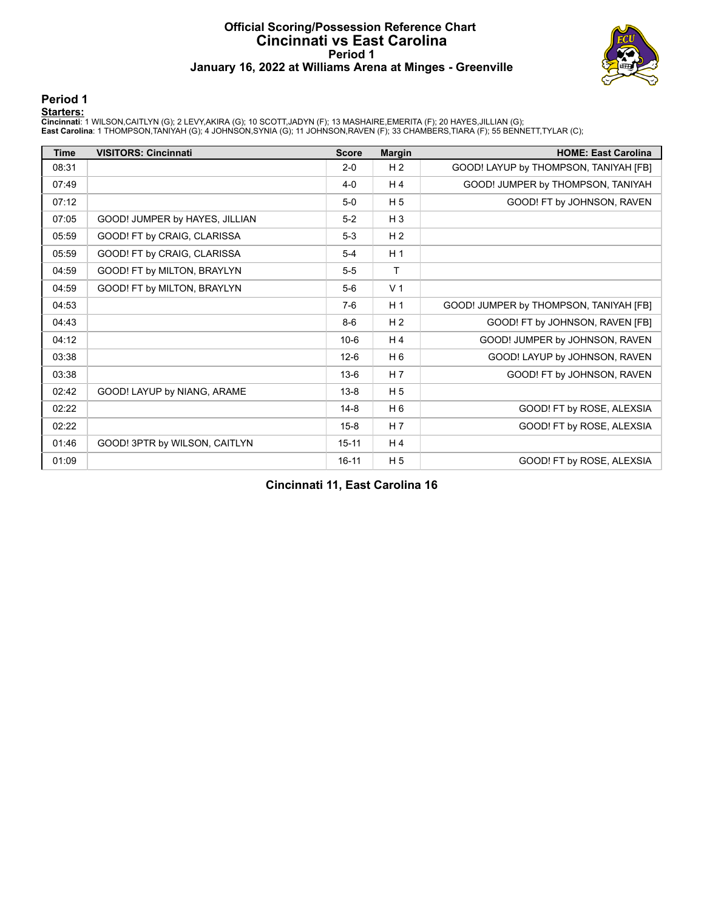# Official Scoring/Possession Reference Chart
# Cincinnati vs East Carolina
## Period 1
### January 16, 2022 at Williams Arena at Minges - Greenville

## Period 1

**Starters:**

**Cincinnati**: 1 WILSON,CAITLYN (G); 2 LEVY,AKIRA (G); 10 SCOTT,JADYN (F); 13 MASHAIRE,EMERITA (F); 20 HAYES,JILLIAN (G);
**East Carolina**: 1 THOMPSON,TANIYAH (G); 4 JOHNSON,SYNIA (G); 11 JOHNSON,RAVEN (F); 33 CHAMBERS,TIARA (F); 55 BENNETT,TYLAR (C);

| Time | VISITORS: Cincinnati | Score | Margin | HOME: East Carolina |
|---|---|---|---|---|
| 08:31 | | 2-0 | H 2 | GOOD! LAYUP by THOMPSON, TANIYAH [FB] |
| 07:49 | | 4-0 | H 4 | GOOD! JUMPER by THOMPSON, TANIYAH |
| 07:12 | | 5-0 | H 5 | GOOD! FT by JOHNSON, RAVEN |
| 07:05 | GOOD! JUMPER by HAYES, JILLIAN | 5-2 | H 3 | |
| 05:59 | GOOD! FT by CRAIG, CLARISSA | 5-3 | H 2 | |
| 05:59 | GOOD! FT by CRAIG, CLARISSA | 5-4 | H 1 | |
| 04:59 | GOOD! FT by MILTON, BRAYLYN | 5-5 | T | |
| 04:59 | GOOD! FT by MILTON, BRAYLYN | 5-6 | V 1 | |
| 04:53 | | 7-6 | H 1 | GOOD! JUMPER by THOMPSON, TANIYAH [FB] |
| 04:43 | | 8-6 | H 2 | GOOD! FT by JOHNSON, RAVEN [FB] |
| 04:12 | | 10-6 | H 4 | GOOD! JUMPER by JOHNSON, RAVEN |
| 03:38 | | 12-6 | H 6 | GOOD! LAYUP by JOHNSON, RAVEN |
| 03:38 | | 13-6 | H 7 | GOOD! FT by JOHNSON, RAVEN |
| 02:42 | GOOD! LAYUP by NIANG, ARAME | 13-8 | H 5 | |
| 02:22 | | 14-8 | H 6 | GOOD! FT by ROSE, ALEXSIA |
| 02:22 | | 15-8 | H 7 | GOOD! FT by ROSE, ALEXSIA |
| 01:46 | GOOD! 3PTR by WILSON, CAITLYN | 15-11 | H 4 | |
| 01:09 | | 16-11 | H 5 | GOOD! FT by ROSE, ALEXSIA |

**Cincinnati 11, East Carolina 16**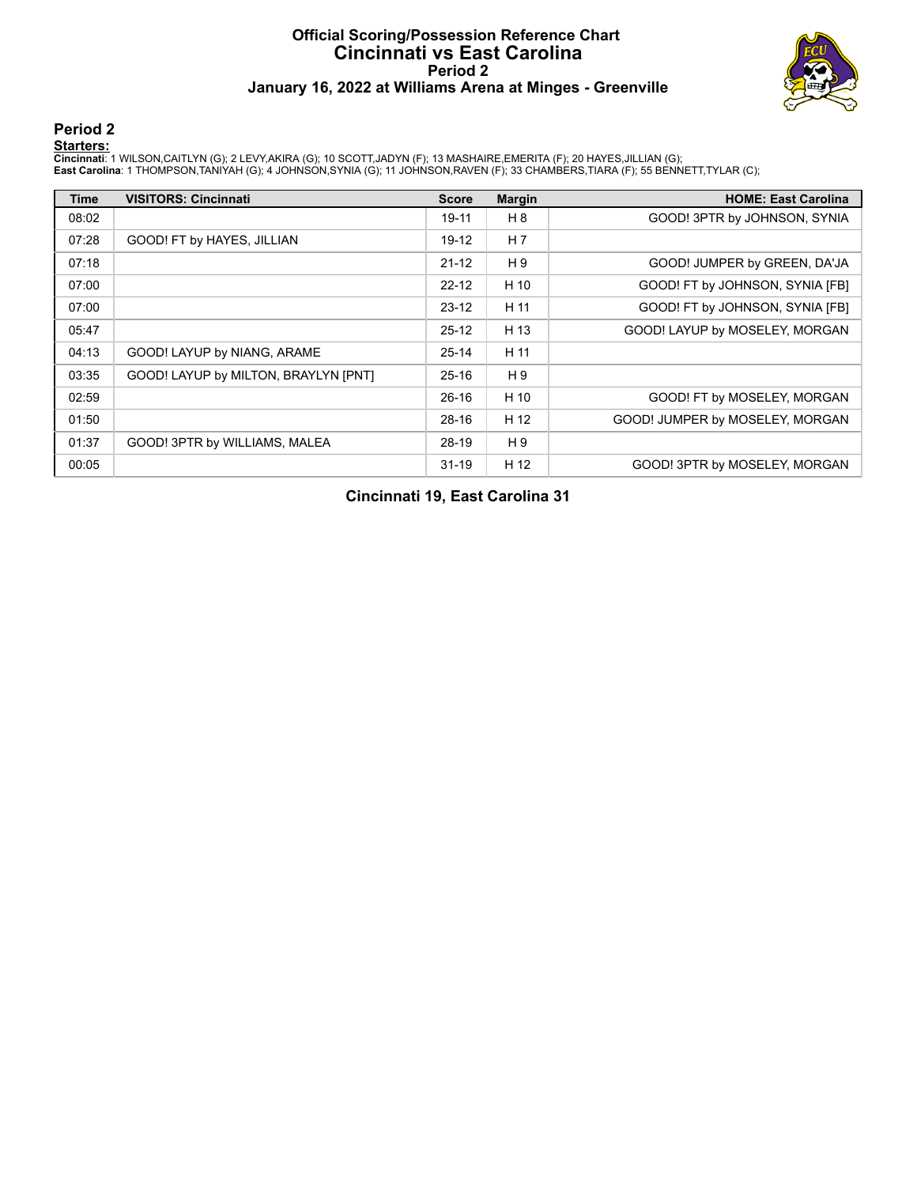# Official Scoring/Possession Reference Chart
# Cincinnati vs East Carolina
### Period 2
### January 16, 2022 at Williams Arena at Minges - Greenville

## Period 2

**Starters:**

**Cincinnati**: 1 WILSON,CAITLYN (G); 2 LEVY,AKIRA (G); 10 SCOTT,JADYN (F); 13 MASHAIRE,EMERITA (F); 20 HAYES,JILLIAN (G);
**East Carolina**: 1 THOMPSON,TANIYAH (G); 4 JOHNSON,SYNIA (G); 11 JOHNSON,RAVEN (F); 33 CHAMBERS,TIARA (F); 55 BENNETT,TYLAR (C);

| Time | VISITORS: Cincinnati | Score | Margin | HOME: East Carolina |
|---|---|---|---|---|
| 08:02 | | 19-11 | H 8 | GOOD! 3PTR by JOHNSON, SYNIA |
| 07:28 | GOOD! FT by HAYES, JILLIAN | 19-12 | H 7 | |
| 07:18 | | 21-12 | H 9 | GOOD! JUMPER by GREEN, DA'JA |
| 07:00 | | 22-12 | H 10 | GOOD! FT by JOHNSON, SYNIA [FB] |
| 07:00 | | 23-12 | H 11 | GOOD! FT by JOHNSON, SYNIA [FB] |
| 05:47 | | 25-12 | H 13 | GOOD! LAYUP by MOSELEY, MORGAN |
| 04:13 | GOOD! LAYUP by NIANG, ARAME | 25-14 | H 11 | |
| 03:35 | GOOD! LAYUP by MILTON, BRAYLYN [PNT] | 25-16 | H 9 | |
| 02:59 | | 26-16 | H 10 | GOOD! FT by MOSELEY, MORGAN |
| 01:50 | | 28-16 | H 12 | GOOD! JUMPER by MOSELEY, MORGAN |
| 01:37 | GOOD! 3PTR by WILLIAMS, MALEA | 28-19 | H 9 | |
| 00:05 | | 31-19 | H 12 | GOOD! 3PTR by MOSELEY, MORGAN |

**Cincinnati 19, East Carolina 31**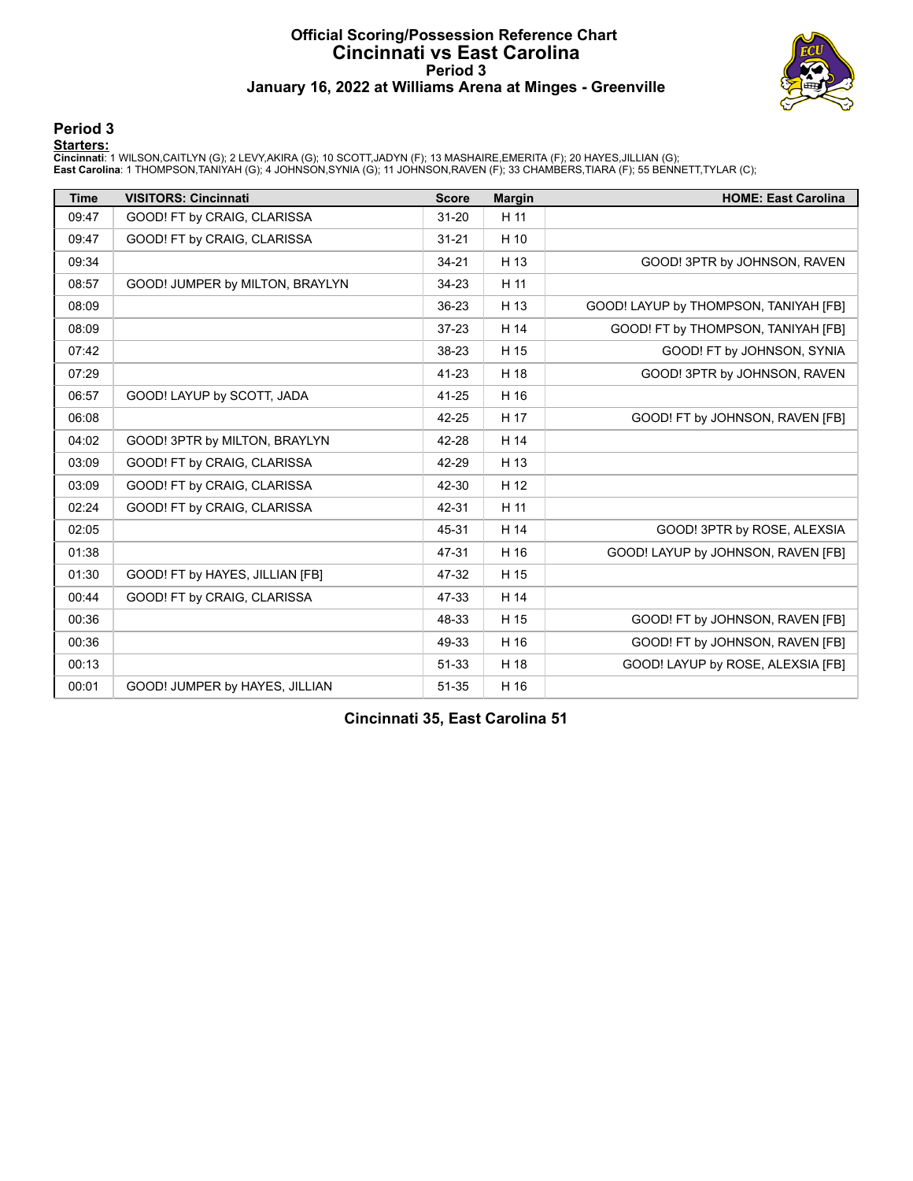# Official Scoring/Possession Reference Chart
# Cincinnati vs East Carolina
## Period 3
## January 16, 2022 at Williams Arena at Minges - Greenville

## Period 3

**Starters:**

**Cincinnati**: 1 WILSON,CAITLYN (G); 2 LEVY,AKIRA (G); 10 SCOTT,JADYN (F); 13 MASHAIRE,EMERITA (F); 20 HAYES,JILLIAN (G);
**East Carolina**: 1 THOMPSON,TANIYAH (G); 4 JOHNSON,SYNIA (G); 11 JOHNSON,RAVEN (F); 33 CHAMBERS,TIARA (F); 55 BENNETT,TYLAR (C);

| Time | VISITORS: Cincinnati | Score | Margin | HOME: East Carolina |
|---|---|---|---|---|
| 09:47 | GOOD! FT by CRAIG, CLARISSA | 31-20 | H 11 | |
| 09:47 | GOOD! FT by CRAIG, CLARISSA | 31-21 | H 10 | |
| 09:34 | | 34-21 | H 13 | GOOD! 3PTR by JOHNSON, RAVEN |
| 08:57 | GOOD! JUMPER by MILTON, BRAYLYN | 34-23 | H 11 | |
| 08:09 | | 36-23 | H 13 | GOOD! LAYUP by THOMPSON, TANIYAH [FB] |
| 08:09 | | 37-23 | H 14 | GOOD! FT by THOMPSON, TANIYAH [FB] |
| 07:42 | | 38-23 | H 15 | GOOD! FT by JOHNSON, SYNIA |
| 07:29 | | 41-23 | H 18 | GOOD! 3PTR by JOHNSON, RAVEN |
| 06:57 | GOOD! LAYUP by SCOTT, JADA | 41-25 | H 16 | |
| 06:08 | | 42-25 | H 17 | GOOD! FT by JOHNSON, RAVEN [FB] |
| 04:02 | GOOD! 3PTR by MILTON, BRAYLYN | 42-28 | H 14 | |
| 03:09 | GOOD! FT by CRAIG, CLARISSA | 42-29 | H 13 | |
| 03:09 | GOOD! FT by CRAIG, CLARISSA | 42-30 | H 12 | |
| 02:24 | GOOD! FT by CRAIG, CLARISSA | 42-31 | H 11 | |
| 02:05 | | 45-31 | H 14 | GOOD! 3PTR by ROSE, ALEXSIA |
| 01:38 | | 47-31 | H 16 | GOOD! LAYUP by JOHNSON, RAVEN [FB] |
| 01:30 | GOOD! FT by HAYES, JILLIAN [FB] | 47-32 | H 15 | |
| 00:44 | GOOD! FT by CRAIG, CLARISSA | 47-33 | H 14 | |
| 00:36 | | 48-33 | H 15 | GOOD! FT by JOHNSON, RAVEN [FB] |
| 00:36 | | 49-33 | H 16 | GOOD! FT by JOHNSON, RAVEN [FB] |
| 00:13 | | 51-33 | H 18 | GOOD! LAYUP by ROSE, ALEXSIA [FB] |
| 00:01 | GOOD! JUMPER by HAYES, JILLIAN | 51-35 | H 16 | |

**Cincinnati 35, East Carolina 51**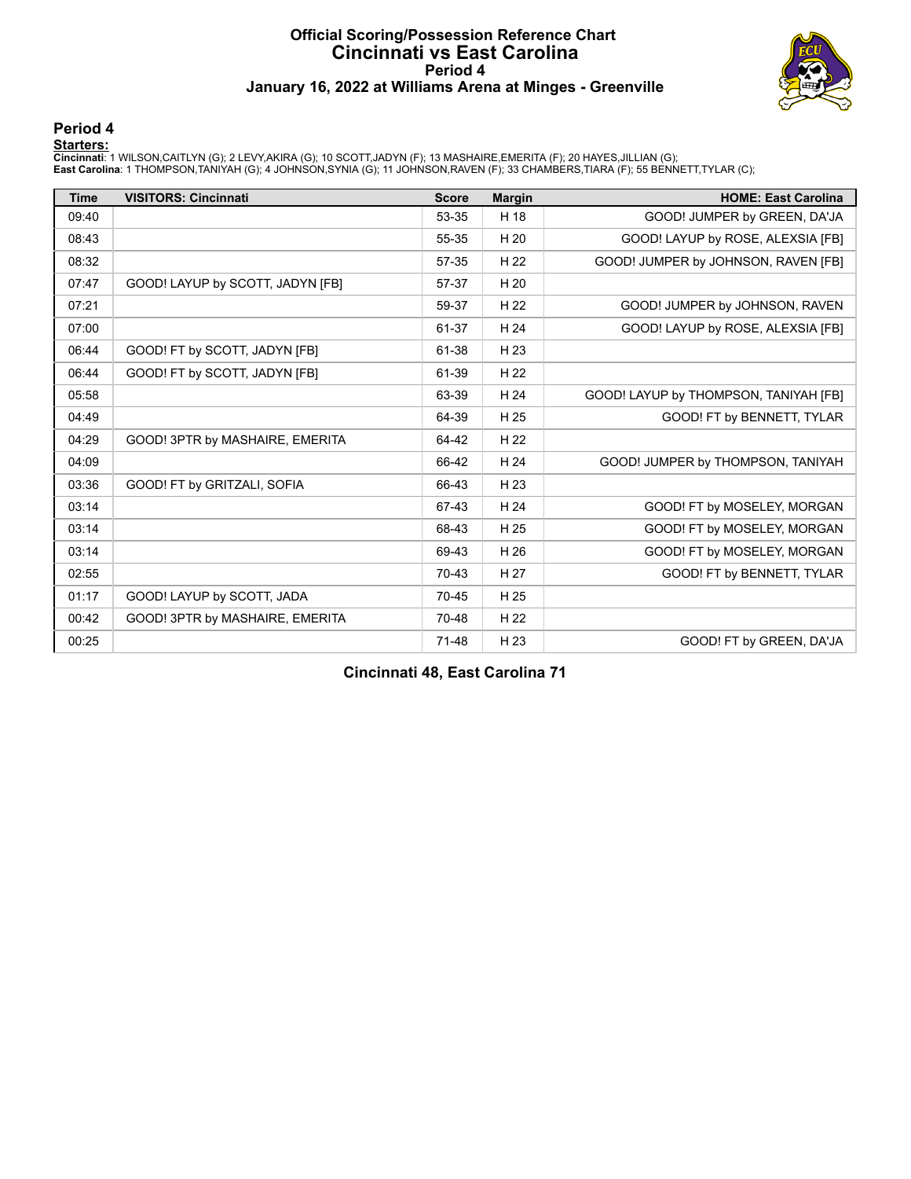# Official Scoring/Possession Reference Chart
# Cincinnati vs East Carolina
## Period 4
### January 16, 2022 at Williams Arena at Minges - Greenville

## Period 4

**Starters:**

**Cincinnati**: 1 WILSON,CAITLYN (G); 2 LEVY,AKIRA (G); 10 SCOTT,JADYN (F); 13 MASHAIRE,EMERITA (F); 20 HAYES,JILLIAN (G);
**East Carolina**: 1 THOMPSON,TANIYAH (G); 4 JOHNSON,SYNIA (G); 11 JOHNSON,RAVEN (F); 33 CHAMBERS,TIARA (F); 55 BENNETT,TYLAR (C);

| Time | VISITORS: Cincinnati | Score | Margin | HOME: East Carolina |
|---|---|---|---|---|
| 09:40 | | 53-35 | H 18 | GOOD! JUMPER by GREEN, DA'JA |
| 08:43 | | 55-35 | H 20 | GOOD! LAYUP by ROSE, ALEXSIA [FB] |
| 08:32 | | 57-35 | H 22 | GOOD! JUMPER by JOHNSON, RAVEN [FB] |
| 07:47 | GOOD! LAYUP by SCOTT, JADYN [FB] | 57-37 | H 20 | |
| 07:21 | | 59-37 | H 22 | GOOD! JUMPER by JOHNSON, RAVEN |
| 07:00 | | 61-37 | H 24 | GOOD! LAYUP by ROSE, ALEXSIA [FB] |
| 06:44 | GOOD! FT by SCOTT, JADYN [FB] | 61-38 | H 23 | |
| 06:44 | GOOD! FT by SCOTT, JADYN [FB] | 61-39 | H 22 | |
| 05:58 | | 63-39 | H 24 | GOOD! LAYUP by THOMPSON, TANIYAH [FB] |
| 04:49 | | 64-39 | H 25 | GOOD! FT by BENNETT, TYLAR |
| 04:29 | GOOD! 3PTR by MASHAIRE, EMERITA | 64-42 | H 22 | |
| 04:09 | | 66-42 | H 24 | GOOD! JUMPER by THOMPSON, TANIYAH |
| 03:36 | GOOD! FT by GRITZALI, SOFIA | 66-43 | H 23 | |
| 03:14 | | 67-43 | H 24 | GOOD! FT by MOSELEY, MORGAN |
| 03:14 | | 68-43 | H 25 | GOOD! FT by MOSELEY, MORGAN |
| 03:14 | | 69-43 | H 26 | GOOD! FT by MOSELEY, MORGAN |
| 02:55 | | 70-43 | H 27 | GOOD! FT by BENNETT, TYLAR |
| 01:17 | GOOD! LAYUP by SCOTT, JADA | 70-45 | H 25 | |
| 00:42 | GOOD! 3PTR by MASHAIRE, EMERITA | 70-48 | H 22 | |
| 00:25 | | 71-48 | H 23 | GOOD! FT by GREEN, DA'JA |

**Cincinnati 48, East Carolina 71**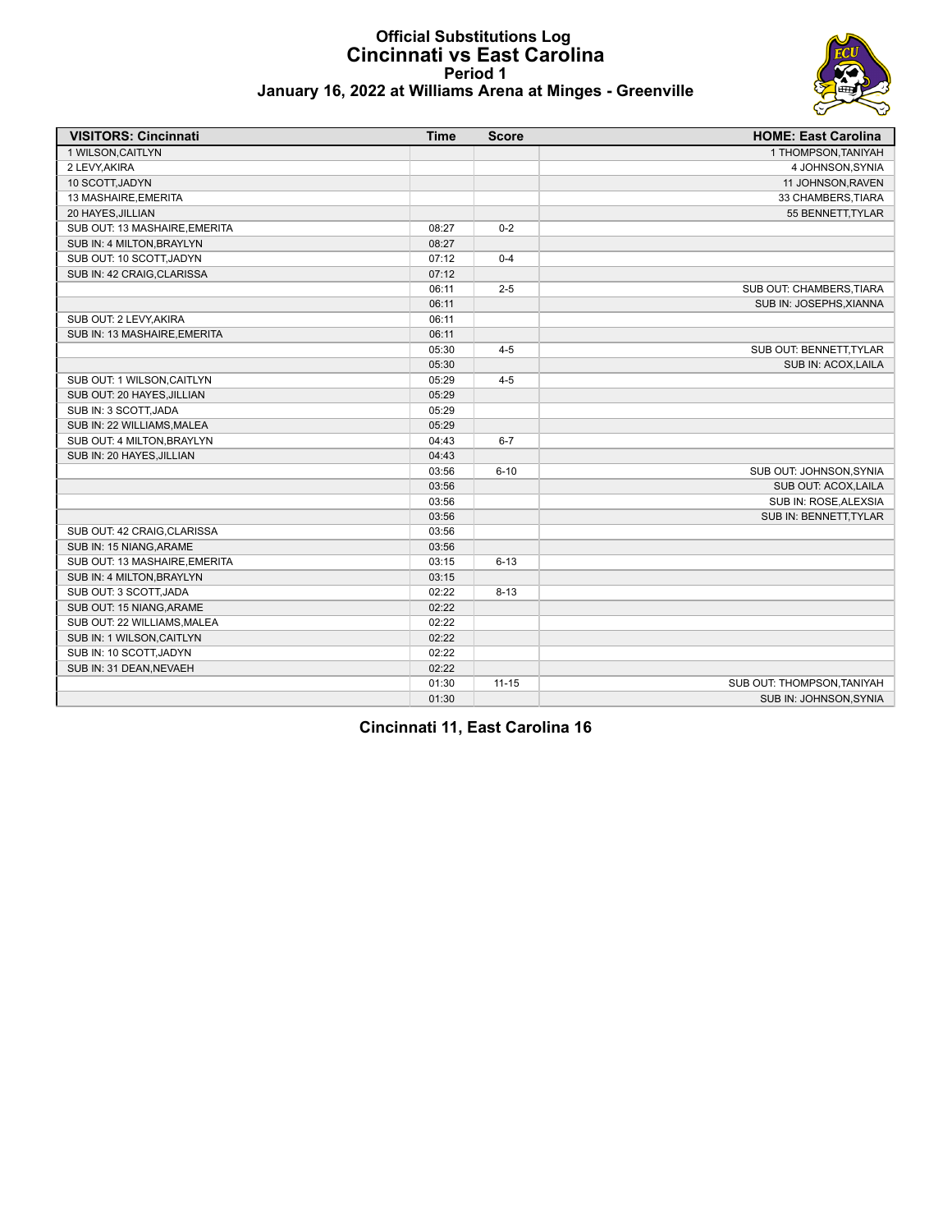# Official Substitutions Log
## Cincinnati vs East Carolina
### Period 1
### January 16, 2022 at Williams Arena at Minges - Greenville

| VISITORS: Cincinnati | Time | Score | HOME: East Carolina |
|---|---|---|---|
| 1 WILSON,CAITLYN | | | 1 THOMPSON,TANIYAH |
| 2 LEVY,AKIRA | | | 4 JOHNSON,SYNIA |
| 10 SCOTT,JADYN | | | 11 JOHNSON,RAVEN |
| 13 MASHAIRE,EMERITA | | | 33 CHAMBERS,TIARA |
| 20 HAYES,JILLIAN | | | 55 BENNETT,TYLAR |
| SUB OUT: 13 MASHAIRE,EMERITA | 08:27 | 0-2 | |
| SUB IN: 4 MILTON,BRAYLYN | 08:27 | | |
| SUB OUT: 10 SCOTT,JADYN | 07:12 | 0-4 | |
| SUB IN: 42 CRAIG,CLARISSA | 07:12 | | |
| | 06:11 | 2-5 | SUB OUT: CHAMBERS,TIARA |
| | 06:11 | | SUB IN: JOSEPHS,XIANNA |
| SUB OUT: 2 LEVY,AKIRA | 06:11 | | |
| SUB IN: 13 MASHAIRE,EMERITA | 06:11 | | |
| | 05:30 | 4-5 | SUB OUT: BENNETT,TYLAR |
| | 05:30 | | SUB IN: ACOX,LAILA |
| SUB OUT: 1 WILSON,CAITLYN | 05:29 | 4-5 | |
| SUB OUT: 20 HAYES,JILLIAN | 05:29 | | |
| SUB IN: 3 SCOTT,JADA | 05:29 | | |
| SUB IN: 22 WILLIAMS,MALEA | 05:29 | | |
| SUB OUT: 4 MILTON,BRAYLYN | 04:43 | 6-7 | |
| SUB IN: 20 HAYES,JILLIAN | 04:43 | | |
| | 03:56 | 6-10 | SUB OUT: JOHNSON,SYNIA |
| | 03:56 | | SUB OUT: ACOX,LAILA |
| | 03:56 | | SUB IN: ROSE,ALEXSIA |
| | 03:56 | | SUB IN: BENNETT,TYLAR |
| SUB OUT: 42 CRAIG,CLARISSA | 03:56 | | |
| SUB IN: 15 NIANG,ARAME | 03:56 | | |
| SUB OUT: 13 MASHAIRE,EMERITA | 03:15 | 6-13 | |
| SUB IN: 4 MILTON,BRAYLYN | 03:15 | | |
| SUB OUT: 3 SCOTT,JADA | 02:22 | 8-13 | |
| SUB OUT: 15 NIANG,ARAME | 02:22 | | |
| SUB OUT: 22 WILLIAMS,MALEA | 02:22 | | |
| SUB IN: 1 WILSON,CAITLYN | 02:22 | | |
| SUB IN: 10 SCOTT,JADYN | 02:22 | | |
| SUB IN: 31 DEAN,NEVAEH | 02:22 | | |
| | 01:30 | 11-15 | SUB OUT: THOMPSON,TANIYAH |
| | 01:30 | | SUB IN: JOHNSON,SYNIA |

**Cincinnati 11, East Carolina 16**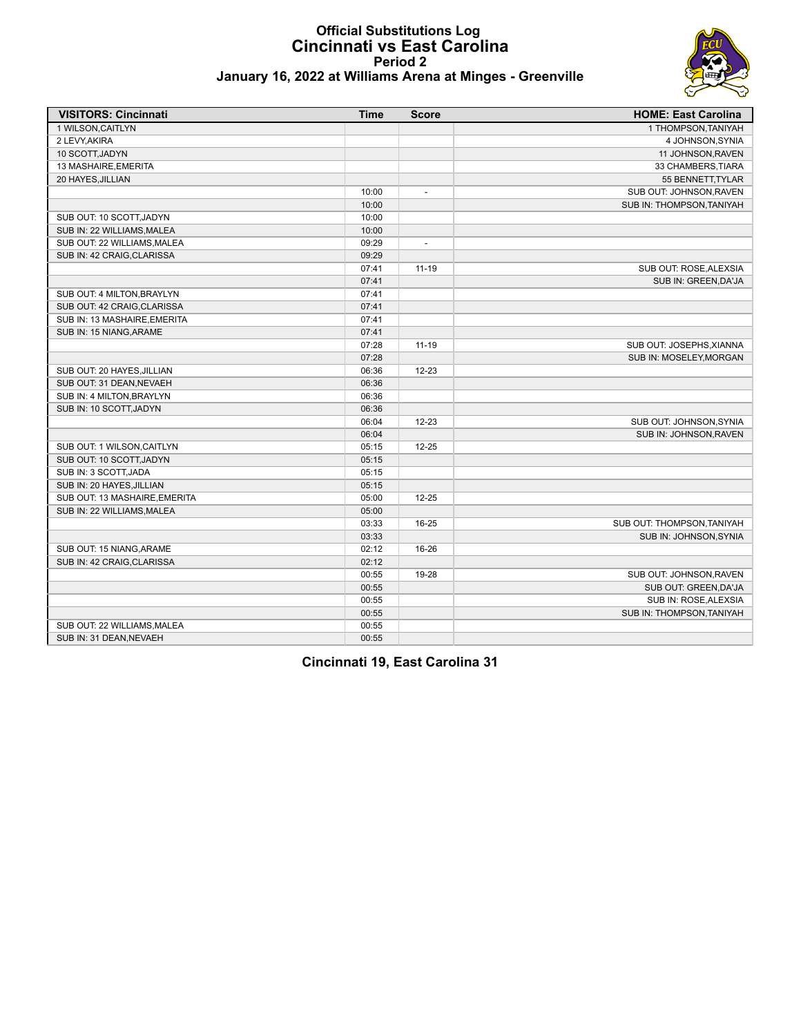# Official Substitutions Log
## Cincinnati vs East Carolina
### Period 2
### January 16, 2022 at Williams Arena at Minges - Greenville

| VISITORS: Cincinnati | Time | Score | HOME: East Carolina |
|---|---|---|---|
| 1 WILSON,CAITLYN | | | 1 THOMPSON,TANIYAH |
| 2 LEVY,AKIRA | | | 4 JOHNSON,SYNIA |
| 10 SCOTT,JADYN | | | 11 JOHNSON,RAVEN |
| 13 MASHAIRE,EMERITA | | | 33 CHAMBERS,TIARA |
| 20 HAYES,JILLIAN | | | 55 BENNETT,TYLAR |
| | 10:00 | - | SUB OUT: JOHNSON,RAVEN |
| | 10:00 | | SUB IN: THOMPSON,TANIYAH |
| SUB OUT: 10 SCOTT,JADYN | 10:00 | | |
| SUB IN: 22 WILLIAMS,MALEA | 10:00 | | |
| SUB OUT: 22 WILLIAMS,MALEA | 09:29 | - | |
| SUB IN: 42 CRAIG,CLARISSA | 09:29 | | |
| | 07:41 | 11-19 | SUB OUT: ROSE,ALEXSIA |
| | 07:41 | | SUB IN: GREEN,DA'JA |
| SUB OUT: 4 MILTON,BRAYLYN | 07:41 | | |
| SUB OUT: 42 CRAIG,CLARISSA | 07:41 | | |
| SUB IN: 13 MASHAIRE,EMERITA | 07:41 | | |
| SUB IN: 15 NIANG,ARAME | 07:41 | | |
| | 07:28 | 11-19 | SUB OUT: JOSEPHS,XIANNA |
| | 07:28 | | SUB IN: MOSELEY,MORGAN |
| SUB OUT: 20 HAYES,JILLIAN | 06:36 | 12-23 | |
| SUB OUT: 31 DEAN,NEVAEH | 06:36 | | |
| SUB IN: 4 MILTON,BRAYLYN | 06:36 | | |
| SUB IN: 10 SCOTT,JADYN | 06:36 | | |
| | 06:04 | 12-23 | SUB OUT: JOHNSON,SYNIA |
| | 06:04 | | SUB IN: JOHNSON,RAVEN |
| SUB OUT: 1 WILSON,CAITLYN | 05:15 | 12-25 | |
| SUB OUT: 10 SCOTT,JADYN | 05:15 | | |
| SUB IN: 3 SCOTT,JADA | 05:15 | | |
| SUB IN: 20 HAYES,JILLIAN | 05:15 | | |
| SUB OUT: 13 MASHAIRE,EMERITA | 05:00 | 12-25 | |
| SUB IN: 22 WILLIAMS,MALEA | 05:00 | | |
| | 03:33 | 16-25 | SUB OUT: THOMPSON,TANIYAH |
| | 03:33 | | SUB IN: JOHNSON,SYNIA |
| SUB OUT: 15 NIANG,ARAME | 02:12 | 16-26 | |
| SUB IN: 42 CRAIG,CLARISSA | 02:12 | | |
| | 00:55 | 19-28 | SUB OUT: JOHNSON,RAVEN |
| | 00:55 | | SUB OUT: GREEN,DA'JA |
| | 00:55 | | SUB IN: ROSE,ALEXSIA |
| | 00:55 | | SUB IN: THOMPSON,TANIYAH |
| SUB OUT: 22 WILLIAMS,MALEA | 00:55 | | |
| SUB IN: 31 DEAN,NEVAEH | 00:55 | | |

**Cincinnati 19, East Carolina 31**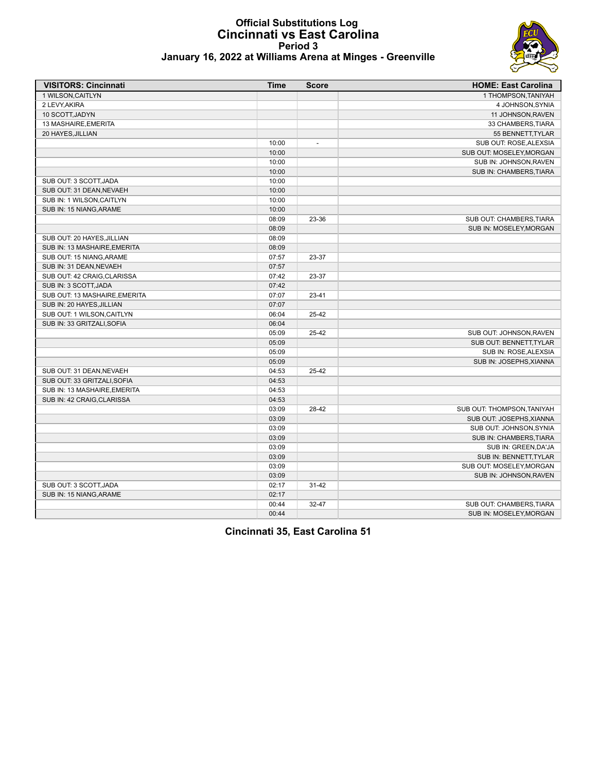# Official Substitutions Log
## Cincinnati vs East Carolina
### Period 3
### January 16, 2022 at Williams Arena at Minges - Greenville

| VISITORS: Cincinnati | Time | Score | HOME: East Carolina |
|---|---|---|---|
| 1 WILSON,CAITLYN | | | 1 THOMPSON,TANIYAH |
| 2 LEVY,AKIRA | | | 4 JOHNSON,SYNIA |
| 10 SCOTT,JADYN | | | 11 JOHNSON,RAVEN |
| 13 MASHAIRE,EMERITA | | | 33 CHAMBERS,TIARA |
| 20 HAYES,JILLIAN | | | 55 BENNETT,TYLAR |
| | 10:00 | - | SUB OUT: ROSE,ALEXSIA |
| | 10:00 | | SUB OUT: MOSELEY,MORGAN |
| | 10:00 | | SUB IN: JOHNSON,RAVEN |
| | 10:00 | | SUB IN: CHAMBERS,TIARA |
| SUB OUT: 3 SCOTT,JADA | 10:00 | | |
| SUB OUT: 31 DEAN,NEVAEH | 10:00 | | |
| SUB IN: 1 WILSON,CAITLYN | 10:00 | | |
| SUB IN: 15 NIANG,ARAME | 10:00 | | |
| | 08:09 | 23-36 | SUB OUT: CHAMBERS,TIARA |
| | 08:09 | | SUB IN: MOSELEY,MORGAN |
| SUB OUT: 20 HAYES,JILLIAN | 08:09 | | |
| SUB IN: 13 MASHAIRE,EMERITA | 08:09 | | |
| SUB OUT: 15 NIANG,ARAME | 07:57 | 23-37 | |
| SUB IN: 31 DEAN,NEVAEH | 07:57 | | |
| SUB OUT: 42 CRAIG,CLARISSA | 07:42 | 23-37 | |
| SUB IN: 3 SCOTT,JADA | 07:42 | | |
| SUB OUT: 13 MASHAIRE,EMERITA | 07:07 | 23-41 | |
| SUB IN: 20 HAYES,JILLIAN | 07:07 | | |
| SUB OUT: 1 WILSON,CAITLYN | 06:04 | 25-42 | |
| SUB IN: 33 GRITZALI,SOFIA | 06:04 | | |
| | 05:09 | 25-42 | SUB OUT: JOHNSON,RAVEN |
| | 05:09 | | SUB OUT: BENNETT,TYLAR |
| | 05:09 | | SUB IN: ROSE,ALEXSIA |
| | 05:09 | | SUB IN: JOSEPHS,XIANNA |
| SUB OUT: 31 DEAN,NEVAEH | 04:53 | 25-42 | |
| SUB OUT: 33 GRITZALI,SOFIA | 04:53 | | |
| SUB IN: 13 MASHAIRE,EMERITA | 04:53 | | |
| SUB IN: 42 CRAIG,CLARISSA | 04:53 | | |
| | 03:09 | 28-42 | SUB OUT: THOMPSON,TANIYAH |
| | 03:09 | | SUB OUT: JOSEPHS,XIANNA |
| | 03:09 | | SUB OUT: JOHNSON,SYNIA |
| | 03:09 | | SUB IN: CHAMBERS,TIARA |
| | 03:09 | | SUB IN: GREEN,DA'JA |
| | 03:09 | | SUB IN: BENNETT,TYLAR |
| | 03:09 | | SUB OUT: MOSELEY,MORGAN |
| | 03:09 | | SUB IN: JOHNSON,RAVEN |
| SUB OUT: 3 SCOTT,JADA | 02:17 | 31-42 | |
| SUB IN: 15 NIANG,ARAME | 02:17 | | |
| | 00:44 | 32-47 | SUB OUT: CHAMBERS,TIARA |
| | 00:44 | | SUB IN: MOSELEY,MORGAN |

**Cincinnati 35, East Carolina 51**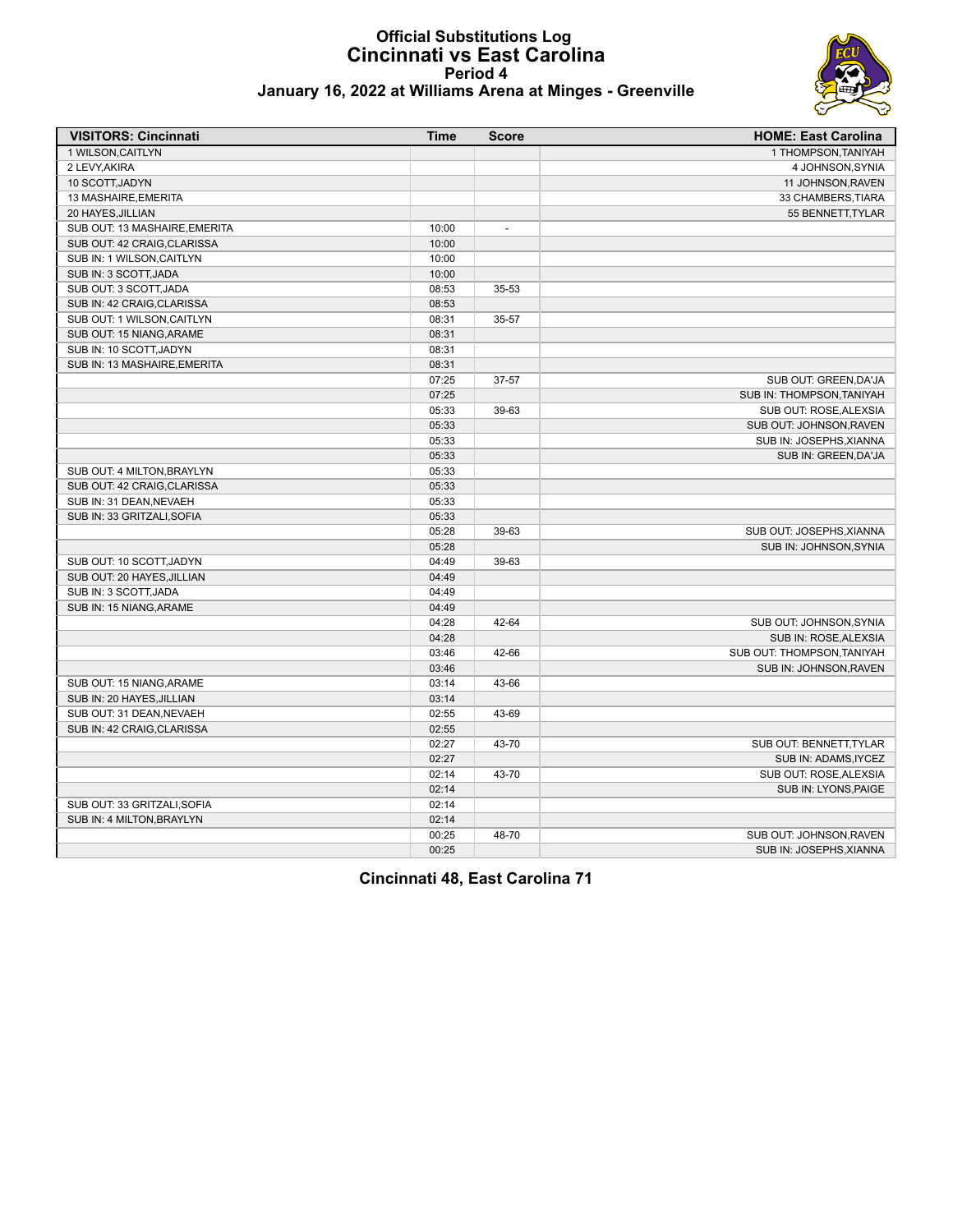# Official Substitutions Log
# Cincinnati vs East Carolina
## Period 4
### January 16, 2022 at Williams Arena at Minges - Greenville

| VISITORS: Cincinnati | Time | Score | HOME: East Carolina |
|---|---|---|---|
| 1 WILSON,CAITLYN | | | 1 THOMPSON,TANIYAH |
| 2 LEVY,AKIRA | | | 4 JOHNSON,SYNIA |
| 10 SCOTT,JADYN | | | 11 JOHNSON,RAVEN |
| 13 MASHAIRE,EMERITA | | | 33 CHAMBERS,TIARA |
| 20 HAYES,JILLIAN | | | 55 BENNETT,TYLAR |
| SUB OUT: 13 MASHAIRE,EMERITA | 10:00 | - | |
| SUB OUT: 42 CRAIG,CLARISSA | 10:00 | | |
| SUB IN: 1 WILSON,CAITLYN | 10:00 | | |
| SUB IN: 3 SCOTT,JADA | 10:00 | | |
| SUB OUT: 3 SCOTT,JADA | 08:53 | 35-53 | |
| SUB IN: 42 CRAIG,CLARISSA | 08:53 | | |
| SUB OUT: 1 WILSON,CAITLYN | 08:31 | 35-57 | |
| SUB OUT: 15 NIANG,ARAME | 08:31 | | |
| SUB IN: 10 SCOTT,JADYN | 08:31 | | |
| SUB IN: 13 MASHAIRE,EMERITA | 08:31 | | |
| | 07:25 | 37-57 | SUB OUT: GREEN,DA'JA |
| | 07:25 | | SUB IN: THOMPSON,TANIYAH |
| | 05:33 | 39-63 | SUB OUT: ROSE,ALEXSIA |
| | 05:33 | | SUB OUT: JOHNSON,RAVEN |
| | 05:33 | | SUB IN: JOSEPHS,XIANNA |
| | 05:33 | | SUB IN: GREEN,DA'JA |
| SUB OUT: 4 MILTON,BRAYLYN | 05:33 | | |
| SUB OUT: 42 CRAIG,CLARISSA | 05:33 | | |
| SUB IN: 31 DEAN,NEVAEH | 05:33 | | |
| SUB IN: 33 GRITZALI,SOFIA | 05:33 | | |
| | 05:28 | 39-63 | SUB OUT: JOSEPHS,XIANNA |
| | 05:28 | | SUB IN: JOHNSON,SYNIA |
| SUB OUT: 10 SCOTT,JADYN | 04:49 | 39-63 | |
| SUB OUT: 20 HAYES,JILLIAN | 04:49 | | |
| SUB IN: 3 SCOTT,JADA | 04:49 | | |
| SUB IN: 15 NIANG,ARAME | 04:49 | | |
| | 04:28 | 42-64 | SUB OUT: JOHNSON,SYNIA |
| | 04:28 | | SUB IN: ROSE,ALEXSIA |
| | 03:46 | 42-66 | SUB OUT: THOMPSON,TANIYAH |
| | 03:46 | | SUB IN: JOHNSON,RAVEN |
| SUB OUT: 15 NIANG,ARAME | 03:14 | 43-66 | |
| SUB IN: 20 HAYES,JILLIAN | 03:14 | | |
| SUB OUT: 31 DEAN,NEVAEH | 02:55 | 43-69 | |
| SUB IN: 42 CRAIG,CLARISSA | 02:55 | | |
| | 02:27 | 43-70 | SUB OUT: BENNETT,TYLAR |
| | 02:27 | | SUB IN: ADAMS,IYCEZ |
| | 02:14 | 43-70 | SUB OUT: ROSE,ALEXSIA |
| | 02:14 | | SUB IN: LYONS,PAIGE |
| SUB OUT: 33 GRITZALI,SOFIA | 02:14 | | |
| SUB IN: 4 MILTON,BRAYLYN | 02:14 | | |
| | 00:25 | 48-70 | SUB OUT: JOHNSON,RAVEN |
| | 00:25 | | SUB IN: JOSEPHS,XIANNA |

**Cincinnati 48, East Carolina 71**